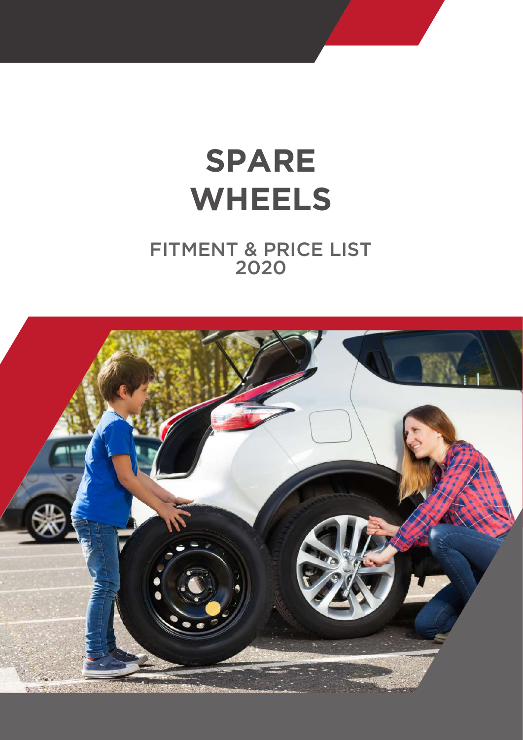# SPARE WHEELS

## FITMENT & PRICE LIST 2020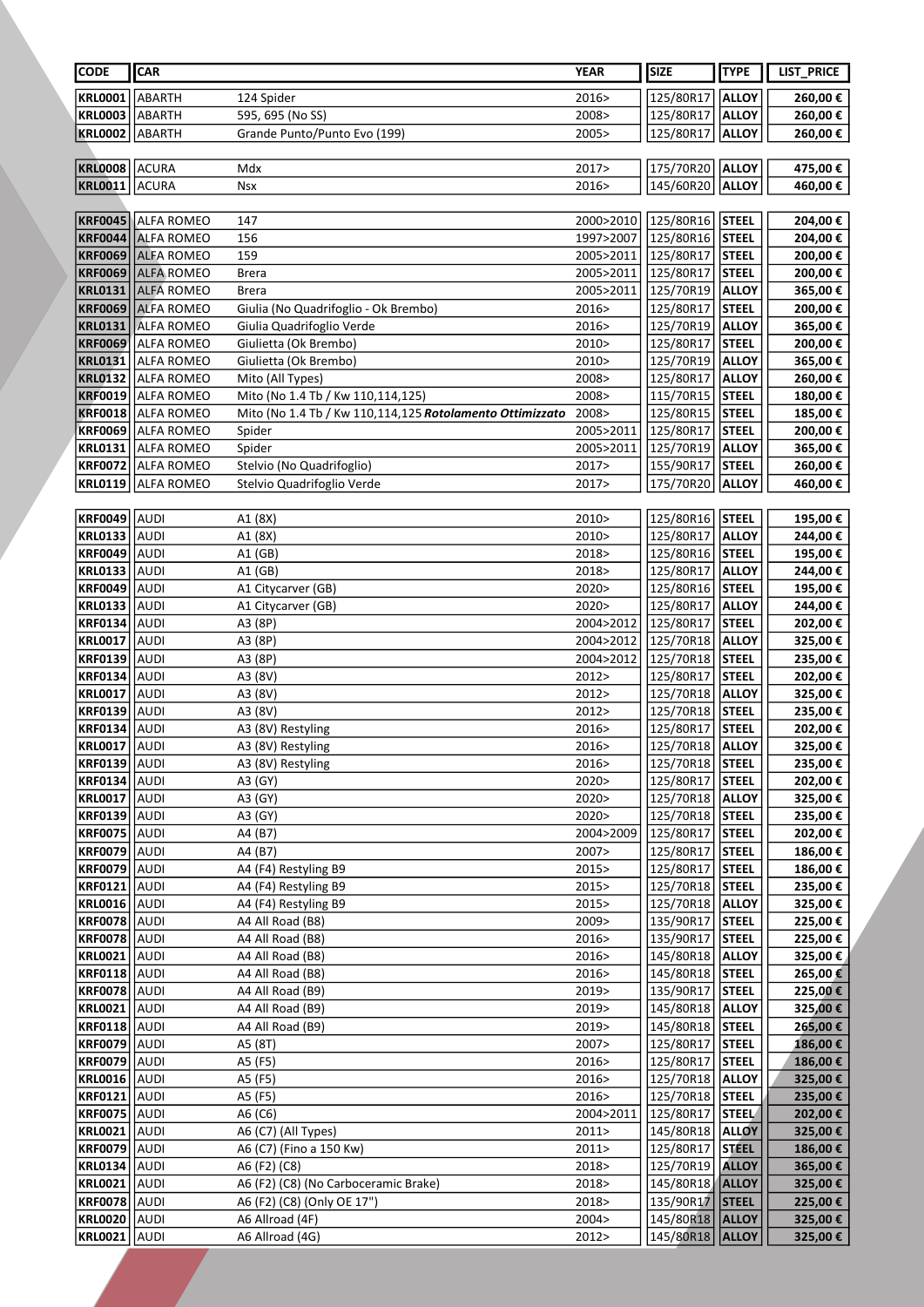| CODE | CAR | | YEAR | SIZE | TYPE | LIST_PRICE |
|---|---|---|---|---|---|---|
| **KRL0001** | ABARTH | 124 Spider | 2016> | 125/80R17 | **ALLOY** | **260,00 €** |
| **KRL0003** | ABARTH | 595, 695 (No SS) | 2008> | 125/80R17 | **ALLOY** | **260,00 €** |
| **KRL0002** | ABARTH | Grande Punto/Punto Evo (199) | 2005> | 125/80R17 | **ALLOY** | **260,00 €** |
| | | | | | | |
| **KRL0008** | ACURA | Mdx | 2017> | 175/70R20 | **ALLOY** | **475,00 €** |
| **KRL0011** | ACURA | Nsx | 2016> | 145/60R20 | **ALLOY** | **460,00 €** |
| | | | | | | |
| **KRF0045** | ALFA ROMEO | 147 | 2000>2010 | 125/80R16 | **STEEL** | **204,00 €** |
| **KRF0044** | ALFA ROMEO | 156 | 1997>2007 | 125/80R16 | **STEEL** | **204,00 €** |
| **KRF0069** | ALFA ROMEO | 159 | 2005>2011 | 125/80R17 | **STEEL** | **200,00 €** |
| **KRF0069** | ALFA ROMEO | Brera | 2005>2011 | 125/80R17 | **STEEL** | **200,00 €** |
| **KRL0131** | ALFA ROMEO | Brera | 2005>2011 | 125/70R19 | **ALLOY** | **365,00 €** |
| **KRF0069** | ALFA ROMEO | Giulia (No Quadrifoglio - Ok Brembo) | 2016> | 125/80R17 | **STEEL** | **200,00 €** |
| **KRL0131** | ALFA ROMEO | Giulia Quadrifoglio Verde | 2016> | 125/70R19 | **ALLOY** | **365,00 €** |
| **KRF0069** | ALFA ROMEO | Giulietta (Ok Brembo) | 2010> | 125/80R17 | **STEEL** | **200,00 €** |
| **KRL0131** | ALFA ROMEO | Giulietta (Ok Brembo) | 2010> | 125/70R19 | **ALLOY** | **365,00 €** |
| **KRL0132** | ALFA ROMEO | Mito (All Types) | 2008> | 125/80R17 | **ALLOY** | **260,00 €** |
| **KRF0019** | ALFA ROMEO | Mito (No 1.4 Tb / Kw 110,114,125) | 2008> | 115/70R15 | **STEEL** | **180,00 €** |
| **KRF0018** | ALFA ROMEO | Mito (No 1.4 Tb / Kw 110,114,125 ***Rotolamento Ottimizzato*** | 2008> | 125/80R15 | **STEEL** | **185,00 €** |
| **KRF0069** | ALFA ROMEO | Spider | 2005>2011 | 125/80R17 | **STEEL** | **200,00 €** |
| **KRL0131** | ALFA ROMEO | Spider | 2005>2011 | 125/70R19 | **ALLOY** | **365,00 €** |
| **KRF0072** | ALFA ROMEO | Stelvio (No Quadrifoglio) | 2017> | 155/90R17 | **STEEL** | **260,00 €** |
| **KRL0119** | ALFA ROMEO | Stelvio Quadrifoglio Verde | 2017> | 175/70R20 | **ALLOY** | **460,00 €** |
| | | | | | | |
| **KRF0049** | AUDI | A1 (8X) | 2010> | 125/80R16 | **STEEL** | **195,00 €** |
| **KRL0133** | AUDI | A1 (8X) | 2010> | 125/80R17 | **ALLOY** | **244,00 €** |
| **KRF0049** | AUDI | A1 (GB) | 2018> | 125/80R16 | **STEEL** | **195,00 €** |
| **KRL0133** | AUDI | A1 (GB) | 2018> | 125/80R17 | **ALLOY** | **244,00 €** |
| **KRF0049** | AUDI | A1 Citycarver (GB) | 2020> | 125/80R16 | **STEEL** | **195,00 €** |
| **KRL0133** | AUDI | A1 Citycarver (GB) | 2020> | 125/80R17 | **ALLOY** | **244,00 €** |
| **KRF0134** | AUDI | A3 (8P) | 2004>2012 | 125/80R17 | **STEEL** | **202,00 €** |
| **KRL0017** | AUDI | A3 (8P) | 2004>2012 | 125/70R18 | **ALLOY** | **325,00 €** |
| **KRF0139** | AUDI | A3 (8P) | 2004>2012 | 125/70R18 | **STEEL** | **235,00 €** |
| **KRF0134** | AUDI | A3 (8V) | 2012> | 125/80R17 | **STEEL** | **202,00 €** |
| **KRL0017** | AUDI | A3 (8V) | 2012> | 125/70R18 | **ALLOY** | **325,00 €** |
| **KRF0139** | AUDI | A3 (8V) | 2012> | 125/70R18 | **STEEL** | **235,00 €** |
| **KRF0134** | AUDI | A3 (8V) Restyling | 2016> | 125/80R17 | **STEEL** | **202,00 €** |
| **KRL0017** | AUDI | A3 (8V) Restyling | 2016> | 125/70R18 | **ALLOY** | **325,00 €** |
| **KRF0139** | AUDI | A3 (8V) Restyling | 2016> | 125/70R18 | **STEEL** | **235,00 €** |
| **KRF0134** | AUDI | A3 (GY) | 2020> | 125/80R17 | **STEEL** | **202,00 €** |
| **KRL0017** | AUDI | A3 (GY) | 2020> | 125/70R18 | **ALLOY** | **325,00 €** |
| **KRF0139** | AUDI | A3 (GY) | 2020> | 125/70R18 | **STEEL** | **235,00 €** |
| **KRF0075** | AUDI | A4 (B7) | 2004>2009 | 125/80R17 | **STEEL** | **202,00 €** |
| **KRF0079** | AUDI | A4 (B7) | 2007> | 125/80R17 | **STEEL** | **186,00 €** |
| **KRF0079** | AUDI | A4 (F4) Restyling B9 | 2015> | 125/80R17 | **STEEL** | **186,00 €** |
| **KRF0121** | AUDI | A4 (F4) Restyling B9 | 2015> | 125/70R18 | **STEEL** | **235,00 €** |
| **KRL0016** | AUDI | A4 (F4) Restyling B9 | 2015> | 125/70R18 | **ALLOY** | **325,00 €** |
| **KRF0078** | AUDI | A4 All Road (B8) | 2009> | 135/90R17 | **STEEL** | **225,00 €** |
| **KRF0078** | AUDI | A4 All Road (B8) | 2016> | 135/90R17 | **STEEL** | **225,00 €** |
| **KRL0021** | AUDI | A4 All Road (B8) | 2016> | 145/80R18 | **ALLOY** | **325,00 €** |
| **KRF0118** | AUDI | A4 All Road (B8) | 2016> | 145/80R18 | **STEEL** | **265,00 €** |
| **KRF0078** | AUDI | A4 All Road (B9) | 2019> | 135/90R17 | **STEEL** | **225,00 €** |
| **KRL0021** | AUDI | A4 All Road (B9) | 2019> | 145/80R18 | **ALLOY** | **325,00 €** |
| **KRF0118** | AUDI | A4 All Road (B9) | 2019> | 145/80R18 | **STEEL** | **265,00 €** |
| **KRF0079** | AUDI | A5 (8T) | 2007> | 125/80R17 | **STEEL** | **186,00 €** |
| **KRF0079** | AUDI | A5 (F5) | 2016> | 125/80R17 | **STEEL** | **186,00 €** |
| **KRL0016** | AUDI | A5 (F5) | 2016> | 125/70R18 | **ALLOY** | **325,00 €** |
| **KRF0121** | AUDI | A5 (F5) | 2016> | 125/70R18 | **STEEL** | **235,00 €** |
| **KRF0075** | AUDI | A6 (C6) | 2004>2011 | 125/80R17 | **STEEL** | **202,00 €** |
| **KRL0021** | AUDI | A6 (C7) (All Types) | 2011> | 145/80R18 | **ALLOY** | **325,00 €** |
| **KRF0079** | AUDI | A6 (C7) (Fino a 150 Kw) | 2011> | 125/80R17 | **STEEL** | **186,00 €** |
| **KRL0134** | AUDI | A6 (F2) (C8) | 2018> | 125/70R19 | **ALLOY** | **365,00 €** |
| **KRL0021** | AUDI | A6 (F2) (C8) (No Carboceramic Brake) | 2018> | 145/80R18 | **ALLOY** | **325,00 €** |
| **KRF0078** | AUDI | A6 (F2) (C8) (Only OE 17") | 2018> | 135/90R17 | **STEEL** | **225,00 €** |
| **KRL0020** | AUDI | A6 Allroad (4F) | 2004> | 145/80R18 | **ALLOY** | **325,00 €** |
| **KRL0021** | AUDI | A6 Allroad (4G) | 2012> | 145/80R18 | **ALLOY** | **325,00 €** |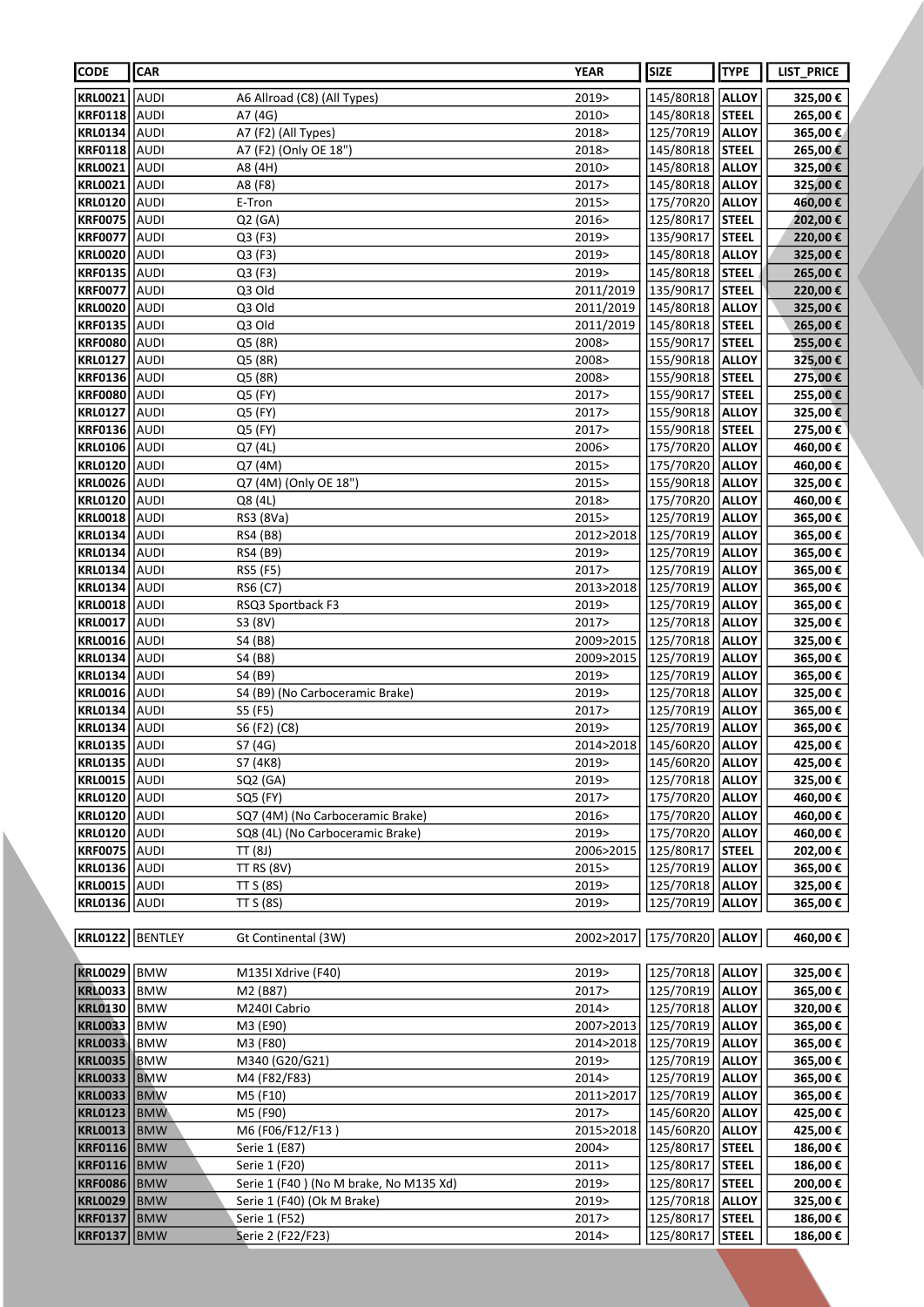| CODE | CAR | | YEAR | SIZE | TYPE | LIST_PRICE |
|---|---|---|---|---|---|---|
| KRL0021 | AUDI | A6 Allroad (C8) (All Types) | 2019> | 145/80R18 | ALLOY | 325,00 € |
| KRF0118 | AUDI | A7 (4G) | 2010> | 145/80R18 | STEEL | 265,00 € |
| KRL0134 | AUDI | A7 (F2) (All Types) | 2018> | 125/70R19 | ALLOY | 365,00 € |
| KRF0118 | AUDI | A7 (F2) (Only OE 18") | 2018> | 145/80R18 | STEEL | 265,00 € |
| KRL0021 | AUDI | A8 (4H) | 2010> | 145/80R18 | ALLOY | 325,00 € |
| KRL0021 | AUDI | A8 (F8) | 2017> | 145/80R18 | ALLOY | 325,00 € |
| KRL0120 | AUDI | E-Tron | 2015> | 175/70R20 | ALLOY | 460,00 € |
| KRF0075 | AUDI | Q2 (GA) | 2016> | 125/80R17 | STEEL | 202,00 € |
| KRF0077 | AUDI | Q3 (F3) | 2019> | 135/90R17 | STEEL | 220,00 € |
| KRL0020 | AUDI | Q3 (F3) | 2019> | 145/80R18 | ALLOY | 325,00 € |
| KRF0135 | AUDI | Q3 (F3) | 2019> | 145/80R18 | STEEL | 265,00 € |
| KRF0077 | AUDI | Q3 Old | 2011/2019 | 135/90R17 | STEEL | 220,00 € |
| KRL0020 | AUDI | Q3 Old | 2011/2019 | 145/80R18 | ALLOY | 325,00 € |
| KRF0135 | AUDI | Q3 Old | 2011/2019 | 145/80R18 | STEEL | 265,00 € |
| KRF0080 | AUDI | Q5 (8R) | 2008> | 155/90R17 | STEEL | 255,00 € |
| KRL0127 | AUDI | Q5 (8R) | 2008> | 155/90R18 | ALLOY | 325,00 € |
| KRF0136 | AUDI | Q5 (8R) | 2008> | 155/90R18 | STEEL | 275,00 € |
| KRF0080 | AUDI | Q5 (FY) | 2017> | 155/90R17 | STEEL | 255,00 € |
| KRL0127 | AUDI | Q5 (FY) | 2017> | 155/90R18 | ALLOY | 325,00 € |
| KRF0136 | AUDI | Q5 (FY) | 2017> | 155/90R18 | STEEL | 275,00 € |
| KRL0106 | AUDI | Q7 (4L) | 2006> | 175/70R20 | ALLOY | 460,00 € |
| KRL0120 | AUDI | Q7 (4M) | 2015> | 175/70R20 | ALLOY | 460,00 € |
| KRL0026 | AUDI | Q7 (4M) (Only OE 18") | 2015> | 155/90R18 | ALLOY | 325,00 € |
| KRL0120 | AUDI | Q8 (4L) | 2018> | 175/70R20 | ALLOY | 460,00 € |
| KRL0018 | AUDI | RS3 (8Va) | 2015> | 125/70R19 | ALLOY | 365,00 € |
| KRL0134 | AUDI | RS4 (B8) | 2012>2018 | 125/70R19 | ALLOY | 365,00 € |
| KRL0134 | AUDI | RS4 (B9) | 2019> | 125/70R19 | ALLOY | 365,00 € |
| KRL0134 | AUDI | RS5 (F5) | 2017> | 125/70R19 | ALLOY | 365,00 € |
| KRL0134 | AUDI | RS6 (C7) | 2013>2018 | 125/70R19 | ALLOY | 365,00 € |
| KRL0018 | AUDI | RSQ3 Sportback F3 | 2019> | 125/70R19 | ALLOY | 365,00 € |
| KRL0017 | AUDI | S3 (8V) | 2017> | 125/70R18 | ALLOY | 325,00 € |
| KRL0016 | AUDI | S4 (B8) | 2009>2015 | 125/70R18 | ALLOY | 325,00 € |
| KRL0134 | AUDI | S4 (B8) | 2009>2015 | 125/70R19 | ALLOY | 365,00 € |
| KRL0134 | AUDI | S4 (B9) | 2019> | 125/70R19 | ALLOY | 365,00 € |
| KRL0016 | AUDI | S4 (B9) (No Carboceramic Brake) | 2019> | 125/70R18 | ALLOY | 325,00 € |
| KRL0134 | AUDI | S5 (F5) | 2017> | 125/70R19 | ALLOY | 365,00 € |
| KRL0134 | AUDI | S6 (F2) (C8) | 2019> | 125/70R19 | ALLOY | 365,00 € |
| KRL0135 | AUDI | S7 (4G) | 2014>2018 | 145/60R20 | ALLOY | 425,00 € |
| KRL0135 | AUDI | S7 (4K8) | 2019> | 145/60R20 | ALLOY | 425,00 € |
| KRL0015 | AUDI | SQ2 (GA) | 2019> | 125/70R18 | ALLOY | 325,00 € |
| KRL0120 | AUDI | SQ5 (FY) | 2017> | 175/70R20 | ALLOY | 460,00 € |
| KRL0120 | AUDI | SQ7 (4M) (No Carboceramic Brake) | 2016> | 175/70R20 | ALLOY | 460,00 € |
| KRL0120 | AUDI | SQ8 (4L) (No Carboceramic Brake) | 2019> | 175/70R20 | ALLOY | 460,00 € |
| KRF0075 | AUDI | TT (8J) | 2006>2015 | 125/80R17 | STEEL | 202,00 € |
| KRL0136 | AUDI | TT RS (8V) | 2015> | 125/70R19 | ALLOY | 365,00 € |
| KRL0015 | AUDI | TT S (8S) | 2019> | 125/70R18 | ALLOY | 325,00 € |
| KRL0136 | AUDI | TT S (8S) | 2019> | 125/70R19 | ALLOY | 365,00 € |
| KRL0122 | BENTLEY | Gt Continental (3W) | 2002>2017 | 175/70R20 | ALLOY | 460,00 € |
| KRL0029 | BMW | M135I Xdrive (F40) | 2019> | 125/70R18 | ALLOY | 325,00 € |
| KRL0033 | BMW | M2 (B87) | 2017> | 125/70R19 | ALLOY | 365,00 € |
| KRL0130 | BMW | M240I Cabrio | 2014> | 125/70R18 | ALLOY | 320,00 € |
| KRL0033 | BMW | M3 (E90) | 2007>2013 | 125/70R19 | ALLOY | 365,00 € |
| KRL0033 | BMW | M3 (F80) | 2014>2018 | 125/70R19 | ALLOY | 365,00 € |
| KRL0035 | BMW | M340 (G20/G21) | 2019> | 125/70R19 | ALLOY | 365,00 € |
| KRL0033 | BMW | M4 (F82/F83) | 2014> | 125/70R19 | ALLOY | 365,00 € |
| KRL0033 | BMW | M5 (F10) | 2011>2017 | 125/70R19 | ALLOY | 365,00 € |
| KRL0123 | BMW | M5 (F90) | 2017> | 145/60R20 | ALLOY | 425,00 € |
| KRL0013 | BMW | M6 (F06/F12/F13 ) | 2015>2018 | 145/60R20 | ALLOY | 425,00 € |
| KRF0116 | BMW | Serie 1 (E87) | 2004> | 125/80R17 | STEEL | 186,00 € |
| KRF0116 | BMW | Serie 1 (F20) | 2011> | 125/80R17 | STEEL | 186,00 € |
| KRF0086 | BMW | Serie 1 (F40 ) (No M brake, No M135 Xd) | 2019> | 125/80R17 | STEEL | 200,00 € |
| KRL0029 | BMW | Serie 1 (F40) (Ok M Brake) | 2019> | 125/70R18 | ALLOY | 325,00 € |
| KRF0137 | BMW | Serie 1 (F52) | 2017> | 125/80R17 | STEEL | 186,00 € |
| KRF0137 | BMW | Serie 2 (F22/F23) | 2014> | 125/80R17 | STEEL | 186,00 € |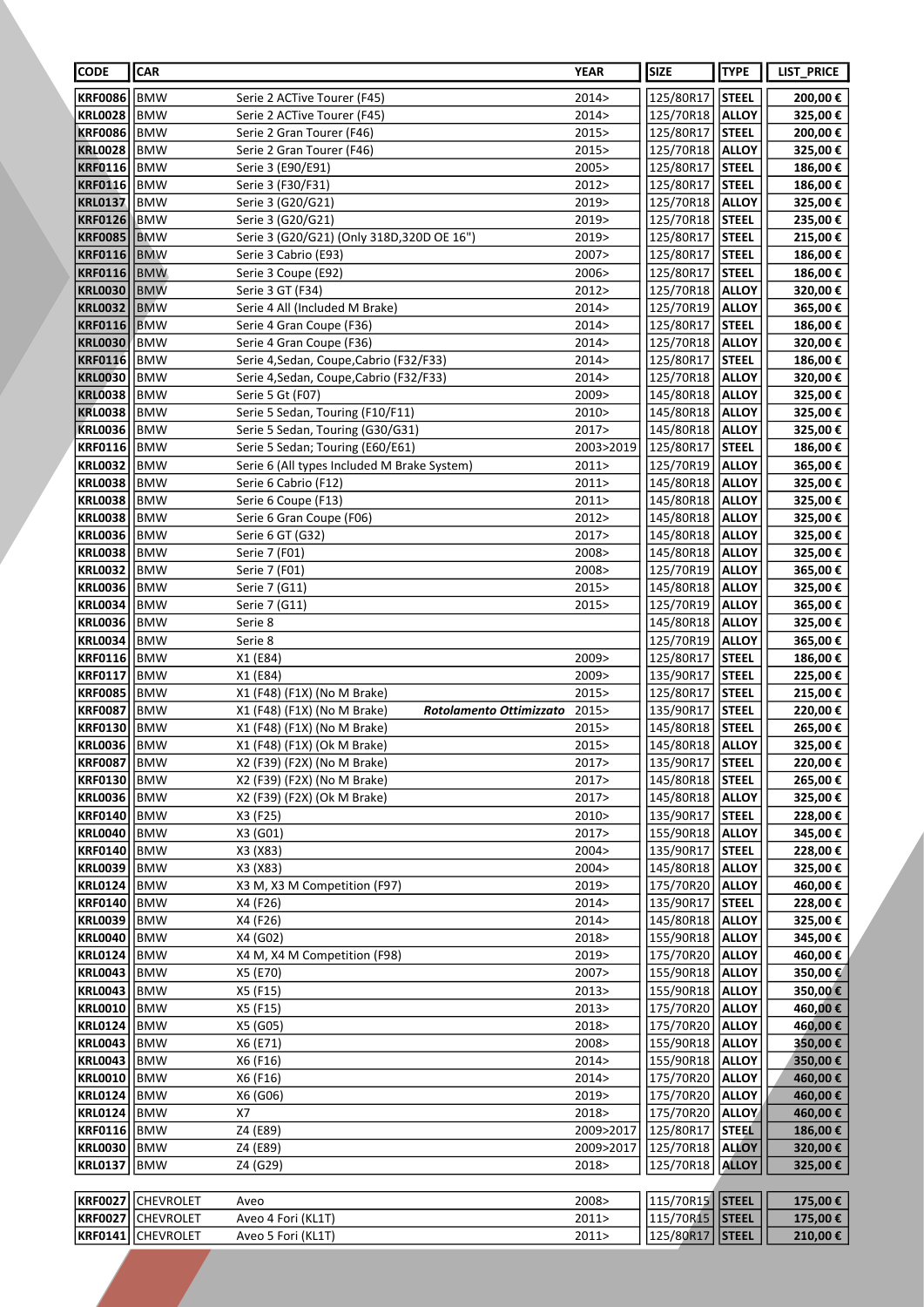| CODE | CAR | | YEAR | SIZE | TYPE | LIST_PRICE |
|---|---|---|---|---|---|---|
| KRF0086 | BMW | Serie 2 ACTive Tourer (F45) | 2014> | 125/80R17 | STEEL | 200,00 € |
| KRL0028 | BMW | Serie 2 ACTive Tourer (F45) | 2014> | 125/70R18 | ALLOY | 325,00 € |
| KRF0086 | BMW | Serie 2 Gran Tourer (F46) | 2015> | 125/80R17 | STEEL | 200,00 € |
| KRL0028 | BMW | Serie 2 Gran Tourer (F46) | 2015> | 125/70R18 | ALLOY | 325,00 € |
| KRF0116 | BMW | Serie 3 (E90/E91) | 2005> | 125/80R17 | STEEL | 186,00 € |
| KRF0116 | BMW | Serie 3 (F30/F31) | 2012> | 125/80R17 | STEEL | 186,00 € |
| KRL0137 | BMW | Serie 3 (G20/G21) | 2019> | 125/70R18 | ALLOY | 325,00 € |
| KRF0126 | BMW | Serie 3 (G20/G21) | 2019> | 125/70R18 | STEEL | 235,00 € |
| KRF0085 | BMW | Serie 3 (G20/G21) (Only 318D,320D OE 16") | 2019> | 125/80R17 | STEEL | 215,00 € |
| KRF0116 | BMW | Serie 3 Cabrio (E93) | 2007> | 125/80R17 | STEEL | 186,00 € |
| KRF0116 | BMW | Serie 3 Coupe (E92) | 2006> | 125/80R17 | STEEL | 186,00 € |
| KRL0030 | BMW | Serie 3 GT (F34) | 2012> | 125/70R18 | ALLOY | 320,00 € |
| KRL0032 | BMW | Serie 4 All (Included M Brake) | 2014> | 125/70R19 | ALLOY | 365,00 € |
| KRF0116 | BMW | Serie 4 Gran Coupe (F36) | 2014> | 125/80R17 | STEEL | 186,00 € |
| KRL0030 | BMW | Serie 4 Gran Coupe (F36) | 2014> | 125/70R18 | ALLOY | 320,00 € |
| KRF0116 | BMW | Serie 4,Sedan, Coupe,Cabrio (F32/F33) | 2014> | 125/80R17 | STEEL | 186,00 € |
| KRL0030 | BMW | Serie 4,Sedan, Coupe,Cabrio (F32/F33) | 2014> | 125/70R18 | ALLOY | 320,00 € |
| KRL0038 | BMW | Serie 5 Gt (F07) | 2009> | 145/80R18 | ALLOY | 325,00 € |
| KRL0038 | BMW | Serie 5 Sedan, Touring (F10/F11) | 2010> | 145/80R18 | ALLOY | 325,00 € |
| KRL0036 | BMW | Serie 5 Sedan, Touring (G30/G31) | 2017> | 145/80R18 | ALLOY | 325,00 € |
| KRF0116 | BMW | Serie 5 Sedan; Touring (E60/E61) | 2003>2019 | 125/80R17 | STEEL | 186,00 € |
| KRL0032 | BMW | Serie 6 (All types Included M Brake System) | 2011> | 125/70R19 | ALLOY | 365,00 € |
| KRL0038 | BMW | Serie 6 Cabrio (F12) | 2011> | 145/80R18 | ALLOY | 325,00 € |
| KRL0038 | BMW | Serie 6 Coupe (F13) | 2011> | 145/80R18 | ALLOY | 325,00 € |
| KRL0038 | BMW | Serie 6 Gran Coupe (F06) | 2012> | 145/80R18 | ALLOY | 325,00 € |
| KRL0036 | BMW | Serie 6 GT (G32) | 2017> | 145/80R18 | ALLOY | 325,00 € |
| KRL0038 | BMW | Serie 7 (F01) | 2008> | 145/80R18 | ALLOY | 325,00 € |
| KRL0032 | BMW | Serie 7 (F01) | 2008> | 125/70R19 | ALLOY | 365,00 € |
| KRL0036 | BMW | Serie 7 (G11) | 2015> | 145/80R18 | ALLOY | 325,00 € |
| KRL0034 | BMW | Serie 7 (G11) | 2015> | 125/70R19 | ALLOY | 365,00 € |
| KRL0036 | BMW | Serie 8 | | 145/80R18 | ALLOY | 325,00 € |
| KRL0034 | BMW | Serie 8 | | 125/70R19 | ALLOY | 365,00 € |
| KRF0116 | BMW | X1 (E84) | 2009> | 125/80R17 | STEEL | 186,00 € |
| KRF0117 | BMW | X1 (E84) | 2009> | 135/90R17 | STEEL | 225,00 € |
| KRF0085 | BMW | X1 (F48) (F1X) (No M Brake) | 2015> | 125/80R17 | STEEL | 215,00 € |
| KRF0087 | BMW | X1 (F48) (F1X) (No M Brake) ***Rotolamento Ottimizzato*** | 2015> | 135/90R17 | STEEL | 220,00 € |
| KRF0130 | BMW | X1 (F48) (F1X) (No M Brake) | 2015> | 145/80R18 | STEEL | 265,00 € |
| KRL0036 | BMW | X1 (F48) (F1X) (Ok M Brake) | 2015> | 145/80R18 | ALLOY | 325,00 € |
| KRF0087 | BMW | X2 (F39) (F2X) (No M Brake) | 2017> | 135/90R17 | STEEL | 220,00 € |
| KRF0130 | BMW | X2 (F39) (F2X) (No M Brake) | 2017> | 145/80R18 | STEEL | 265,00 € |
| KRL0036 | BMW | X2 (F39) (F2X) (Ok M Brake) | 2017> | 145/80R18 | ALLOY | 325,00 € |
| KRF0140 | BMW | X3 (F25) | 2010> | 135/90R17 | STEEL | 228,00 € |
| KRL0040 | BMW | X3 (G01) | 2017> | 155/90R18 | ALLOY | 345,00 € |
| KRF0140 | BMW | X3 (X83) | 2004> | 135/90R17 | STEEL | 228,00 € |
| KRL0039 | BMW | X3 (X83) | 2004> | 145/80R18 | ALLOY | 325,00 € |
| KRL0124 | BMW | X3 M, X3 M Competition (F97) | 2019> | 175/70R20 | ALLOY | 460,00 € |
| KRF0140 | BMW | X4 (F26) | 2014> | 135/90R17 | STEEL | 228,00 € |
| KRL0039 | BMW | X4 (F26) | 2014> | 145/80R18 | ALLOY | 325,00 € |
| KRL0040 | BMW | X4 (G02) | 2018> | 155/90R18 | ALLOY | 345,00 € |
| KRL0124 | BMW | X4 M, X4 M Competition (F98) | 2019> | 175/70R20 | ALLOY | 460,00 € |
| KRL0043 | BMW | X5 (E70) | 2007> | 155/90R18 | ALLOY | 350,00 € |
| KRL0043 | BMW | X5 (F15) | 2013> | 155/90R18 | ALLOY | 350,00 € |
| KRL0010 | BMW | X5 (F15) | 2013> | 175/70R20 | ALLOY | 460,00 € |
| KRL0124 | BMW | X5 (G05) | 2018> | 175/70R20 | ALLOY | 460,00 € |
| KRL0043 | BMW | X6 (E71) | 2008> | 155/90R18 | ALLOY | 350,00 € |
| KRL0043 | BMW | X6 (F16) | 2014> | 155/90R18 | ALLOY | 350,00 € |
| KRL0010 | BMW | X6 (F16) | 2014> | 175/70R20 | ALLOY | 460,00 € |
| KRL0124 | BMW | X6 (G06) | 2019> | 175/70R20 | ALLOY | 460,00 € |
| KRL0124 | BMW | X7 | 2018> | 175/70R20 | ALLOY | 460,00 € |
| KRF0116 | BMW | Z4 (E89) | 2009>2017 | 125/80R17 | STEEL | 186,00 € |
| KRL0030 | BMW | Z4 (E89) | 2009>2017 | 125/70R18 | ALLOY | 320,00 € |
| KRL0137 | BMW | Z4 (G29) | 2018> | 125/70R18 | ALLOY | 325,00 € |
| KRF0027 | CHEVROLET | Aveo | 2008> | 115/70R15 | STEEL | 175,00 € |
| KRF0027 | CHEVROLET | Aveo 4 Fori (KL1T) | 2011> | 115/70R15 | STEEL | 175,00 € |
| KRF0141 | CHEVROLET | Aveo 5 Fori (KL1T) | 2011> | 125/80R17 | STEEL | 210,00 € |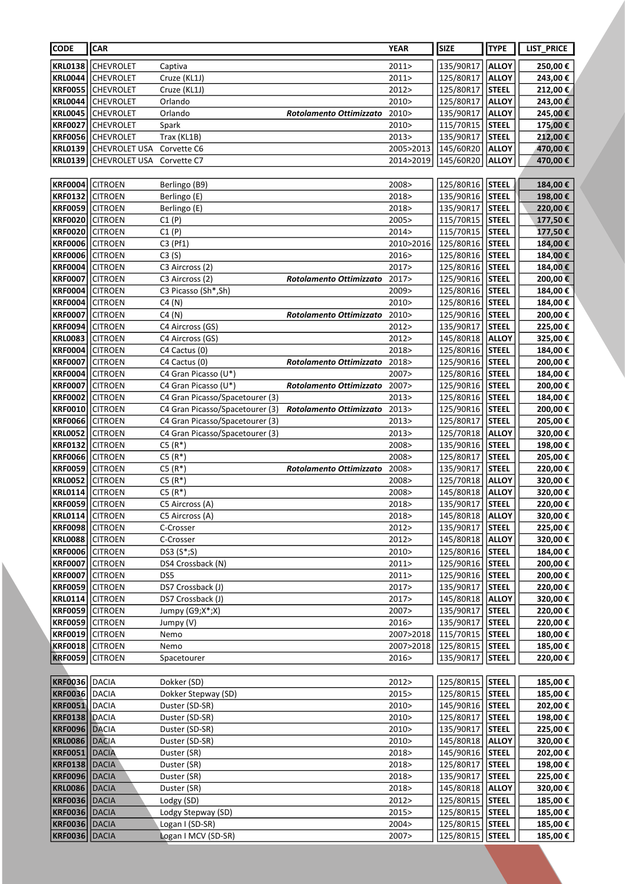| CODE | CAR | | | YEAR | SIZE | TYPE | LIST_PRICE |
|---|---|---|---|---|---|---|---|
| **KRL0138** | CHEVROLET | Captiva | | 2011> | 135/90R17 | **ALLOY** | **250,00 €** |
| **KRL0044** | CHEVROLET | Cruze (KL1J) | | 2011> | 125/80R17 | **ALLOY** | **243,00 €** |
| **KRF0055** | CHEVROLET | Cruze (KL1J) | | 2012> | 125/80R17 | **STEEL** | **212,00 €** |
| **KRL0044** | CHEVROLET | Orlando | | 2010> | 125/80R17 | **ALLOY** | **243,00 €** |
| **KRL0045** | CHEVROLET | Orlando | ***Rotolamento Ottimizzato*** | 2010> | 135/90R17 | **ALLOY** | **245,00 €** |
| **KRF0027** | CHEVROLET | Spark | | 2010> | 115/70R15 | **STEEL** | **175,00 €** |
| **KRF0056** | CHEVROLET | Trax (KL1B) | | 2013> | 135/90R17 | **STEEL** | **212,00 €** |
| **KRL0139** | CHEVROLET USA | Corvette C6 | | 2005>2013 | 145/60R20 | **ALLOY** | **470,00 €** |
| **KRL0139** | CHEVROLET USA | Corvette C7 | | 2014>2019 | 145/60R20 | **ALLOY** | **470,00 €** |
| **KRF0004** | CITROEN | Berlingo (B9) | | 2008> | 125/80R16 | **STEEL** | **184,00 €** |
| **KRF0132** | CITROEN | Berlingo (E) | | 2018> | 135/90R16 | **STEEL** | **198,00 €** |
| **KRF0059** | CITROEN | Berlingo (E) | | 2018> | 135/90R17 | **STEEL** | **220,00 €** |
| **KRF0020** | CITROEN | C1 (P) | | 2005> | 115/70R15 | **STEEL** | **177,50 €** |
| **KRF0020** | CITROEN | C1 (P) | | 2014> | 115/70R15 | **STEEL** | **177,50 €** |
| **KRF0006** | CITROEN | C3 (Pf1) | | 2010>2016 | 125/80R16 | **STEEL** | **184,00 €** |
| **KRF0006** | CITROEN | C3 (S) | | 2016> | 125/80R16 | **STEEL** | **184,00 €** |
| **KRF0004** | CITROEN | C3 Aircross (2) | | 2017> | 125/80R16 | **STEEL** | **184,00 €** |
| **KRF0007** | CITROEN | C3 Aircross (2) | ***Rotolamento Ottimizzato*** | 2017> | 125/90R16 | **STEEL** | **200,00 €** |
| **KRF0004** | CITROEN | C3 Picasso (Sh*,Sh) | | 2009> | 125/80R16 | **STEEL** | **184,00 €** |
| **KRF0004** | CITROEN | C4 (N) | | 2010> | 125/80R16 | **STEEL** | **184,00 €** |
| **KRF0007** | CITROEN | C4 (N) | ***Rotolamento Ottimizzato*** | 2010> | 125/90R16 | **STEEL** | **200,00 €** |
| **KRF0094** | CITROEN | C4 Aircross (GS) | | 2012> | 135/90R17 | **STEEL** | **225,00 €** |
| **KRL0083** | CITROEN | C4 Aircross (GS) | | 2012> | 145/80R18 | **ALLOY** | **325,00 €** |
| **KRF0004** | CITROEN | C4 Cactus (0) | | 2018> | 125/80R16 | **STEEL** | **184,00 €** |
| **KRF0007** | CITROEN | C4 Cactus (0) | ***Rotolamento Ottimizzato*** | 2018> | 125/90R16 | **STEEL** | **200,00 €** |
| **KRF0004** | CITROEN | C4 Gran Picasso (U*) | | 2007> | 125/80R16 | **STEEL** | **184,00 €** |
| **KRF0007** | CITROEN | C4 Gran Picasso (U*) | ***Rotolamento Ottimizzato*** | 2007> | 125/90R16 | **STEEL** | **200,00 €** |
| **KRF0002** | CITROEN | C4 Gran Picasso/Spacetourer (3) | | 2013> | 125/80R16 | **STEEL** | **184,00 €** |
| **KRF0010** | CITROEN | C4 Gran Picasso/Spacetourer (3) | ***Rotolamento Ottimizzato*** | 2013> | 125/90R16 | **STEEL** | **200,00 €** |
| **KRF0066** | CITROEN | C4 Gran Picasso/Spacetourer (3) | | 2013> | 125/80R17 | **STEEL** | **205,00 €** |
| **KRL0052** | CITROEN | C4 Gran Picasso/Spacetourer (3) | | 2013> | 125/70R18 | **ALLOY** | **320,00 €** |
| **KRF0132** | CITROEN | C5 (R*) | | 2008> | 135/90R16 | **STEEL** | **198,00 €** |
| **KRF0066** | CITROEN | C5 (R*) | | 2008> | 125/80R17 | **STEEL** | **205,00 €** |
| **KRF0059** | CITROEN | C5 (R*) | ***Rotolamento Ottimizzato*** | 2008> | 135/90R17 | **STEEL** | **220,00 €** |
| **KRL0052** | CITROEN | C5 (R*) | | 2008> | 125/70R18 | **ALLOY** | **320,00 €** |
| **KRL0114** | CITROEN | C5 (R*) | | 2008> | 145/80R18 | **ALLOY** | **320,00 €** |
| **KRF0059** | CITROEN | C5 Aircross (A) | | 2018> | 135/90R17 | **STEEL** | **220,00 €** |
| **KRL0114** | CITROEN | C5 Aircross (A) | | 2018> | 145/80R18 | **ALLOY** | **320,00 €** |
| **KRF0098** | CITROEN | C-Crosser | | 2012> | 135/90R17 | **STEEL** | **225,00 €** |
| **KRL0088** | CITROEN | C-Crosser | | 2012> | 145/80R18 | **ALLOY** | **320,00 €** |
| **KRF0006** | CITROEN | DS3 (S*;S) | | 2010> | 125/80R16 | **STEEL** | **184,00 €** |
| **KRF0007** | CITROEN | DS4 Crossback (N) | | 2011> | 125/90R16 | **STEEL** | **200,00 €** |
| **KRF0007** | CITROEN | DS5 | | 2011> | 125/90R16 | **STEEL** | **200,00 €** |
| **KRF0059** | CITROEN | DS7 Crossback (J) | | 2017> | 135/90R17 | **STEEL** | **220,00 €** |
| **KRL0114** | CITROEN | DS7 Crossback (J) | | 2017> | 145/80R18 | **ALLOY** | **320,00 €** |
| **KRF0059** | CITROEN | Jumpy (G9;X*;X) | | 2007> | 135/90R17 | **STEEL** | **220,00 €** |
| **KRF0059** | CITROEN | Jumpy (V) | | 2016> | 135/90R17 | **STEEL** | **220,00 €** |
| **KRF0019** | CITROEN | Nemo | | 2007>2018 | 115/70R15 | **STEEL** | **180,00 €** |
| **KRF0018** | CITROEN | Nemo | | 2007>2018 | 125/80R15 | **STEEL** | **185,00 €** |
| **KRF0059** | CITROEN | Spacetourer | | 2016> | 135/90R17 | **STEEL** | **220,00 €** |
| **KRF0036** | DACIA | Dokker (SD) | | 2012> | 125/80R15 | **STEEL** | **185,00 €** |
| **KRF0036** | DACIA | Dokker Stepway (SD) | | 2015> | 125/80R15 | **STEEL** | **185,00 €** |
| **KRF0051** | DACIA | Duster (SD-SR) | | 2010> | 145/90R16 | **STEEL** | **202,00 €** |
| **KRF0138** | DACIA | Duster (SD-SR) | | 2010> | 125/80R17 | **STEEL** | **198,00 €** |
| **KRF0096** | DACIA | Duster (SD-SR) | | 2010> | 135/90R17 | **STEEL** | **225,00 €** |
| **KRL0086** | DACIA | Duster (SD-SR) | | 2010> | 145/80R18 | **ALLOY** | **320,00 €** |
| **KRF0051** | DACIA | Duster (SR) | | 2018> | 145/90R16 | **STEEL** | **202,00 €** |
| **KRF0138** | DACIA | Duster (SR) | | 2018> | 125/80R17 | **STEEL** | **198,00 €** |
| **KRF0096** | DACIA | Duster (SR) | | 2018> | 135/90R17 | **STEEL** | **225,00 €** |
| **KRL0086** | DACIA | Duster (SR) | | 2018> | 145/80R18 | **ALLOY** | **320,00 €** |
| **KRF0036** | DACIA | Lodgy (SD) | | 2012> | 125/80R15 | **STEEL** | **185,00 €** |
| **KRF0036** | DACIA | Lodgy Stepway (SD) | | 2015> | 125/80R15 | **STEEL** | **185,00 €** |
| **KRF0036** | DACIA | Logan I (SD-SR) | | 2004> | 125/80R15 | **STEEL** | **185,00 €** |
| **KRF0036** | DACIA | Logan I MCV (SD-SR) | | 2007> | 125/80R15 | **STEEL** | **185,00 €** |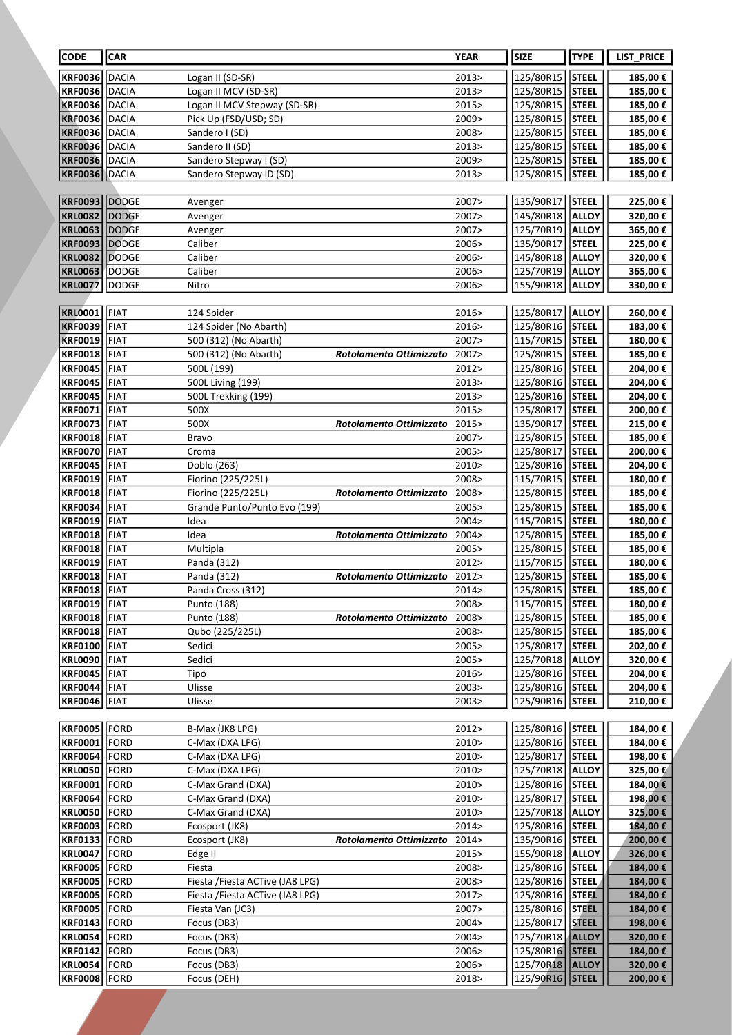| CODE | CAR | | | YEAR | SIZE | TYPE | LIST_PRICE |
|---|---|---|---|---|---|---|---|
| KRF0036 | DACIA | Logan II (SD-SR) | | 2013> | 125/80R15 | STEEL | 185,00 € |
| KRF0036 | DACIA | Logan II MCV (SD-SR) | | 2013> | 125/80R15 | STEEL | 185,00 € |
| KRF0036 | DACIA | Logan II MCV Stepway (SD-SR) | | 2015> | 125/80R15 | STEEL | 185,00 € |
| KRF0036 | DACIA | Pick Up (FSD/USD; SD) | | 2009> | 125/80R15 | STEEL | 185,00 € |
| KRF0036 | DACIA | Sandero I (SD) | | 2008> | 125/80R15 | STEEL | 185,00 € |
| KRF0036 | DACIA | Sandero II (SD) | | 2013> | 125/80R15 | STEEL | 185,00 € |
| KRF0036 | DACIA | Sandero Stepway I (SD) | | 2009> | 125/80R15 | STEEL | 185,00 € |
| KRF0036 | DACIA | Sandero Stepway ID (SD) | | 2013> | 125/80R15 | STEEL | 185,00 € |
| KRF0093 | DODGE | Avenger | | 2007> | 135/90R17 | STEEL | 225,00 € |
| KRL0082 | DODGE | Avenger | | 2007> | 145/80R18 | ALLOY | 320,00 € |
| KRL0063 | DODGE | Avenger | | 2007> | 125/70R19 | ALLOY | 365,00 € |
| KRF0093 | DODGE | Caliber | | 2006> | 135/90R17 | STEEL | 225,00 € |
| KRL0082 | DODGE | Caliber | | 2006> | 145/80R18 | ALLOY | 320,00 € |
| KRL0063 | DODGE | Caliber | | 2006> | 125/70R19 | ALLOY | 365,00 € |
| KRL0077 | DODGE | Nitro | | 2006> | 155/90R18 | ALLOY | 330,00 € |
| KRL0001 | FIAT | 124 Spider | | 2016> | 125/80R17 | ALLOY | 260,00 € |
| KRF0039 | FIAT | 124 Spider (No Abarth) | | 2016> | 125/80R16 | STEEL | 183,00 € |
| KRF0019 | FIAT | 500 (312) (No Abarth) | | 2007> | 115/70R15 | STEEL | 180,00 € |
| KRF0018 | FIAT | 500 (312) (No Abarth) | *Rotolamento Ottimizzato* | 2007> | 125/80R15 | STEEL | 185,00 € |
| KRF0045 | FIAT | 500L (199) | | 2012> | 125/80R16 | STEEL | 204,00 € |
| KRF0045 | FIAT | 500L Living (199) | | 2013> | 125/80R16 | STEEL | 204,00 € |
| KRF0045 | FIAT | 500L Trekking (199) | | 2013> | 125/80R16 | STEEL | 204,00 € |
| KRF0071 | FIAT | 500X | | 2015> | 125/80R17 | STEEL | 200,00 € |
| KRF0073 | FIAT | 500X | *Rotolamento Ottimizzato* | 2015> | 135/90R17 | STEEL | 215,00 € |
| KRF0018 | FIAT | Bravo | | 2007> | 125/80R15 | STEEL | 185,00 € |
| KRF0070 | FIAT | Croma | | 2005> | 125/80R17 | STEEL | 200,00 € |
| KRF0045 | FIAT | Doblo (263) | | 2010> | 125/80R16 | STEEL | 204,00 € |
| KRF0019 | FIAT | Fiorino (225/225L) | | 2008> | 115/70R15 | STEEL | 180,00 € |
| KRF0018 | FIAT | Fiorino (225/225L) | *Rotolamento Ottimizzato* | 2008> | 125/80R15 | STEEL | 185,00 € |
| KRF0034 | FIAT | Grande Punto/Punto Evo (199) | | 2005> | 125/80R15 | STEEL | 185,00 € |
| KRF0019 | FIAT | Idea | | 2004> | 115/70R15 | STEEL | 180,00 € |
| KRF0018 | FIAT | Idea | *Rotolamento Ottimizzato* | 2004> | 125/80R15 | STEEL | 185,00 € |
| KRF0018 | FIAT | Multipla | | 2005> | 125/80R15 | STEEL | 185,00 € |
| KRF0019 | FIAT | Panda (312) | | 2012> | 115/70R15 | STEEL | 180,00 € |
| KRF0018 | FIAT | Panda (312) | *Rotolamento Ottimizzato* | 2012> | 125/80R15 | STEEL | 185,00 € |
| KRF0018 | FIAT | Panda Cross (312) | | 2014> | 125/80R15 | STEEL | 185,00 € |
| KRF0019 | FIAT | Punto (188) | | 2008> | 115/70R15 | STEEL | 180,00 € |
| KRF0018 | FIAT | Punto (188) | *Rotolamento Ottimizzato* | 2008> | 125/80R15 | STEEL | 185,00 € |
| KRF0018 | FIAT | Qubo (225/225L) | | 2008> | 125/80R15 | STEEL | 185,00 € |
| KRF0100 | FIAT | Sedici | | 2005> | 125/80R17 | STEEL | 202,00 € |
| KRL0090 | FIAT | Sedici | | 2005> | 125/70R18 | ALLOY | 320,00 € |
| KRF0045 | FIAT | Tipo | | 2016> | 125/80R16 | STEEL | 204,00 € |
| KRF0044 | FIAT | Ulisse | | 2003> | 125/80R16 | STEEL | 204,00 € |
| KRF0046 | FIAT | Ulisse | | 2003> | 125/90R16 | STEEL | 210,00 € |
| KRF0005 | FORD | B-Max (JK8 LPG) | | 2012> | 125/80R16 | STEEL | 184,00 € |
| KRF0001 | FORD | C-Max (DXA LPG) | | 2010> | 125/80R16 | STEEL | 184,00 € |
| KRF0064 | FORD | C-Max (DXA LPG) | | 2010> | 125/80R17 | STEEL | 198,00 € |
| KRL0050 | FORD | C-Max (DXA LPG) | | 2010> | 125/70R18 | ALLOY | 325,00 € |
| KRF0001 | FORD | C-Max Grand (DXA) | | 2010> | 125/80R16 | STEEL | 184,00 € |
| KRF0064 | FORD | C-Max Grand (DXA) | | 2010> | 125/80R17 | STEEL | 198,00 € |
| KRL0050 | FORD | C-Max Grand (DXA) | | 2010> | 125/70R18 | ALLOY | 325,00 € |
| KRF0003 | FORD | Ecosport (JK8) | | 2014> | 125/80R16 | STEEL | 184,00 € |
| KRF0133 | FORD | Ecosport (JK8) | *Rotolamento Ottimizzato* | 2014> | 135/90R16 | STEEL | 200,00 € |
| KRL0047 | FORD | Edge II | | 2015> | 155/90R18 | ALLOY | 326,00 € |
| KRF0005 | FORD | Fiesta | | 2008> | 125/80R16 | STEEL | 184,00 € |
| KRF0005 | FORD | Fiesta /Fiesta ACTive (JA8 LPG) | | 2008> | 125/80R16 | STEEL | 184,00 € |
| KRF0005 | FORD | Fiesta /Fiesta ACTive (JA8 LPG) | | 2017> | 125/80R16 | STEEL | 184,00 € |
| KRF0005 | FORD | Fiesta Van (JC3) | | 2007> | 125/80R16 | STEEL | 184,00 € |
| KRF0143 | FORD | Focus (DB3) | | 2004> | 125/80R17 | STEEL | 198,00 € |
| KRL0054 | FORD | Focus (DB3) | | 2004> | 125/70R18 | ALLOY | 320,00 € |
| KRF0142 | FORD | Focus (DB3) | | 2006> | 125/80R16 | STEEL | 184,00 € |
| KRL0054 | FORD | Focus (DB3) | | 2006> | 125/70R18 | ALLOY | 320,00 € |
| KRF0008 | FORD | Focus (DEH) | | 2018> | 125/90R16 | STEEL | 200,00 € |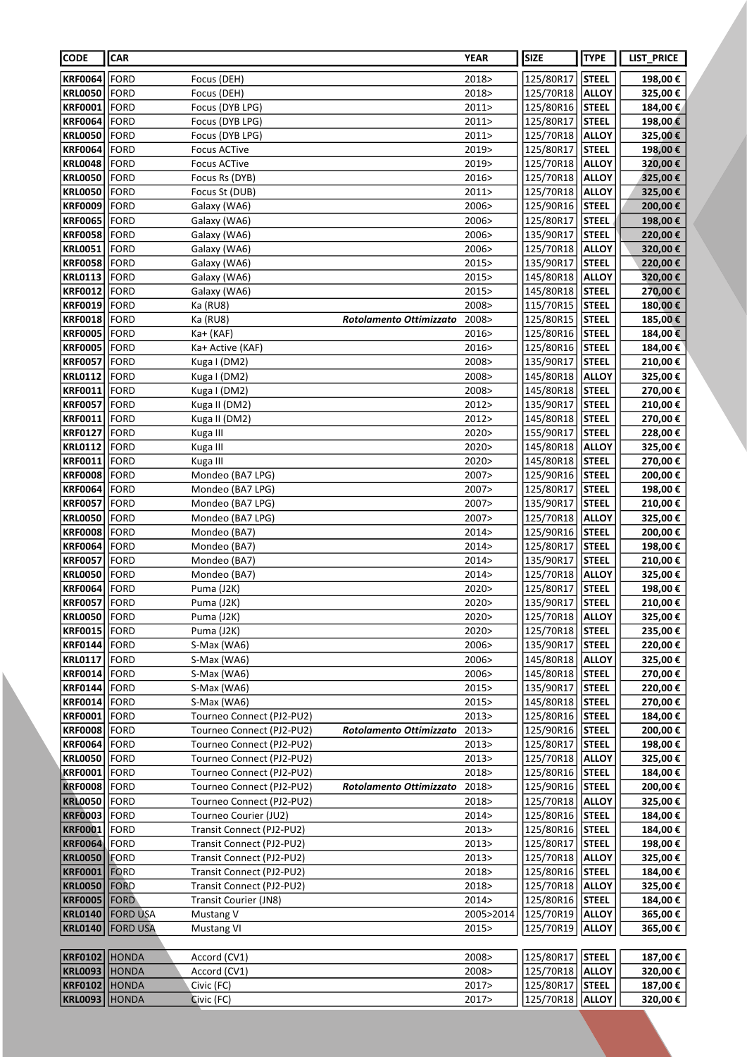| CODE | CAR | | | YEAR | SIZE | TYPE | LIST_PRICE |
|---|---|---|---|---|---|---|---|
| **KRF0064** | FORD | Focus (DEH) | | 2018> | 125/80R17 | **STEEL** | **198,00 €** |
| **KRL0050** | FORD | Focus (DEH) | | 2018> | 125/70R18 | **ALLOY** | **325,00 €** |
| **KRF0001** | FORD | Focus (DYB LPG) | | 2011> | 125/80R16 | **STEEL** | **184,00 €** |
| **KRF0064** | FORD | Focus (DYB LPG) | | 2011> | 125/80R17 | **STEEL** | **198,00 €** |
| **KRL0050** | FORD | Focus (DYB LPG) | | 2011> | 125/70R18 | **ALLOY** | **325,00 €** |
| **KRF0064** | FORD | Focus ACTive | | 2019> | 125/80R17 | **STEEL** | **198,00 €** |
| **KRL0048** | FORD | Focus ACTive | | 2019> | 125/70R18 | **ALLOY** | **320,00 €** |
| **KRL0050** | FORD | Focus Rs (DYB) | | 2016> | 125/70R18 | **ALLOY** | **325,00 €** |
| **KRL0050** | FORD | Focus St (DUB) | | 2011> | 125/70R18 | **ALLOY** | **325,00 €** |
| **KRF0009** | FORD | Galaxy (WA6) | | 2006> | 125/90R16 | **STEEL** | **200,00 €** |
| **KRF0065** | FORD | Galaxy (WA6) | | 2006> | 125/80R17 | **STEEL** | **198,00 €** |
| **KRF0058** | FORD | Galaxy (WA6) | | 2006> | 135/90R17 | **STEEL** | **220,00 €** |
| **KRL0051** | FORD | Galaxy (WA6) | | 2006> | 125/70R18 | **ALLOY** | **320,00 €** |
| **KRF0058** | FORD | Galaxy (WA6) | | 2015> | 135/90R17 | **STEEL** | **220,00 €** |
| **KRL0113** | FORD | Galaxy (WA6) | | 2015> | 145/80R18 | **ALLOY** | **320,00 €** |
| **KRF0012** | FORD | Galaxy (WA6) | | 2015> | 145/80R18 | **STEEL** | **270,00 €** |
| **KRF0019** | FORD | Ka (RU8) | | 2008> | 115/70R15 | **STEEL** | **180,00 €** |
| **KRF0018** | FORD | Ka (RU8) | ***Rotolamento Ottimizzato*** | 2008> | 125/80R15 | **STEEL** | **185,00 €** |
| **KRF0005** | FORD | Ka+ (KAF) | | 2016> | 125/80R16 | **STEEL** | **184,00 €** |
| **KRF0005** | FORD | Ka+ Active (KAF) | | 2016> | 125/80R16 | **STEEL** | **184,00 €** |
| **KRF0057** | FORD | Kuga I (DM2) | | 2008> | 135/90R17 | **STEEL** | **210,00 €** |
| **KRL0112** | FORD | Kuga I (DM2) | | 2008> | 145/80R18 | **ALLOY** | **325,00 €** |
| **KRF0011** | FORD | Kuga I (DM2) | | 2008> | 145/80R18 | **STEEL** | **270,00 €** |
| **KRF0057** | FORD | Kuga II (DM2) | | 2012> | 135/90R17 | **STEEL** | **210,00 €** |
| **KRF0011** | FORD | Kuga II (DM2) | | 2012> | 145/80R18 | **STEEL** | **270,00 €** |
| **KRF0127** | FORD | Kuga III | | 2020> | 155/90R17 | **STEEL** | **228,00 €** |
| **KRL0112** | FORD | Kuga III | | 2020> | 145/80R18 | **ALLOY** | **325,00 €** |
| **KRF0011** | FORD | Kuga III | | 2020> | 145/80R18 | **STEEL** | **270,00 €** |
| **KRF0008** | FORD | Mondeo (BA7 LPG) | | 2007> | 125/90R16 | **STEEL** | **200,00 €** |
| **KRF0064** | FORD | Mondeo (BA7 LPG) | | 2007> | 125/80R17 | **STEEL** | **198,00 €** |
| **KRF0057** | FORD | Mondeo (BA7 LPG) | | 2007> | 135/90R17 | **STEEL** | **210,00 €** |
| **KRL0050** | FORD | Mondeo (BA7 LPG) | | 2007> | 125/70R18 | **ALLOY** | **325,00 €** |
| **KRF0008** | FORD | Mondeo (BA7) | | 2014> | 125/90R16 | **STEEL** | **200,00 €** |
| **KRF0064** | FORD | Mondeo (BA7) | | 2014> | 125/80R17 | **STEEL** | **198,00 €** |
| **KRF0057** | FORD | Mondeo (BA7) | | 2014> | 135/90R17 | **STEEL** | **210,00 €** |
| **KRL0050** | FORD | Mondeo (BA7) | | 2014> | 125/70R18 | **ALLOY** | **325,00 €** |
| **KRF0064** | FORD | Puma (J2K) | | 2020> | 125/80R17 | **STEEL** | **198,00 €** |
| **KRF0057** | FORD | Puma (J2K) | | 2020> | 135/90R17 | **STEEL** | **210,00 €** |
| **KRL0050** | FORD | Puma (J2K) | | 2020> | 125/70R18 | **ALLOY** | **325,00 €** |
| **KRF0015** | FORD | Puma (J2K) | | 2020> | 125/70R18 | **STEEL** | **235,00 €** |
| **KRF0144** | FORD | S-Max (WA6) | | 2006> | 135/90R17 | **STEEL** | **220,00 €** |
| **KRL0117** | FORD | S-Max (WA6) | | 2006> | 145/80R18 | **ALLOY** | **325,00 €** |
| **KRF0014** | FORD | S-Max (WA6) | | 2006> | 145/80R18 | **STEEL** | **270,00 €** |
| **KRF0144** | FORD | S-Max (WA6) | | 2015> | 135/90R17 | **STEEL** | **220,00 €** |
| **KRF0014** | FORD | S-Max (WA6) | | 2015> | 145/80R18 | **STEEL** | **270,00 €** |
| **KRF0001** | FORD | Tourneo Connect (PJ2-PU2) | | 2013> | 125/80R16 | **STEEL** | **184,00 €** |
| **KRF0008** | FORD | Tourneo Connect (PJ2-PU2) | ***Rotolamento Ottimizzato*** | 2013> | 125/90R16 | **STEEL** | **200,00 €** |
| **KRF0064** | FORD | Tourneo Connect (PJ2-PU2) | | 2013> | 125/80R17 | **STEEL** | **198,00 €** |
| **KRL0050** | FORD | Tourneo Connect (PJ2-PU2) | | 2013> | 125/70R18 | **ALLOY** | **325,00 €** |
| **KRF0001** | FORD | Tourneo Connect (PJ2-PU2) | | 2018> | 125/80R16 | **STEEL** | **184,00 €** |
| **KRF0008** | FORD | Tourneo Connect (PJ2-PU2) | ***Rotolamento Ottimizzato*** | 2018> | 125/90R16 | **STEEL** | **200,00 €** |
| **KRL0050** | FORD | Tourneo Connect (PJ2-PU2) | | 2018> | 125/70R18 | **ALLOY** | **325,00 €** |
| **KRF0003** | FORD | Tourneo Courier (JU2) | | 2014> | 125/80R16 | **STEEL** | **184,00 €** |
| **KRF0001** | FORD | Transit Connect (PJ2-PU2) | | 2013> | 125/80R16 | **STEEL** | **184,00 €** |
| **KRF0064** | FORD | Transit Connect (PJ2-PU2) | | 2013> | 125/80R17 | **STEEL** | **198,00 €** |
| **KRL0050** | FORD | Transit Connect (PJ2-PU2) | | 2013> | 125/70R18 | **ALLOY** | **325,00 €** |
| **KRF0001** | FORD | Transit Connect (PJ2-PU2) | | 2018> | 125/80R16 | **STEEL** | **184,00 €** |
| **KRL0050** | FORD | Transit Connect (PJ2-PU2) | | 2018> | 125/70R18 | **ALLOY** | **325,00 €** |
| **KRF0005** | FORD | Transit Courier (JN8) | | 2014> | 125/80R16 | **STEEL** | **184,00 €** |
| **KRL0140** | FORD USA | Mustang V | | 2005>2014 | 125/70R19 | **ALLOY** | **365,00 €** |
| **KRL0140** | FORD USA | Mustang VI | | 2015> | 125/70R19 | **ALLOY** | **365,00 €** |
| | | | | | | | |
| **KRF0102** | HONDA | Accord (CV1) | | 2008> | 125/80R17 | **STEEL** | **187,00 €** |
| **KRL0093** | HONDA | Accord (CV1) | | 2008> | 125/70R18 | **ALLOY** | **320,00 €** |
| **KRF0102** | HONDA | Civic (FC) | | 2017> | 125/80R17 | **STEEL** | **187,00 €** |
| **KRL0093** | HONDA | Civic (FC) | | 2017> | 125/70R18 | **ALLOY** | **320,00 €** |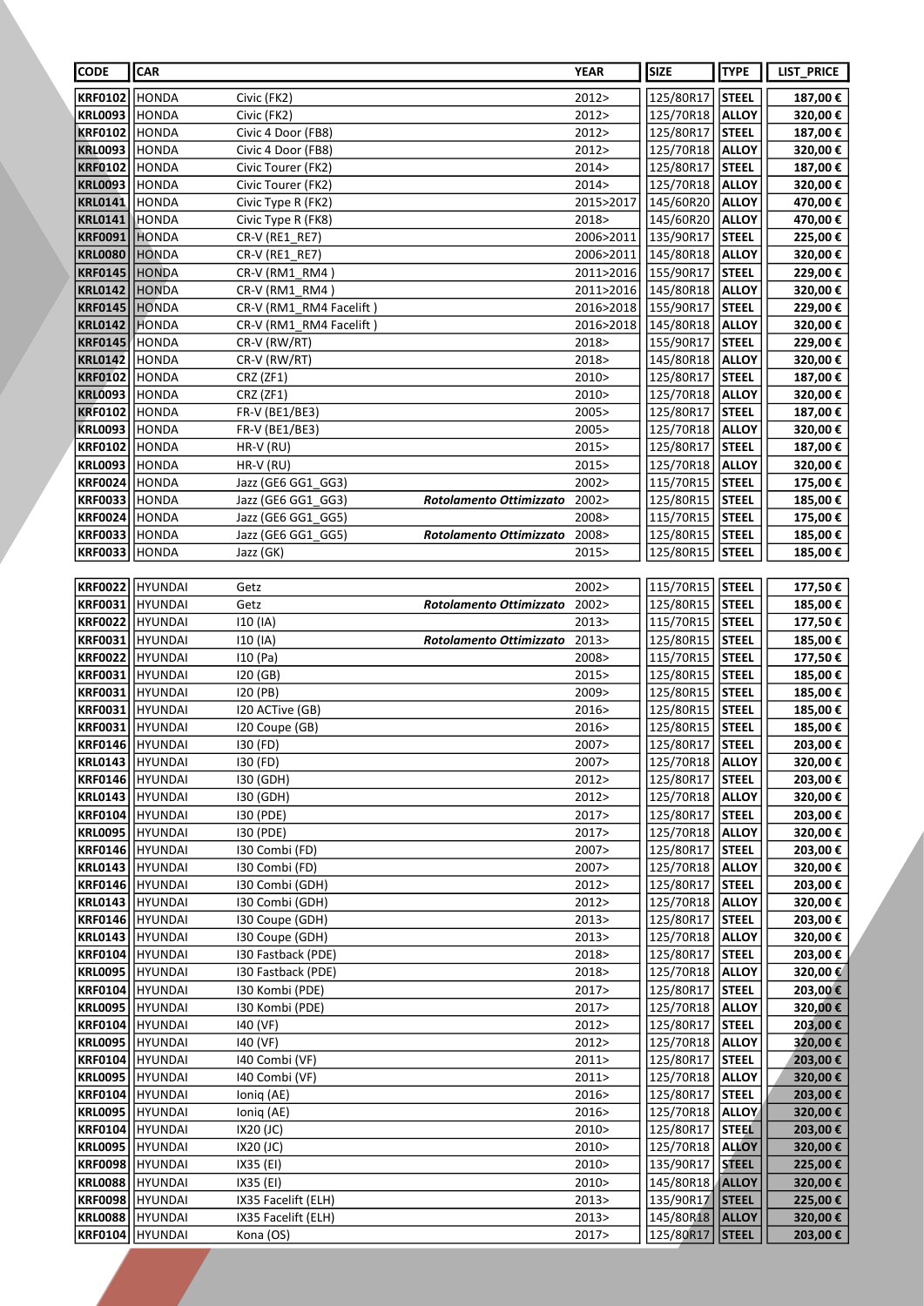| CODE | CAR | | | YEAR | SIZE | TYPE | LIST_PRICE |
|---|---|---|---|---|---|---|---|
| KRF0102 | HONDA | Civic (FK2) | | 2012> | 125/80R17 | STEEL | 187,00 € |
| KRL0093 | HONDA | Civic (FK2) | | 2012> | 125/70R18 | ALLOY | 320,00 € |
| KRF0102 | HONDA | Civic 4 Door (FB8) | | 2012> | 125/80R17 | STEEL | 187,00 € |
| KRL0093 | HONDA | Civic 4 Door (FB8) | | 2012> | 125/70R18 | ALLOY | 320,00 € |
| KRF0102 | HONDA | Civic Tourer (FK2) | | 2014> | 125/80R17 | STEEL | 187,00 € |
| KRL0093 | HONDA | Civic Tourer (FK2) | | 2014> | 125/70R18 | ALLOY | 320,00 € |
| KRL0141 | HONDA | Civic Type R (FK2) | | 2015>2017 | 145/60R20 | ALLOY | 470,00 € |
| KRL0141 | HONDA | Civic Type R (FK8) | | 2018> | 145/60R20 | ALLOY | 470,00 € |
| KRF0091 | HONDA | CR-V (RE1_RE7) | | 2006>2011 | 135/90R17 | STEEL | 225,00 € |
| KRL0080 | HONDA | CR-V (RE1_RE7) | | 2006>2011 | 145/80R18 | ALLOY | 320,00 € |
| KRF0145 | HONDA | CR-V (RM1_RM4 ) | | 2011>2016 | 155/90R17 | STEEL | 229,00 € |
| KRL0142 | HONDA | CR-V (RM1_RM4 ) | | 2011>2016 | 145/80R18 | ALLOY | 320,00 € |
| KRF0145 | HONDA | CR-V (RM1_RM4 Facelift ) | | 2016>2018 | 155/90R17 | STEEL | 229,00 € |
| KRL0142 | HONDA | CR-V (RM1_RM4 Facelift ) | | 2016>2018 | 145/80R18 | ALLOY | 320,00 € |
| KRF0145 | HONDA | CR-V (RW/RT) | | 2018> | 155/90R17 | STEEL | 229,00 € |
| KRL0142 | HONDA | CR-V (RW/RT) | | 2018> | 145/80R18 | ALLOY | 320,00 € |
| KRF0102 | HONDA | CRZ (ZF1) | | 2010> | 125/80R17 | STEEL | 187,00 € |
| KRL0093 | HONDA | CRZ (ZF1) | | 2010> | 125/70R18 | ALLOY | 320,00 € |
| KRF0102 | HONDA | FR-V (BE1/BE3) | | 2005> | 125/80R17 | STEEL | 187,00 € |
| KRL0093 | HONDA | FR-V (BE1/BE3) | | 2005> | 125/70R18 | ALLOY | 320,00 € |
| KRF0102 | HONDA | HR-V (RU) | | 2015> | 125/80R17 | STEEL | 187,00 € |
| KRL0093 | HONDA | HR-V (RU) | | 2015> | 125/70R18 | ALLOY | 320,00 € |
| KRF0024 | HONDA | Jazz (GE6 GG1_GG3) | | 2002> | 115/70R15 | STEEL | 175,00 € |
| KRF0033 | HONDA | Jazz (GE6 GG1_GG3) | *Rotolamento Ottimizzato* | 2002> | 125/80R15 | STEEL | 185,00 € |
| KRF0024 | HONDA | Jazz (GE6 GG1_GG5) | | 2008> | 115/70R15 | STEEL | 175,00 € |
| KRF0033 | HONDA | Jazz (GE6 GG1_GG5) | *Rotolamento Ottimizzato* | 2008> | 125/80R15 | STEEL | 185,00 € |
| KRF0033 | HONDA | Jazz (GK) | | 2015> | 125/80R15 | STEEL | 185,00 € |
| KRF0022 | HYUNDAI | Getz | | 2002> | 115/70R15 | STEEL | 177,50 € |
| KRF0031 | HYUNDAI | Getz | *Rotolamento Ottimizzato* | 2002> | 125/80R15 | STEEL | 185,00 € |
| KRF0022 | HYUNDAI | I10 (IA) | | 2013> | 115/70R15 | STEEL | 177,50 € |
| KRF0031 | HYUNDAI | I10 (IA) | *Rotolamento Ottimizzato* | 2013> | 125/80R15 | STEEL | 185,00 € |
| KRF0022 | HYUNDAI | I10 (Pa) | | 2008> | 115/70R15 | STEEL | 177,50 € |
| KRF0031 | HYUNDAI | I20 (GB) | | 2015> | 125/80R15 | STEEL | 185,00 € |
| KRF0031 | HYUNDAI | I20 (PB) | | 2009> | 125/80R15 | STEEL | 185,00 € |
| KRF0031 | HYUNDAI | I20 ACTive (GB) | | 2016> | 125/80R15 | STEEL | 185,00 € |
| KRF0031 | HYUNDAI | I20 Coupe (GB) | | 2016> | 125/80R15 | STEEL | 185,00 € |
| KRF0146 | HYUNDAI | I30 (FD) | | 2007> | 125/80R17 | STEEL | 203,00 € |
| KRL0143 | HYUNDAI | I30 (FD) | | 2007> | 125/70R18 | ALLOY | 320,00 € |
| KRF0146 | HYUNDAI | I30 (GDH) | | 2012> | 125/80R17 | STEEL | 203,00 € |
| KRL0143 | HYUNDAI | I30 (GDH) | | 2012> | 125/70R18 | ALLOY | 320,00 € |
| KRF0104 | HYUNDAI | I30 (PDE) | | 2017> | 125/80R17 | STEEL | 203,00 € |
| KRL0095 | HYUNDAI | I30 (PDE) | | 2017> | 125/70R18 | ALLOY | 320,00 € |
| KRF0146 | HYUNDAI | I30 Combi (FD) | | 2007> | 125/80R17 | STEEL | 203,00 € |
| KRL0143 | HYUNDAI | I30 Combi (FD) | | 2007> | 125/70R18 | ALLOY | 320,00 € |
| KRF0146 | HYUNDAI | I30 Combi (GDH) | | 2012> | 125/80R17 | STEEL | 203,00 € |
| KRL0143 | HYUNDAI | I30 Combi (GDH) | | 2012> | 125/70R18 | ALLOY | 320,00 € |
| KRF0146 | HYUNDAI | I30 Coupe (GDH) | | 2013> | 125/80R17 | STEEL | 203,00 € |
| KRL0143 | HYUNDAI | I30 Coupe (GDH) | | 2013> | 125/70R18 | ALLOY | 320,00 € |
| KRF0104 | HYUNDAI | I30 Fastback (PDE) | | 2018> | 125/80R17 | STEEL | 203,00 € |
| KRL0095 | HYUNDAI | I30 Fastback (PDE) | | 2018> | 125/70R18 | ALLOY | 320,00 € |
| KRF0104 | HYUNDAI | I30 Kombi (PDE) | | 2017> | 125/80R17 | STEEL | 203,00 € |
| KRL0095 | HYUNDAI | I30 Kombi (PDE) | | 2017> | 125/70R18 | ALLOY | 320,00 € |
| KRF0104 | HYUNDAI | I40 (VF) | | 2012> | 125/80R17 | STEEL | 203,00 € |
| KRL0095 | HYUNDAI | I40 (VF) | | 2012> | 125/70R18 | ALLOY | 320,00 € |
| KRF0104 | HYUNDAI | I40 Combi (VF) | | 2011> | 125/80R17 | STEEL | 203,00 € |
| KRL0095 | HYUNDAI | I40 Combi (VF) | | 2011> | 125/70R18 | ALLOY | 320,00 € |
| KRF0104 | HYUNDAI | Ioniq (AE) | | 2016> | 125/80R17 | STEEL | 203,00 € |
| KRL0095 | HYUNDAI | Ioniq (AE) | | 2016> | 125/70R18 | ALLOY | 320,00 € |
| KRF0104 | HYUNDAI | IX20 (JC) | | 2010> | 125/80R17 | STEEL | 203,00 € |
| KRL0095 | HYUNDAI | IX20 (JC) | | 2010> | 125/70R18 | ALLOY | 320,00 € |
| KRF0098 | HYUNDAI | IX35 (EI) | | 2010> | 135/90R17 | STEEL | 225,00 € |
| KRL0088 | HYUNDAI | IX35 (EI) | | 2010> | 145/80R18 | ALLOY | 320,00 € |
| KRF0098 | HYUNDAI | IX35 Facelift (ELH) | | 2013> | 135/90R17 | STEEL | 225,00 € |
| KRL0088 | HYUNDAI | IX35 Facelift (ELH) | | 2013> | 145/80R18 | ALLOY | 320,00 € |
| KRF0104 | HYUNDAI | Kona (OS) | | 2017> | 125/80R17 | STEEL | 203,00 € |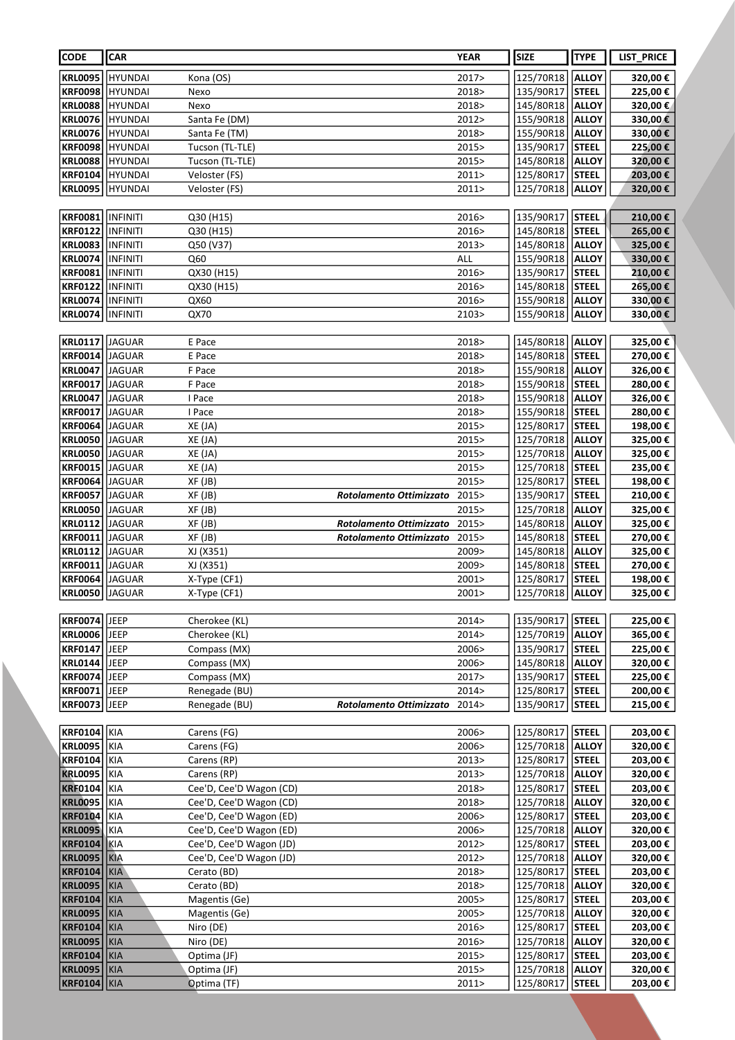| CODE | CAR | | | YEAR | SIZE | TYPE | LIST_PRICE |
|---|---|---|---|---|---|---|---|
| **KRL0095** | HYUNDAI | Kona (OS) | | 2017> | 125/70R18 | **ALLOY** | **320,00 €** |
| **KRF0098** | HYUNDAI | Nexo | | 2018> | 135/90R17 | **STEEL** | **225,00 €** |
| **KRL0088** | HYUNDAI | Nexo | | 2018> | 145/80R18 | **ALLOY** | **320,00 €** |
| **KRL0076** | HYUNDAI | Santa Fe (DM) | | 2012> | 155/90R18 | **ALLOY** | **330,00 €** |
| **KRL0076** | HYUNDAI | Santa Fe (TM) | | 2018> | 155/90R18 | **ALLOY** | **330,00 €** |
| **KRF0098** | HYUNDAI | Tucson (TL-TLE) | | 2015> | 135/90R17 | **STEEL** | **225,00 €** |
| **KRL0088** | HYUNDAI | Tucson (TL-TLE) | | 2015> | 145/80R18 | **ALLOY** | **320,00 €** |
| **KRF0104** | HYUNDAI | Veloster (FS) | | 2011> | 125/80R17 | **STEEL** | **203,00 €** |
| **KRL0095** | HYUNDAI | Veloster (FS) | | 2011> | 125/70R18 | **ALLOY** | **320,00 €** |
| **KRF0081** | INFINITI | Q30 (H15) | | 2016> | 135/90R17 | **STEEL** | **210,00 €** |
| **KRF0122** | INFINITI | Q30 (H15) | | 2016> | 145/80R18 | **STEEL** | **265,00 €** |
| **KRL0083** | INFINITI | Q50 (V37) | | 2013> | 145/80R18 | **ALLOY** | **325,00 €** |
| **KRL0074** | INFINITI | Q60 | | ALL | 155/90R18 | **ALLOY** | **330,00 €** |
| **KRF0081** | INFINITI | QX30 (H15) | | 2016> | 135/90R17 | **STEEL** | **210,00 €** |
| **KRF0122** | INFINITI | QX30 (H15) | | 2016> | 145/80R18 | **STEEL** | **265,00 €** |
| **KRL0074** | INFINITI | QX60 | | 2016> | 155/90R18 | **ALLOY** | **330,00 €** |
| **KRL0074** | INFINITI | QX70 | | 2103> | 155/90R18 | **ALLOY** | **330,00 €** |
| **KRL0117** | JAGUAR | E Pace | | 2018> | 145/80R18 | **ALLOY** | **325,00 €** |
| **KRF0014** | JAGUAR | E Pace | | 2018> | 145/80R18 | **STEEL** | **270,00 €** |
| **KRL0047** | JAGUAR | F Pace | | 2018> | 155/90R18 | **ALLOY** | **326,00 €** |
| **KRF0017** | JAGUAR | F Pace | | 2018> | 155/90R18 | **STEEL** | **280,00 €** |
| **KRL0047** | JAGUAR | I Pace | | 2018> | 155/90R18 | **ALLOY** | **326,00 €** |
| **KRF0017** | JAGUAR | I Pace | | 2018> | 155/90R18 | **STEEL** | **280,00 €** |
| **KRF0064** | JAGUAR | XE (JA) | | 2015> | 125/80R17 | **STEEL** | **198,00 €** |
| **KRL0050** | JAGUAR | XE (JA) | | 2015> | 125/70R18 | **ALLOY** | **325,00 €** |
| **KRL0050** | JAGUAR | XE (JA) | | 2015> | 125/70R18 | **ALLOY** | **325,00 €** |
| **KRF0015** | JAGUAR | XE (JA) | | 2015> | 125/70R18 | **STEEL** | **235,00 €** |
| **KRF0064** | JAGUAR | XF (JB) | | 2015> | 125/80R17 | **STEEL** | **198,00 €** |
| **KRF0057** | JAGUAR | XF (JB) | ***Rotolamento Ottimizzato*** | 2015> | 135/90R17 | **STEEL** | **210,00 €** |
| **KRL0050** | JAGUAR | XF (JB) | | 2015> | 125/70R18 | **ALLOY** | **325,00 €** |
| **KRL0112** | JAGUAR | XF (JB) | ***Rotolamento Ottimizzato*** | 2015> | 145/80R18 | **ALLOY** | **325,00 €** |
| **KRF0011** | JAGUAR | XF (JB) | ***Rotolamento Ottimizzato*** | 2015> | 145/80R18 | **STEEL** | **270,00 €** |
| **KRL0112** | JAGUAR | XJ (X351) | | 2009> | 145/80R18 | **ALLOY** | **325,00 €** |
| **KRF0011** | JAGUAR | XJ (X351) | | 2009> | 145/80R18 | **STEEL** | **270,00 €** |
| **KRF0064** | JAGUAR | X-Type (CF1) | | 2001> | 125/80R17 | **STEEL** | **198,00 €** |
| **KRL0050** | JAGUAR | X-Type (CF1) | | 2001> | 125/70R18 | **ALLOY** | **325,00 €** |
| **KRF0074** | JEEP | Cherokee (KL) | | 2014> | 135/90R17 | **STEEL** | **225,00 €** |
| **KRL0006** | JEEP | Cherokee (KL) | | 2014> | 125/70R19 | **ALLOY** | **365,00 €** |
| **KRF0147** | JEEP | Compass (MX) | | 2006> | 135/90R17 | **STEEL** | **225,00 €** |
| **KRL0144** | JEEP | Compass (MX) | | 2006> | 145/80R18 | **ALLOY** | **320,00 €** |
| **KRF0074** | JEEP | Compass (MX) | | 2017> | 135/90R17 | **STEEL** | **225,00 €** |
| **KRF0071** | JEEP | Renegade (BU) | | 2014> | 125/80R17 | **STEEL** | **200,00 €** |
| **KRF0073** | JEEP | Renegade (BU) | ***Rotolamento Ottimizzato*** | 2014> | 135/90R17 | **STEEL** | **215,00 €** |
| **KRF0104** | KIA | Carens (FG) | | 2006> | 125/80R17 | **STEEL** | **203,00 €** |
| **KRL0095** | KIA | Carens (FG) | | 2006> | 125/70R18 | **ALLOY** | **320,00 €** |
| **KRF0104** | KIA | Carens (RP) | | 2013> | 125/80R17 | **STEEL** | **203,00 €** |
| **KRL0095** | KIA | Carens (RP) | | 2013> | 125/70R18 | **ALLOY** | **320,00 €** |
| **KRF0104** | KIA | Cee'D, Cee'D Wagon (CD) | | 2018> | 125/80R17 | **STEEL** | **203,00 €** |
| **KRL0095** | KIA | Cee'D, Cee'D Wagon (CD) | | 2018> | 125/70R18 | **ALLOY** | **320,00 €** |
| **KRF0104** | KIA | Cee'D, Cee'D Wagon (ED) | | 2006> | 125/80R17 | **STEEL** | **203,00 €** |
| **KRL0095** | KIA | Cee'D, Cee'D Wagon (ED) | | 2006> | 125/70R18 | **ALLOY** | **320,00 €** |
| **KRF0104** | KIA | Cee'D, Cee'D Wagon (JD) | | 2012> | 125/80R17 | **STEEL** | **203,00 €** |
| **KRL0095** | KIA | Cee'D, Cee'D Wagon (JD) | | 2012> | 125/70R18 | **ALLOY** | **320,00 €** |
| **KRF0104** | KIA | Cerato (BD) | | 2018> | 125/80R17 | **STEEL** | **203,00 €** |
| **KRL0095** | KIA | Cerato (BD) | | 2018> | 125/70R18 | **ALLOY** | **320,00 €** |
| **KRF0104** | KIA | Magentis (Ge) | | 2005> | 125/80R17 | **STEEL** | **203,00 €** |
| **KRL0095** | KIA | Magentis (Ge) | | 2005> | 125/70R18 | **ALLOY** | **320,00 €** |
| **KRF0104** | KIA | Niro (DE) | | 2016> | 125/80R17 | **STEEL** | **203,00 €** |
| **KRL0095** | KIA | Niro (DE) | | 2016> | 125/70R18 | **ALLOY** | **320,00 €** |
| **KRF0104** | KIA | Optima (JF) | | 2015> | 125/80R17 | **STEEL** | **203,00 €** |
| **KRL0095** | KIA | Optima (JF) | | 2015> | 125/70R18 | **ALLOY** | **320,00 €** |
| **KRF0104** | KIA | Optima (TF) | | 2011> | 125/80R17 | **STEEL** | **203,00 €** |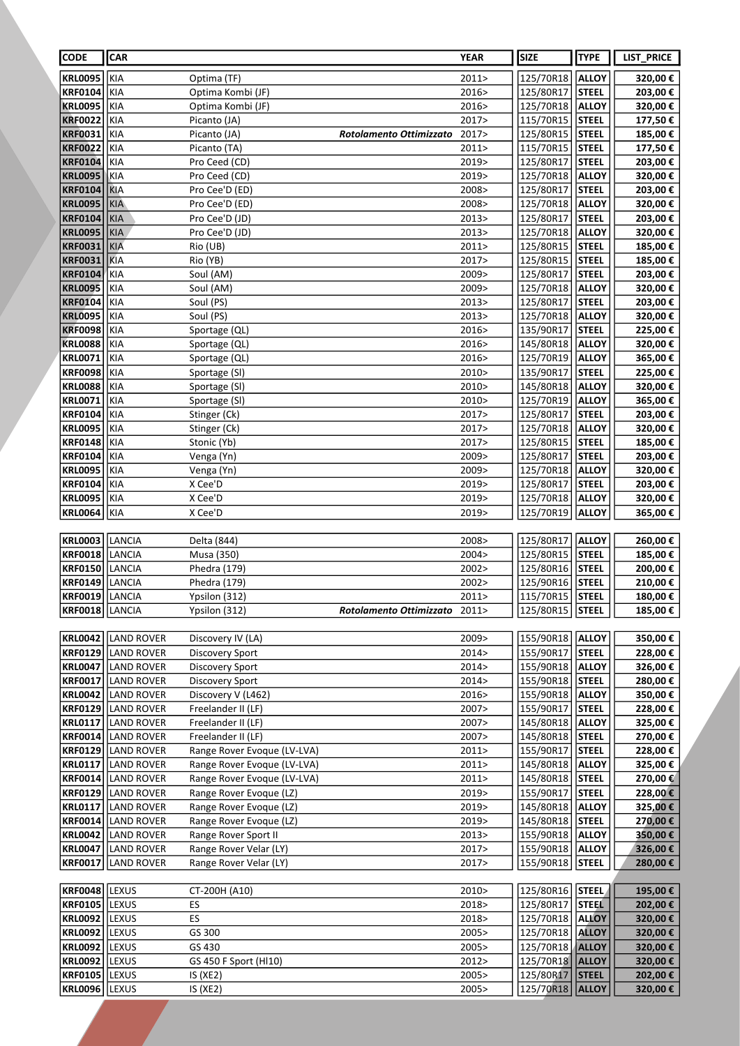| CODE | CAR | | | YEAR | SIZE | TYPE | LIST_PRICE |
|---|---|---|---|---|---|---|---|
| KRL0095 | KIA | Optima (TF) | | 2011> | 125/70R18 | ALLOY | 320,00 € |
| KRF0104 | KIA | Optima Kombi (JF) | | 2016> | 125/80R17 | STEEL | 203,00 € |
| KRL0095 | KIA | Optima Kombi (JF) | | 2016> | 125/70R18 | ALLOY | 320,00 € |
| KRF0022 | KIA | Picanto (JA) | | 2017> | 115/70R15 | STEEL | 177,50 € |
| KRF0031 | KIA | Picanto (JA) | *Rotolamento Ottimizzato* | 2017> | 125/80R15 | STEEL | 185,00 € |
| KRF0022 | KIA | Picanto (TA) | | 2011> | 115/70R15 | STEEL | 177,50 € |
| KRF0104 | KIA | Pro Ceed (CD) | | 2019> | 125/80R17 | STEEL | 203,00 € |
| KRL0095 | KIA | Pro Ceed (CD) | | 2019> | 125/70R18 | ALLOY | 320,00 € |
| KRF0104 | KIA | Pro Cee'D (ED) | | 2008> | 125/80R17 | STEEL | 203,00 € |
| KRL0095 | KIA | Pro Cee'D (ED) | | 2008> | 125/70R18 | ALLOY | 320,00 € |
| KRF0104 | KIA | Pro Cee'D (JD) | | 2013> | 125/80R17 | STEEL | 203,00 € |
| KRL0095 | KIA | Pro Cee'D (JD) | | 2013> | 125/70R18 | ALLOY | 320,00 € |
| KRF0031 | KIA | Rio (UB) | | 2011> | 125/80R15 | STEEL | 185,00 € |
| KRF0031 | KIA | Rio (YB) | | 2017> | 125/80R15 | STEEL | 185,00 € |
| KRF0104 | KIA | Soul (AM) | | 2009> | 125/80R17 | STEEL | 203,00 € |
| KRL0095 | KIA | Soul (AM) | | 2009> | 125/70R18 | ALLOY | 320,00 € |
| KRF0104 | KIA | Soul (PS) | | 2013> | 125/80R17 | STEEL | 203,00 € |
| KRL0095 | KIA | Soul (PS) | | 2013> | 125/70R18 | ALLOY | 320,00 € |
| KRF0098 | KIA | Sportage (QL) | | 2016> | 135/90R17 | STEEL | 225,00 € |
| KRL0088 | KIA | Sportage (QL) | | 2016> | 145/80R18 | ALLOY | 320,00 € |
| KRL0071 | KIA | Sportage (QL) | | 2016> | 125/70R19 | ALLOY | 365,00 € |
| KRF0098 | KIA | Sportage (Sl) | | 2010> | 135/90R17 | STEEL | 225,00 € |
| KRL0088 | KIA | Sportage (Sl) | | 2010> | 145/80R18 | ALLOY | 320,00 € |
| KRL0071 | KIA | Sportage (Sl) | | 2010> | 125/70R19 | ALLOY | 365,00 € |
| KRF0104 | KIA | Stinger (Ck) | | 2017> | 125/80R17 | STEEL | 203,00 € |
| KRL0095 | KIA | Stinger (Ck) | | 2017> | 125/70R18 | ALLOY | 320,00 € |
| KRF0148 | KIA | Stonic (Yb) | | 2017> | 125/80R15 | STEEL | 185,00 € |
| KRF0104 | KIA | Venga (Yn) | | 2009> | 125/80R17 | STEEL | 203,00 € |
| KRL0095 | KIA | Venga (Yn) | | 2009> | 125/70R18 | ALLOY | 320,00 € |
| KRF0104 | KIA | X Cee'D | | 2019> | 125/80R17 | STEEL | 203,00 € |
| KRL0095 | KIA | X Cee'D | | 2019> | 125/70R18 | ALLOY | 320,00 € |
| KRL0064 | KIA | X Cee'D | | 2019> | 125/70R19 | ALLOY | 365,00 € |
| KRL0003 | LANCIA | Delta (844) | | 2008> | 125/80R17 | ALLOY | 260,00 € |
| KRF0018 | LANCIA | Musa (350) | | 2004> | 125/80R15 | STEEL | 185,00 € |
| KRF0150 | LANCIA | Phedra (179) | | 2002> | 125/80R16 | STEEL | 200,00 € |
| KRF0149 | LANCIA | Phedra (179) | | 2002> | 125/90R16 | STEEL | 210,00 € |
| KRF0019 | LANCIA | Ypsilon (312) | | 2011> | 115/70R15 | STEEL | 180,00 € |
| KRF0018 | LANCIA | Ypsilon (312) | *Rotolamento Ottimizzato* | 2011> | 125/80R15 | STEEL | 185,00 € |
| KRL0042 | LAND ROVER | Discovery IV (LA) | | 2009> | 155/90R18 | ALLOY | 350,00 € |
| KRF0129 | LAND ROVER | Discovery Sport | | 2014> | 155/90R17 | STEEL | 228,00 € |
| KRL0047 | LAND ROVER | Discovery Sport | | 2014> | 155/90R18 | ALLOY | 326,00 € |
| KRF0017 | LAND ROVER | Discovery Sport | | 2014> | 155/90R18 | STEEL | 280,00 € |
| KRL0042 | LAND ROVER | Discovery V (L462) | | 2016> | 155/90R18 | ALLOY | 350,00 € |
| KRF0129 | LAND ROVER | Freelander II (LF) | | 2007> | 155/90R17 | STEEL | 228,00 € |
| KRL0117 | LAND ROVER | Freelander II (LF) | | 2007> | 145/80R18 | ALLOY | 325,00 € |
| KRF0014 | LAND ROVER | Freelander II (LF) | | 2007> | 145/80R18 | STEEL | 270,00 € |
| KRF0129 | LAND ROVER | Range Rover Evoque (LV-LVA) | | 2011> | 155/90R17 | STEEL | 228,00 € |
| KRL0117 | LAND ROVER | Range Rover Evoque (LV-LVA) | | 2011> | 145/80R18 | ALLOY | 325,00 € |
| KRF0014 | LAND ROVER | Range Rover Evoque (LV-LVA) | | 2011> | 145/80R18 | STEEL | 270,00 € |
| KRF0129 | LAND ROVER | Range Rover Evoque (LZ) | | 2019> | 155/90R17 | STEEL | 228,00 € |
| KRL0117 | LAND ROVER | Range Rover Evoque (LZ) | | 2019> | 145/80R18 | ALLOY | 325,00 € |
| KRF0014 | LAND ROVER | Range Rover Evoque (LZ) | | 2019> | 145/80R18 | STEEL | 270,00 € |
| KRL0042 | LAND ROVER | Range Rover Sport II | | 2013> | 155/90R18 | ALLOY | 350,00 € |
| KRL0047 | LAND ROVER | Range Rover Velar (LY) | | 2017> | 155/90R18 | ALLOY | 326,00 € |
| KRF0017 | LAND ROVER | Range Rover Velar (LY) | | 2017> | 155/90R18 | STEEL | 280,00 € |
| KRF0048 | LEXUS | CT-200H (A10) | | 2010> | 125/80R16 | STEEL | 195,00 € |
| KRF0105 | LEXUS | ES | | 2018> | 125/80R17 | STEEL | 202,00 € |
| KRL0092 | LEXUS | ES | | 2018> | 125/70R18 | ALLOY | 320,00 € |
| KRL0092 | LEXUS | GS 300 | | 2005> | 125/70R18 | ALLOY | 320,00 € |
| KRL0092 | LEXUS | GS 430 | | 2005> | 125/70R18 | ALLOY | 320,00 € |
| KRL0092 | LEXUS | GS 450 F Sport (Hl10) | | 2012> | 125/70R18 | ALLOY | 320,00 € |
| KRF0105 | LEXUS | IS (XE2) | | 2005> | 125/80R17 | STEEL | 202,00 € |
| KRL0096 | LEXUS | IS (XE2) | | 2005> | 125/70R18 | ALLOY | 320,00 € |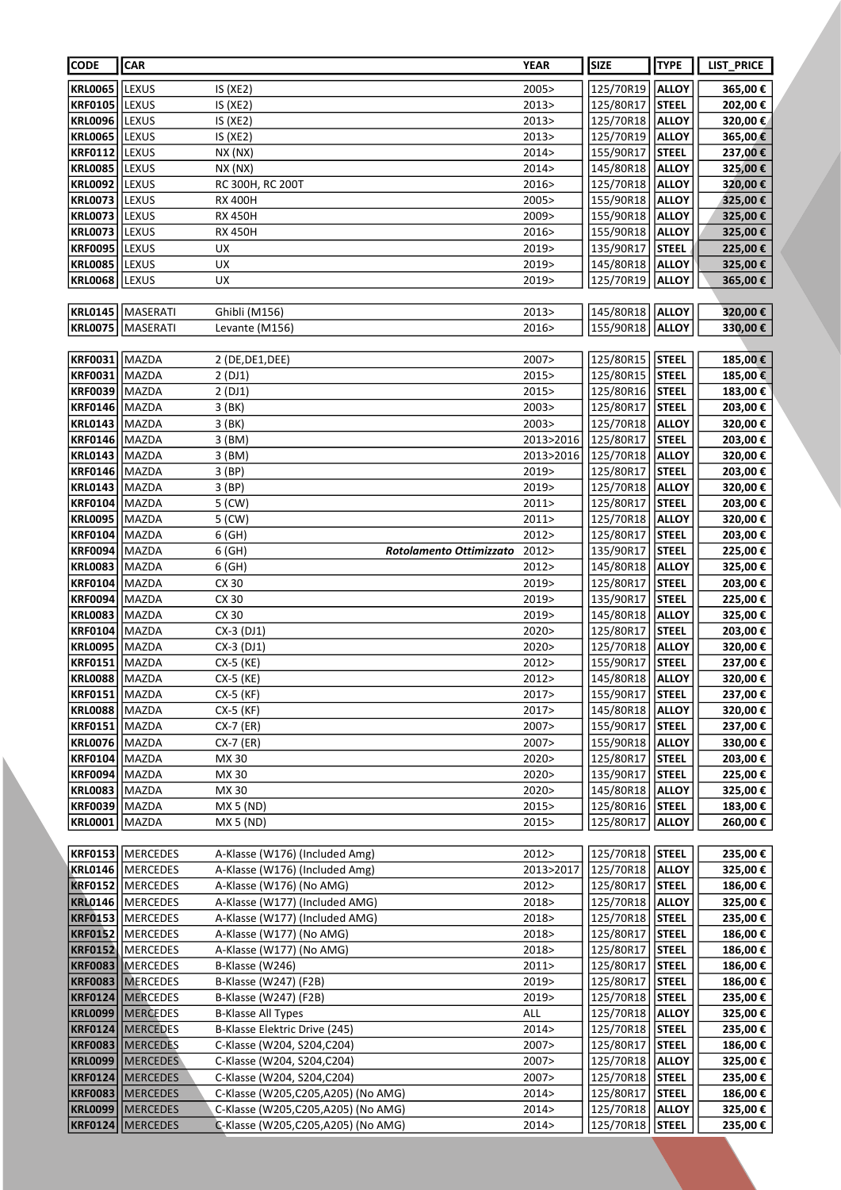| CODE | CAR | | | YEAR | SIZE | TYPE | LIST_PRICE |
|---|---|---|---|---|---|---|---|
| **KRL0065** | LEXUS | IS (XE2) | | 2005> | 125/70R19 | **ALLOY** | **365,00 €** |
| **KRF0105** | LEXUS | IS (XE2) | | 2013> | 125/80R17 | **STEEL** | **202,00 €** |
| **KRL0096** | LEXUS | IS (XE2) | | 2013> | 125/70R18 | **ALLOY** | **320,00 €** |
| **KRL0065** | LEXUS | IS (XE2) | | 2013> | 125/70R19 | **ALLOY** | **365,00 €** |
| **KRF0112** | LEXUS | NX (NX) | | 2014> | 155/90R17 | **STEEL** | **237,00 €** |
| **KRL0085** | LEXUS | NX (NX) | | 2014> | 145/80R18 | **ALLOY** | **325,00 €** |
| **KRL0092** | LEXUS | RC 300H, RC 200T | | 2016> | 125/70R18 | **ALLOY** | **320,00 €** |
| **KRL0073** | LEXUS | RX 400H | | 2005> | 155/90R18 | **ALLOY** | **325,00 €** |
| **KRL0073** | LEXUS | RX 450H | | 2009> | 155/90R18 | **ALLOY** | **325,00 €** |
| **KRL0073** | LEXUS | RX 450H | | 2016> | 155/90R18 | **ALLOY** | **325,00 €** |
| **KRF0095** | LEXUS | UX | | 2019> | 135/90R17 | **STEEL** | **225,00 €** |
| **KRL0085** | LEXUS | UX | | 2019> | 145/80R18 | **ALLOY** | **325,00 €** |
| **KRL0068** | LEXUS | UX | | 2019> | 125/70R19 | **ALLOY** | **365,00 €** |
| | | | | | | | |
| **KRL0145** | MASERATI | Ghibli (M156) | | 2013> | 145/80R18 | **ALLOY** | **320,00 €** |
| **KRL0075** | MASERATI | Levante (M156) | | 2016> | 155/90R18 | **ALLOY** | **330,00 €** |
| | | | | | | | |
| **KRF0031** | MAZDA | 2 (DE,DE1,DEE) | | 2007> | 125/80R15 | **STEEL** | **185,00 €** |
| **KRF0031** | MAZDA | 2 (DJ1) | | 2015> | 125/80R15 | **STEEL** | **185,00 €** |
| **KRF0039** | MAZDA | 2 (DJ1) | | 2015> | 125/80R16 | **STEEL** | **183,00 €** |
| **KRF0146** | MAZDA | 3 (BK) | | 2003> | 125/80R17 | **STEEL** | **203,00 €** |
| **KRL0143** | MAZDA | 3 (BK) | | 2003> | 125/70R18 | **ALLOY** | **320,00 €** |
| **KRF0146** | MAZDA | 3 (BM) | | 2013>2016 | 125/80R17 | **STEEL** | **203,00 €** |
| **KRL0143** | MAZDA | 3 (BM) | | 2013>2016 | 125/70R18 | **ALLOY** | **320,00 €** |
| **KRF0146** | MAZDA | 3 (BP) | | 2019> | 125/80R17 | **STEEL** | **203,00 €** |
| **KRL0143** | MAZDA | 3 (BP) | | 2019> | 125/70R18 | **ALLOY** | **320,00 €** |
| **KRF0104** | MAZDA | 5 (CW) | | 2011> | 125/80R17 | **STEEL** | **203,00 €** |
| **KRL0095** | MAZDA | 5 (CW) | | 2011> | 125/70R18 | **ALLOY** | **320,00 €** |
| **KRF0104** | MAZDA | 6 (GH) | | 2012> | 125/80R17 | **STEEL** | **203,00 €** |
| **KRF0094** | MAZDA | 6 (GH) | ***Rotolamento Ottimizzato*** | 2012> | 135/90R17 | **STEEL** | **225,00 €** |
| **KRL0083** | MAZDA | 6 (GH) | | 2012> | 145/80R18 | **ALLOY** | **325,00 €** |
| **KRF0104** | MAZDA | CX 30 | | 2019> | 125/80R17 | **STEEL** | **203,00 €** |
| **KRF0094** | MAZDA | CX 30 | | 2019> | 135/90R17 | **STEEL** | **225,00 €** |
| **KRL0083** | MAZDA | CX 30 | | 2019> | 145/80R18 | **ALLOY** | **325,00 €** |
| **KRF0104** | MAZDA | CX-3 (DJ1) | | 2020> | 125/80R17 | **STEEL** | **203,00 €** |
| **KRL0095** | MAZDA | CX-3 (DJ1) | | 2020> | 125/70R18 | **ALLOY** | **320,00 €** |
| **KRF0151** | MAZDA | CX-5 (KE) | | 2012> | 155/90R17 | **STEEL** | **237,00 €** |
| **KRL0088** | MAZDA | CX-5 (KE) | | 2012> | 145/80R18 | **ALLOY** | **320,00 €** |
| **KRF0151** | MAZDA | CX-5 (KF) | | 2017> | 155/90R17 | **STEEL** | **237,00 €** |
| **KRL0088** | MAZDA | CX-5 (KF) | | 2017> | 145/80R18 | **ALLOY** | **320,00 €** |
| **KRF0151** | MAZDA | CX-7 (ER) | | 2007> | 155/90R17 | **STEEL** | **237,00 €** |
| **KRL0076** | MAZDA | CX-7 (ER) | | 2007> | 155/90R18 | **ALLOY** | **330,00 €** |
| **KRF0104** | MAZDA | MX 30 | | 2020> | 125/80R17 | **STEEL** | **203,00 €** |
| **KRF0094** | MAZDA | MX 30 | | 2020> | 135/90R17 | **STEEL** | **225,00 €** |
| **KRL0083** | MAZDA | MX 30 | | 2020> | 145/80R18 | **ALLOY** | **325,00 €** |
| **KRF0039** | MAZDA | MX 5 (ND) | | 2015> | 125/80R16 | **STEEL** | **183,00 €** |
| **KRL0001** | MAZDA | MX 5 (ND) | | 2015> | 125/80R17 | **ALLOY** | **260,00 €** |
| | | | | | | | |
| **KRF0153** | MERCEDES | A-Klasse (W176) (Included Amg) | | 2012> | 125/70R18 | **STEEL** | **235,00 €** |
| **KRL0146** | MERCEDES | A-Klasse (W176) (Included Amg) | | 2013>2017 | 125/70R18 | **ALLOY** | **325,00 €** |
| **KRF0152** | MERCEDES | A-Klasse (W176) (No AMG) | | 2012> | 125/80R17 | **STEEL** | **186,00 €** |
| **KRL0146** | MERCEDES | A-Klasse (W177) (Included AMG) | | 2018> | 125/70R18 | **ALLOY** | **325,00 €** |
| **KRF0153** | MERCEDES | A-Klasse (W177) (Included AMG) | | 2018> | 125/70R18 | **STEEL** | **235,00 €** |
| **KRF0152** | MERCEDES | A-Klasse (W177) (No AMG) | | 2018> | 125/80R17 | **STEEL** | **186,00 €** |
| **KRF0152** | MERCEDES | A-Klasse (W177) (No AMG) | | 2018> | 125/80R17 | **STEEL** | **186,00 €** |
| **KRF0083** | MERCEDES | B-Klasse (W246) | | 2011> | 125/80R17 | **STEEL** | **186,00 €** |
| **KRF0083** | MERCEDES | B-Klasse (W247) (F2B) | | 2019> | 125/80R17 | **STEEL** | **186,00 €** |
| **KRF0124** | MERCEDES | B-Klasse (W247) (F2B) | | 2019> | 125/70R18 | **STEEL** | **235,00 €** |
| **KRL0099** | MERCEDES | B-Klasse All Types | | ALL | 125/70R18 | **ALLOY** | **325,00 €** |
| **KRF0124** | MERCEDES | B-Klasse Elektric Drive (245) | | 2014> | 125/70R18 | **STEEL** | **235,00 €** |
| **KRF0083** | MERCEDES | C-Klasse (W204, S204,C204) | | 2007> | 125/80R17 | **STEEL** | **186,00 €** |
| **KRL0099** | MERCEDES | C-Klasse (W204, S204,C204) | | 2007> | 125/70R18 | **ALLOY** | **325,00 €** |
| **KRF0124** | MERCEDES | C-Klasse (W204, S204,C204) | | 2007> | 125/70R18 | **STEEL** | **235,00 €** |
| **KRF0083** | MERCEDES | C-Klasse (W205,C205,A205) (No AMG) | | 2014> | 125/80R17 | **STEEL** | **186,00 €** |
| **KRL0099** | MERCEDES | C-Klasse (W205,C205,A205) (No AMG) | | 2014> | 125/70R18 | **ALLOY** | **325,00 €** |
| **KRF0124** | MERCEDES | C-Klasse (W205,C205,A205) (No AMG) | | 2014> | 125/70R18 | **STEEL** | **235,00 €** |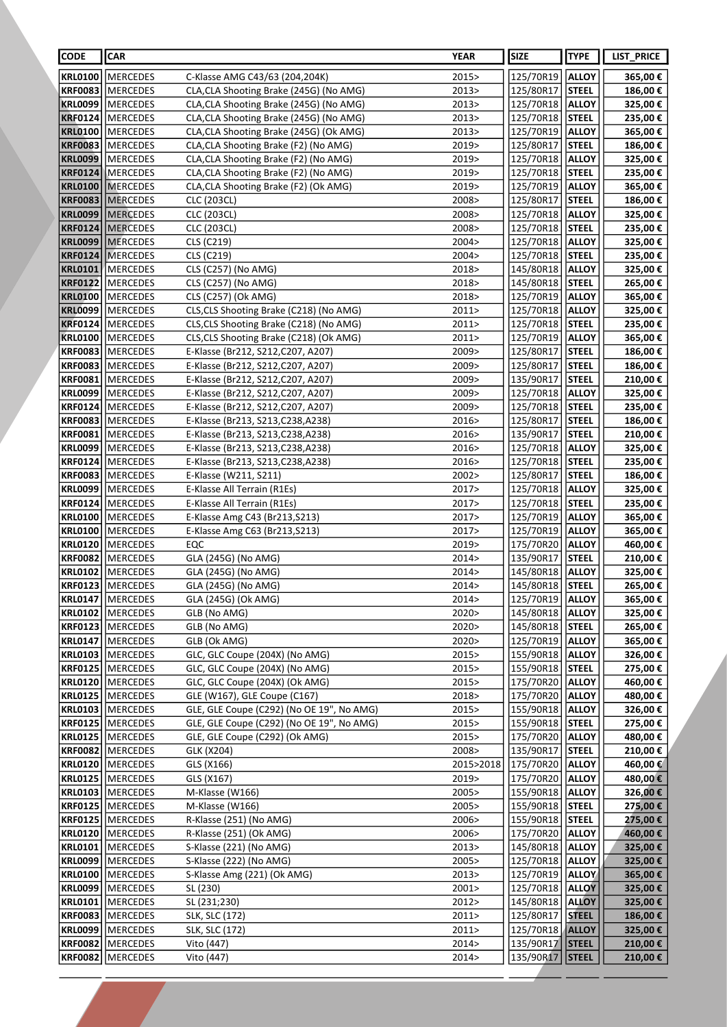| CODE | CAR | | YEAR | SIZE | TYPE | LIST_PRICE |
|---|---|---|---|---|---|---|
| KRL0100 | MERCEDES | C-Klasse AMG C43/63 (204,204K) | 2015> | 125/70R19 | ALLOY | 365,00 € |
| KRF0083 | MERCEDES | CLA,CLA Shooting Brake (245G) (No AMG) | 2013> | 125/80R17 | STEEL | 186,00 € |
| KRL0099 | MERCEDES | CLA,CLA Shooting Brake (245G) (No AMG) | 2013> | 125/70R18 | ALLOY | 325,00 € |
| KRF0124 | MERCEDES | CLA,CLA Shooting Brake (245G) (No AMG) | 2013> | 125/70R18 | STEEL | 235,00 € |
| KRL0100 | MERCEDES | CLA,CLA Shooting Brake (245G) (Ok AMG) | 2013> | 125/70R19 | ALLOY | 365,00 € |
| KRF0083 | MERCEDES | CLA,CLA Shooting Brake (F2) (No AMG) | 2019> | 125/80R17 | STEEL | 186,00 € |
| KRL0099 | MERCEDES | CLA,CLA Shooting Brake (F2) (No AMG) | 2019> | 125/70R18 | ALLOY | 325,00 € |
| KRF0124 | MERCEDES | CLA,CLA Shooting Brake (F2) (No AMG) | 2019> | 125/70R18 | STEEL | 235,00 € |
| KRL0100 | MERCEDES | CLA,CLA Shooting Brake (F2) (Ok AMG) | 2019> | 125/70R19 | ALLOY | 365,00 € |
| KRF0083 | MERCEDES | CLC (203CL) | 2008> | 125/80R17 | STEEL | 186,00 € |
| KRL0099 | MERCEDES | CLC (203CL) | 2008> | 125/70R18 | ALLOY | 325,00 € |
| KRF0124 | MERCEDES | CLC (203CL) | 2008> | 125/70R18 | STEEL | 235,00 € |
| KRL0099 | MERCEDES | CLS (C219) | 2004> | 125/70R18 | ALLOY | 325,00 € |
| KRF0124 | MERCEDES | CLS (C219) | 2004> | 125/70R18 | STEEL | 235,00 € |
| KRL0101 | MERCEDES | CLS (C257) (No AMG) | 2018> | 145/80R18 | ALLOY | 325,00 € |
| KRF0122 | MERCEDES | CLS (C257) (No AMG) | 2018> | 145/80R18 | STEEL | 265,00 € |
| KRL0100 | MERCEDES | CLS (C257) (Ok AMG) | 2018> | 125/70R19 | ALLOY | 365,00 € |
| KRL0099 | MERCEDES | CLS,CLS Shooting Brake (C218) (No AMG) | 2011> | 125/70R18 | ALLOY | 325,00 € |
| KRF0124 | MERCEDES | CLS,CLS Shooting Brake (C218) (No AMG) | 2011> | 125/70R18 | STEEL | 235,00 € |
| KRL0100 | MERCEDES | CLS,CLS Shooting Brake (C218) (Ok AMG) | 2011> | 125/70R19 | ALLOY | 365,00 € |
| KRF0083 | MERCEDES | E-Klasse (Br212, S212,C207, A207) | 2009> | 125/80R17 | STEEL | 186,00 € |
| KRF0083 | MERCEDES | E-Klasse (Br212, S212,C207, A207) | 2009> | 125/80R17 | STEEL | 186,00 € |
| KRF0081 | MERCEDES | E-Klasse (Br212, S212,C207, A207) | 2009> | 135/90R17 | STEEL | 210,00 € |
| KRL0099 | MERCEDES | E-Klasse (Br212, S212,C207, A207) | 2009> | 125/70R18 | ALLOY | 325,00 € |
| KRF0124 | MERCEDES | E-Klasse (Br212, S212,C207, A207) | 2009> | 125/70R18 | STEEL | 235,00 € |
| KRF0083 | MERCEDES | E-Klasse (Br213, S213,C238,A238) | 2016> | 125/80R17 | STEEL | 186,00 € |
| KRF0081 | MERCEDES | E-Klasse (Br213, S213,C238,A238) | 2016> | 135/90R17 | STEEL | 210,00 € |
| KRL0099 | MERCEDES | E-Klasse (Br213, S213,C238,A238) | 2016> | 125/70R18 | ALLOY | 325,00 € |
| KRF0124 | MERCEDES | E-Klasse (Br213, S213,C238,A238) | 2016> | 125/70R18 | STEEL | 235,00 € |
| KRF0083 | MERCEDES | E-Klasse (W211, S211) | 2002> | 125/80R17 | STEEL | 186,00 € |
| KRL0099 | MERCEDES | E-Klasse All Terrain (R1Es) | 2017> | 125/70R18 | ALLOY | 325,00 € |
| KRF0124 | MERCEDES | E-Klasse All Terrain (R1Es) | 2017> | 125/70R18 | STEEL | 235,00 € |
| KRL0100 | MERCEDES | E-Klasse Amg C43 (Br213,S213) | 2017> | 125/70R19 | ALLOY | 365,00 € |
| KRL0100 | MERCEDES | E-Klasse Amg C63 (Br213,S213) | 2017> | 125/70R19 | ALLOY | 365,00 € |
| KRL0120 | MERCEDES | EQC | 2019> | 175/70R20 | ALLOY | 460,00 € |
| KRF0082 | MERCEDES | GLA (245G) (No AMG) | 2014> | 135/90R17 | STEEL | 210,00 € |
| KRL0102 | MERCEDES | GLA (245G) (No AMG) | 2014> | 145/80R18 | ALLOY | 325,00 € |
| KRF0123 | MERCEDES | GLA (245G) (No AMG) | 2014> | 145/80R18 | STEEL | 265,00 € |
| KRL0147 | MERCEDES | GLA (245G) (Ok AMG) | 2014> | 125/70R19 | ALLOY | 365,00 € |
| KRL0102 | MERCEDES | GLB (No AMG) | 2020> | 145/80R18 | ALLOY | 325,00 € |
| KRF0123 | MERCEDES | GLB (No AMG) | 2020> | 145/80R18 | STEEL | 265,00 € |
| KRL0147 | MERCEDES | GLB (Ok AMG) | 2020> | 125/70R19 | ALLOY | 365,00 € |
| KRL0103 | MERCEDES | GLC, GLC Coupe (204X) (No AMG) | 2015> | 155/90R18 | ALLOY | 326,00 € |
| KRF0125 | MERCEDES | GLC, GLC Coupe (204X) (No AMG) | 2015> | 155/90R18 | STEEL | 275,00 € |
| KRL0120 | MERCEDES | GLC, GLC Coupe (204X) (Ok AMG) | 2015> | 175/70R20 | ALLOY | 460,00 € |
| KRL0125 | MERCEDES | GLE (W167), GLE Coupe (C167) | 2018> | 175/70R20 | ALLOY | 480,00 € |
| KRL0103 | MERCEDES | GLE, GLE Coupe (C292) (No OE 19", No AMG) | 2015> | 155/90R18 | ALLOY | 326,00 € |
| KRF0125 | MERCEDES | GLE, GLE Coupe (C292) (No OE 19", No AMG) | 2015> | 155/90R18 | STEEL | 275,00 € |
| KRL0125 | MERCEDES | GLE, GLE Coupe (C292) (Ok AMG) | 2015> | 175/70R20 | ALLOY | 480,00 € |
| KRF0082 | MERCEDES | GLK (X204) | 2008> | 135/90R17 | STEEL | 210,00 € |
| KRL0120 | MERCEDES | GLS (X166) | 2015>2018 | 175/70R20 | ALLOY | 460,00 € |
| KRL0125 | MERCEDES | GLS (X167) | 2019> | 175/70R20 | ALLOY | 480,00 € |
| KRL0103 | MERCEDES | M-Klasse (W166) | 2005> | 155/90R18 | ALLOY | 326,00 € |
| KRF0125 | MERCEDES | M-Klasse (W166) | 2005> | 155/90R18 | STEEL | 275,00 € |
| KRF0125 | MERCEDES | R-Klasse (251) (No AMG) | 2006> | 155/90R18 | STEEL | 275,00 € |
| KRL0120 | MERCEDES | R-Klasse (251) (Ok AMG) | 2006> | 175/70R20 | ALLOY | 460,00 € |
| KRL0101 | MERCEDES | S-Klasse (221) (No AMG) | 2013> | 145/80R18 | ALLOY | 325,00 € |
| KRL0099 | MERCEDES | S-Klasse (222) (No AMG) | 2005> | 125/70R18 | ALLOY | 325,00 € |
| KRL0100 | MERCEDES | S-Klasse Amg (221) (Ok AMG) | 2013> | 125/70R19 | ALLOY | 365,00 € |
| KRL0099 | MERCEDES | SL (230) | 2001> | 125/70R18 | ALLOY | 325,00 € |
| KRL0101 | MERCEDES | SL (231;230) | 2012> | 145/80R18 | ALLOY | 325,00 € |
| KRF0083 | MERCEDES | SLK, SLC (172) | 2011> | 125/80R17 | STEEL | 186,00 € |
| KRL0099 | MERCEDES | SLK, SLC (172) | 2011> | 125/70R18 | ALLOY | 325,00 € |
| KRF0082 | MERCEDES | Vito (447) | 2014> | 135/90R17 | STEEL | 210,00 € |
| KRF0082 | MERCEDES | Vito (447) | 2014> | 135/90R17 | STEEL | 210,00 € |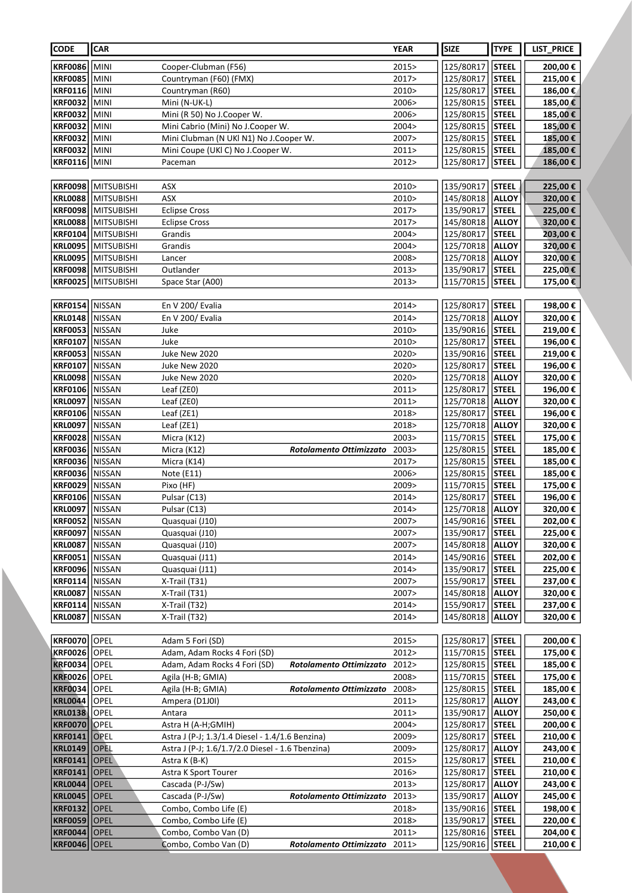| CODE | CAR | | | YEAR | SIZE | TYPE | LIST_PRICE |
|---|---|---|---|---|---|---|---|
| KRF0086 | MINI | Cooper-Clubman (F56) | | 2015> | 125/80R17 | STEEL | 200,00 € |
| KRF0085 | MINI | Countryman (F60) (FMX) | | 2017> | 125/80R17 | STEEL | 215,00 € |
| KRF0116 | MINI | Countryman (R60) | | 2010> | 125/80R17 | STEEL | 186,00 € |
| KRF0032 | MINI | Mini (N-UK-L) | | 2006> | 125/80R15 | STEEL | 185,00 € |
| KRF0032 | MINI | Mini (R 50) No J.Cooper W. | | 2006> | 125/80R15 | STEEL | 185,00 € |
| KRF0032 | MINI | Mini Cabrio (Mini) No J.Cooper W. | | 2004> | 125/80R15 | STEEL | 185,00 € |
| KRF0032 | MINI | Mini Clubman (N UKl N1) No J.Cooper W. | | 2007> | 125/80R15 | STEEL | 185,00 € |
| KRF0032 | MINI | Mini Coupe (UKl C) No J.Cooper W. | | 2011> | 125/80R15 | STEEL | 185,00 € |
| KRF0116 | MINI | Paceman | | 2012> | 125/80R17 | STEEL | 186,00 € |
| KRF0098 | MITSUBISHI | ASX | | 2010> | 135/90R17 | STEEL | 225,00 € |
| KRL0088 | MITSUBISHI | ASX | | 2010> | 145/80R18 | ALLOY | 320,00 € |
| KRF0098 | MITSUBISHI | Eclipse Cross | | 2017> | 135/90R17 | STEEL | 225,00 € |
| KRL0088 | MITSUBISHI | Eclipse Cross | | 2017> | 145/80R18 | ALLOY | 320,00 € |
| KRF0104 | MITSUBISHI | Grandis | | 2004> | 125/80R17 | STEEL | 203,00 € |
| KRL0095 | MITSUBISHI | Grandis | | 2004> | 125/70R18 | ALLOY | 320,00 € |
| KRL0095 | MITSUBISHI | Lancer | | 2008> | 125/70R18 | ALLOY | 320,00 € |
| KRF0098 | MITSUBISHI | Outlander | | 2013> | 135/90R17 | STEEL | 225,00 € |
| KRF0025 | MITSUBISHI | Space Star (A00) | | 2013> | 115/70R15 | STEEL | 175,00 € |
| KRF0154 | NISSAN | En V 200/ Evalia | | 2014> | 125/80R17 | STEEL | 198,00 € |
| KRL0148 | NISSAN | En V 200/ Evalia | | 2014> | 125/70R18 | ALLOY | 320,00 € |
| KRF0053 | NISSAN | Juke | | 2010> | 135/90R16 | STEEL | 219,00 € |
| KRF0107 | NISSAN | Juke | | 2010> | 125/80R17 | STEEL | 196,00 € |
| KRF0053 | NISSAN | Juke New 2020 | | 2020> | 135/90R16 | STEEL | 219,00 € |
| KRF0107 | NISSAN | Juke New 2020 | | 2020> | 125/80R17 | STEEL | 196,00 € |
| KRL0098 | NISSAN | Juke New 2020 | | 2020> | 125/70R18 | ALLOY | 320,00 € |
| KRF0106 | NISSAN | Leaf (ZE0) | | 2011> | 125/80R17 | STEEL | 196,00 € |
| KRL0097 | NISSAN | Leaf (ZE0) | | 2011> | 125/70R18 | ALLOY | 320,00 € |
| KRF0106 | NISSAN | Leaf (ZE1) | | 2018> | 125/80R17 | STEEL | 196,00 € |
| KRL0097 | NISSAN | Leaf (ZE1) | | 2018> | 125/70R18 | ALLOY | 320,00 € |
| KRF0028 | NISSAN | Micra (K12) | | 2003> | 115/70R15 | STEEL | 175,00 € |
| KRF0036 | NISSAN | Micra (K12) | *Rotolamento Ottimizzato* | 2003> | 125/80R15 | STEEL | 185,00 € |
| KRF0036 | NISSAN | Micra (K14) | | 2017> | 125/80R15 | STEEL | 185,00 € |
| KRF0036 | NISSAN | Note (E11) | | 2006> | 125/80R15 | STEEL | 185,00 € |
| KRF0029 | NISSAN | Pixo (HF) | | 2009> | 115/70R15 | STEEL | 175,00 € |
| KRF0106 | NISSAN | Pulsar (C13) | | 2014> | 125/80R17 | STEEL | 196,00 € |
| KRL0097 | NISSAN | Pulsar (C13) | | 2014> | 125/70R18 | ALLOY | 320,00 € |
| KRF0052 | NISSAN | Quasquai (J10) | | 2007> | 145/90R16 | STEEL | 202,00 € |
| KRF0097 | NISSAN | Quasquai (J10) | | 2007> | 135/90R17 | STEEL | 225,00 € |
| KRL0087 | NISSAN | Quasquai (J10) | | 2007> | 145/80R18 | ALLOY | 320,00 € |
| KRF0051 | NISSAN | Quasquai (J11) | | 2014> | 145/90R16 | STEEL | 202,00 € |
| KRF0096 | NISSAN | Quasquai (J11) | | 2014> | 135/90R17 | STEEL | 225,00 € |
| KRF0114 | NISSAN | X-Trail (T31) | | 2007> | 155/90R17 | STEEL | 237,00 € |
| KRL0087 | NISSAN | X-Trail (T31) | | 2007> | 145/80R18 | ALLOY | 320,00 € |
| KRF0114 | NISSAN | X-Trail (T32) | | 2014> | 155/90R17 | STEEL | 237,00 € |
| KRL0087 | NISSAN | X-Trail (T32) | | 2014> | 145/80R18 | ALLOY | 320,00 € |
| KRF0070 | OPEL | Adam 5 Fori (SD) | | 2015> | 125/80R17 | STEEL | 200,00 € |
| KRF0026 | OPEL | Adam, Adam Rocks 4 Fori (SD) | | 2012> | 115/70R15 | STEEL | 175,00 € |
| KRF0034 | OPEL | Adam, Adam Rocks 4 Fori (SD) | *Rotolamento Ottimizzato* | 2012> | 125/80R15 | STEEL | 185,00 € |
| KRF0026 | OPEL | Agila (H-B; GMIA) | | 2008> | 115/70R15 | STEEL | 175,00 € |
| KRF0034 | OPEL | Agila (H-B; GMIA) | *Rotolamento Ottimizzato* | 2008> | 125/80R15 | STEEL | 185,00 € |
| KRL0044 | OPEL | Ampera (D1J0I) | | 2011> | 125/80R17 | ALLOY | 243,00 € |
| KRL0138 | OPEL | Antara | | 2011> | 135/90R17 | ALLOY | 250,00 € |
| KRF0070 | OPEL | Astra H (A-H;GMIH) | | 2004> | 125/80R17 | STEEL | 200,00 € |
| KRF0141 | OPEL | Astra J (P-J; 1.3/1.4 Diesel - 1.4/1.6 Benzina) | | 2009> | 125/80R17 | STEEL | 210,00 € |
| KRL0149 | OPEL | Astra J (P-J; 1.6/1.7/2.0 Diesel - 1.6 Tbenzina) | | 2009> | 125/80R17 | ALLOY | 243,00 € |
| KRF0141 | OPEL | Astra K (B-K) | | 2015> | 125/80R17 | STEEL | 210,00 € |
| KRF0141 | OPEL | Astra K Sport Tourer | | 2016> | 125/80R17 | STEEL | 210,00 € |
| KRL0044 | OPEL | Cascada (P-J/Sw) | | 2013> | 125/80R17 | ALLOY | 243,00 € |
| KRL0045 | OPEL | Cascada (P-J/Sw) | *Rotolamento Ottimizzato* | 2013> | 135/90R17 | ALLOY | 245,00 € |
| KRF0132 | OPEL | Combo, Combo Life (E) | | 2018> | 135/90R16 | STEEL | 198,00 € |
| KRF0059 | OPEL | Combo, Combo Life (E) | | 2018> | 135/90R17 | STEEL | 220,00 € |
| KRF0044 | OPEL | Combo, Combo Van (D) | | 2011> | 125/80R16 | STEEL | 204,00 € |
| KRF0046 | OPEL | Combo, Combo Van (D) | *Rotolamento Ottimizzato* | 2011> | 125/90R16 | STEEL | 210,00 € |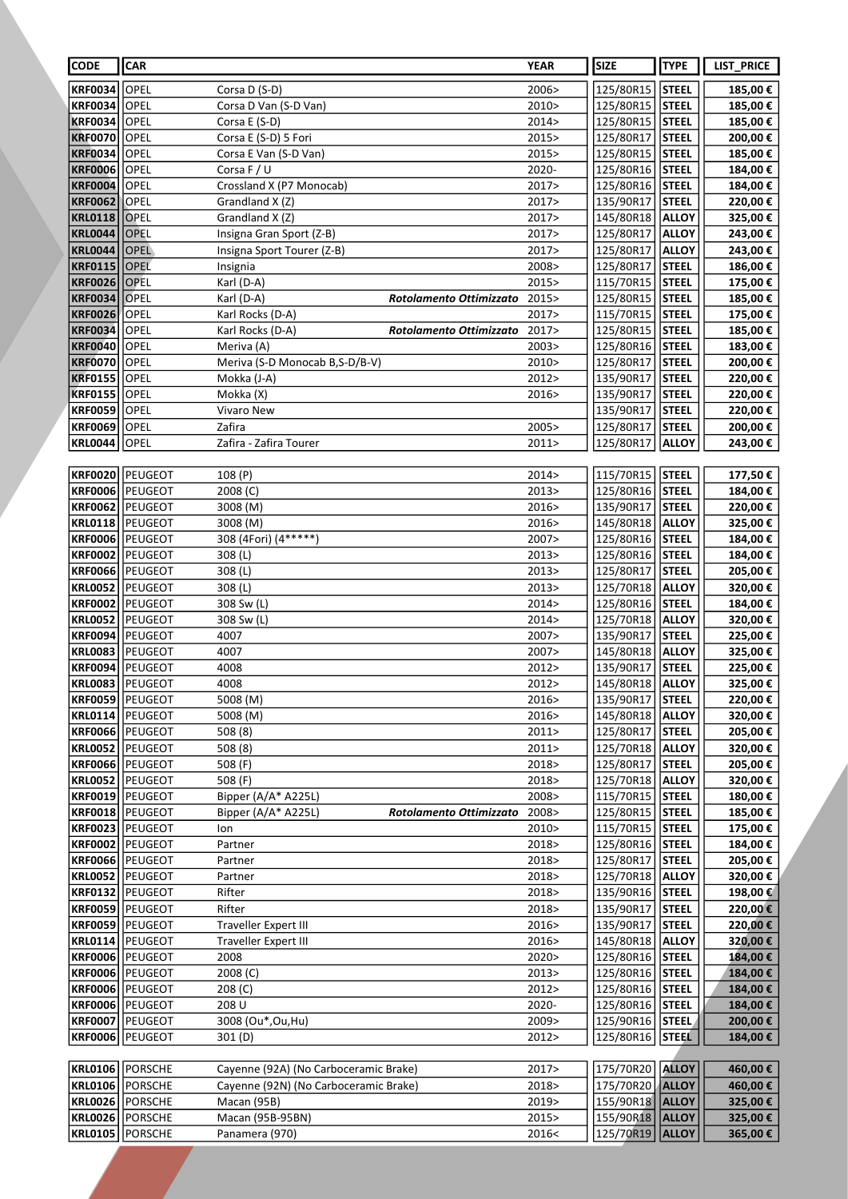| CODE | CAR | | | YEAR | SIZE | TYPE | LIST_PRICE |
|---|---|---|---|---|---|---|---|
| KRF0034 | OPEL | Corsa D (S-D) | | 2006> | 125/80R15 | STEEL | 185,00 € |
| KRF0034 | OPEL | Corsa D Van (S-D Van) | | 2010> | 125/80R15 | STEEL | 185,00 € |
| KRF0034 | OPEL | Corsa E (S-D) | | 2014> | 125/80R15 | STEEL | 185,00 € |
| KRF0070 | OPEL | Corsa E (S-D) 5 Fori | | 2015> | 125/80R17 | STEEL | 200,00 € |
| KRF0034 | OPEL | Corsa E Van (S-D Van) | | 2015> | 125/80R15 | STEEL | 185,00 € |
| KRF0006 | OPEL | Corsa F / U | | 2020- | 125/80R16 | STEEL | 184,00 € |
| KRF0004 | OPEL | Crossland X (P7 Monocab) | | 2017> | 125/80R16 | STEEL | 184,00 € |
| KRF0062 | OPEL | Grandland X (Z) | | 2017> | 135/90R17 | STEEL | 220,00 € |
| KRL0118 | OPEL | Grandland X (Z) | | 2017> | 145/80R18 | ALLOY | 325,00 € |
| KRL0044 | OPEL | Insigna Gran Sport (Z-B) | | 2017> | 125/80R17 | ALLOY | 243,00 € |
| KRL0044 | OPEL | Insigna Sport Tourer (Z-B) | | 2017> | 125/80R17 | ALLOY | 243,00 € |
| KRF0115 | OPEL | Insignia | | 2008> | 125/80R17 | STEEL | 186,00 € |
| KRF0026 | OPEL | Karl (D-A) | | 2015> | 115/70R15 | STEEL | 175,00 € |
| KRF0034 | OPEL | Karl (D-A) | ***Rotolamento Ottimizzato*** | 2015> | 125/80R15 | STEEL | 185,00 € |
| KRF0026 | OPEL | Karl Rocks (D-A) | | 2017> | 115/70R15 | STEEL | 175,00 € |
| KRF0034 | OPEL | Karl Rocks (D-A) | ***Rotolamento Ottimizzato*** | 2017> | 125/80R15 | STEEL | 185,00 € |
| KRF0040 | OPEL | Meriva (A) | | 2003> | 125/80R16 | STEEL | 183,00 € |
| KRF0070 | OPEL | Meriva (S-D Monocab B,S-D/B-V) | | 2010> | 125/80R17 | STEEL | 200,00 € |
| KRF0155 | OPEL | Mokka (J-A) | | 2012> | 135/90R17 | STEEL | 220,00 € |
| KRF0155 | OPEL | Mokka (X) | | 2016> | 135/90R17 | STEEL | 220,00 € |
| KRF0059 | OPEL | Vivaro New | | | 135/90R17 | STEEL | 220,00 € |
| KRF0069 | OPEL | Zafira | | 2005> | 125/80R17 | STEEL | 200,00 € |
| KRL0044 | OPEL | Zafira - Zafira Tourer | | 2011> | 125/80R17 | ALLOY | 243,00 € |
| KRF0020 | PEUGEOT | 108 (P) | | 2014> | 115/70R15 | STEEL | 177,50 € |
| KRF0006 | PEUGEOT | 2008 (C) | | 2013> | 125/80R16 | STEEL | 184,00 € |
| KRF0062 | PEUGEOT | 3008 (M) | | 2016> | 135/90R17 | STEEL | 220,00 € |
| KRL0118 | PEUGEOT | 3008 (M) | | 2016> | 145/80R18 | ALLOY | 325,00 € |
| KRF0006 | PEUGEOT | 308 (4Fori) (4*****) | | 2007> | 125/80R16 | STEEL | 184,00 € |
| KRF0002 | PEUGEOT | 308 (L) | | 2013> | 125/80R16 | STEEL | 184,00 € |
| KRF0066 | PEUGEOT | 308 (L) | | 2013> | 125/80R17 | STEEL | 205,00 € |
| KRL0052 | PEUGEOT | 308 (L) | | 2013> | 125/70R18 | ALLOY | 320,00 € |
| KRF0002 | PEUGEOT | 308 Sw (L) | | 2014> | 125/80R16 | STEEL | 184,00 € |
| KRL0052 | PEUGEOT | 308 Sw (L) | | 2014> | 125/70R18 | ALLOY | 320,00 € |
| KRF0094 | PEUGEOT | 4007 | | 2007> | 135/90R17 | STEEL | 225,00 € |
| KRL0083 | PEUGEOT | 4007 | | 2007> | 145/80R18 | ALLOY | 325,00 € |
| KRF0094 | PEUGEOT | 4008 | | 2012> | 135/90R17 | STEEL | 225,00 € |
| KRL0083 | PEUGEOT | 4008 | | 2012> | 145/80R18 | ALLOY | 325,00 € |
| KRF0059 | PEUGEOT | 5008 (M) | | 2016> | 135/90R17 | STEEL | 220,00 € |
| KRL0114 | PEUGEOT | 5008 (M) | | 2016> | 145/80R18 | ALLOY | 320,00 € |
| KRF0066 | PEUGEOT | 508 (8) | | 2011> | 125/80R17 | STEEL | 205,00 € |
| KRL0052 | PEUGEOT | 508 (8) | | 2011> | 125/70R18 | ALLOY | 320,00 € |
| KRF0066 | PEUGEOT | 508 (F) | | 2018> | 125/80R17 | STEEL | 205,00 € |
| KRL0052 | PEUGEOT | 508 (F) | | 2018> | 125/70R18 | ALLOY | 320,00 € |
| KRF0019 | PEUGEOT | Bipper (A/A* A225L) | | 2008> | 115/70R15 | STEEL | 180,00 € |
| KRF0018 | PEUGEOT | Bipper (A/A* A225L) | ***Rotolamento Ottimizzato*** | 2008> | 125/80R15 | STEEL | 185,00 € |
| KRF0023 | PEUGEOT | Ion | | 2010> | 115/70R15 | STEEL | 175,00 € |
| KRF0002 | PEUGEOT | Partner | | 2018> | 125/80R16 | STEEL | 184,00 € |
| KRF0066 | PEUGEOT | Partner | | 2018> | 125/80R17 | STEEL | 205,00 € |
| KRL0052 | PEUGEOT | Partner | | 2018> | 125/70R18 | ALLOY | 320,00 € |
| KRF0132 | PEUGEOT | Rifter | | 2018> | 135/90R16 | STEEL | 198,00 € |
| KRF0059 | PEUGEOT | Rifter | | 2018> | 135/90R17 | STEEL | 220,00 € |
| KRF0059 | PEUGEOT | Traveller Expert III | | 2016> | 135/90R17 | STEEL | 220,00 € |
| KRL0114 | PEUGEOT | Traveller Expert III | | 2016> | 145/80R18 | ALLOY | 320,00 € |
| KRF0006 | PEUGEOT | 2008 | | 2020> | 125/80R16 | STEEL | 184,00 € |
| KRF0006 | PEUGEOT | 2008 (C) | | 2013> | 125/80R16 | STEEL | 184,00 € |
| KRF0006 | PEUGEOT | 208 (C) | | 2012> | 125/80R16 | STEEL | 184,00 € |
| KRF0006 | PEUGEOT | 208 U | | 2020- | 125/80R16 | STEEL | 184,00 € |
| KRF0007 | PEUGEOT | 3008 (Ou*,Ou,Hu) | | 2009> | 125/90R16 | STEEL | 200,00 € |
| KRF0006 | PEUGEOT | 301 (D) | | 2012> | 125/80R16 | STEEL | 184,00 € |
| KRL0106 | PORSCHE | Cayenne (92A) (No Carboceramic Brake) | | 2017> | 175/70R20 | ALLOY | 460,00 € |
| KRL0106 | PORSCHE | Cayenne (92N) (No Carboceramic Brake) | | 2018> | 175/70R20 | ALLOY | 460,00 € |
| KRL0026 | PORSCHE | Macan (95B) | | 2019> | 155/90R18 | ALLOY | 325,00 € |
| KRL0026 | PORSCHE | Macan (95B-95BN) | | 2015> | 155/90R18 | ALLOY | 325,00 € |
| KRL0105 | PORSCHE | Panamera (970) | | 2016< | 125/70R19 | ALLOY | 365,00 € |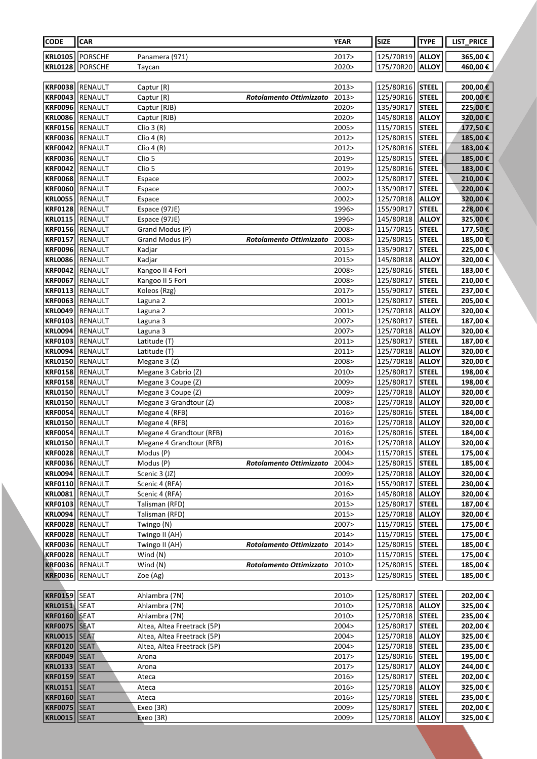| CODE | CAR | | | YEAR | SIZE | TYPE | LIST_PRICE |
|---|---|---|---|---|---|---|---|
| **KRL0105** | PORSCHE | Panamera (971) | | 2017> | 125/70R19 | **ALLOY** | **365,00 €** |
| **KRL0128** | PORSCHE | Taycan | | 2020> | 175/70R20 | **ALLOY** | **460,00 €** |
| | | | | | | | |
| **KRF0038** | RENAULT | Captur (R) | | 2013> | 125/80R16 | **STEEL** | **200,00 €** |
| **KRF0043** | RENAULT | Captur (R) | ***Rotolamento Ottimizzato*** | 2013> | 125/90R16 | **STEEL** | **200,00 €** |
| **KRF0096** | RENAULT | Captur (RJB) | | 2020> | 135/90R17 | **STEEL** | **225,00 €** |
| **KRL0086** | RENAULT | Captur (RJB) | | 2020> | 145/80R18 | **ALLOY** | **320,00 €** |
| **KRF0156** | RENAULT | Clio 3 (R) | | 2005> | 115/70R15 | **STEEL** | **177,50 €** |
| **KRF0036** | RENAULT | Clio 4 (R) | | 2012> | 125/80R15 | **STEEL** | **185,00 €** |
| **KRF0042** | RENAULT | Clio 4 (R) | | 2012> | 125/80R16 | **STEEL** | **183,00 €** |
| **KRF0036** | RENAULT | Clio 5 | | 2019> | 125/80R15 | **STEEL** | **185,00 €** |
| **KRF0042** | RENAULT | Clio 5 | | 2019> | 125/80R16 | **STEEL** | **183,00 €** |
| **KRF0068** | RENAULT | Espace | | 2002> | 125/80R17 | **STEEL** | **210,00 €** |
| **KRF0060** | RENAULT | Espace | | 2002> | 135/90R17 | **STEEL** | **220,00 €** |
| **KRL0055** | RENAULT | Espace | | 2002> | 125/70R18 | **ALLOY** | **320,00 €** |
| **KRF0128** | RENAULT | Espace (97JE) | | 1996> | 155/90R17 | **STEEL** | **228,00 €** |
| **KRL0115** | RENAULT | Espace (97JE) | | 1996> | 145/80R18 | **ALLOY** | **325,00 €** |
| **KRF0156** | RENAULT | Grand Modus (P) | | 2008> | 115/70R15 | **STEEL** | **177,50 €** |
| **KRF0157** | RENAULT | Grand Modus (P) | ***Rotolamento Ottimizzato*** | 2008> | 125/80R15 | **STEEL** | **185,00 €** |
| **KRF0096** | RENAULT | Kadjar | | 2015> | 135/90R17 | **STEEL** | **225,00 €** |
| **KRL0086** | RENAULT | Kadjar | | 2015> | 145/80R18 | **ALLOY** | **320,00 €** |
| **KRF0042** | RENAULT | Kangoo II 4 Fori | | 2008> | 125/80R16 | **STEEL** | **183,00 €** |
| **KRF0067** | RENAULT | Kangoo II 5 Fori | | 2008> | 125/80R17 | **STEEL** | **210,00 €** |
| **KRF0113** | RENAULT | Koleos (Rzg) | | 2017> | 155/90R17 | **STEEL** | **237,00 €** |
| **KRF0063** | RENAULT | Laguna 2 | | 2001> | 125/80R17 | **STEEL** | **205,00 €** |
| **KRL0049** | RENAULT | Laguna 2 | | 2001> | 125/70R18 | **ALLOY** | **320,00 €** |
| **KRF0103** | RENAULT | Laguna 3 | | 2007> | 125/80R17 | **STEEL** | **187,00 €** |
| **KRL0094** | RENAULT | Laguna 3 | | 2007> | 125/70R18 | **ALLOY** | **320,00 €** |
| **KRF0103** | RENAULT | Latitude (T) | | 2011> | 125/80R17 | **STEEL** | **187,00 €** |
| **KRL0094** | RENAULT | Latitude (T) | | 2011> | 125/70R18 | **ALLOY** | **320,00 €** |
| **KRL0150** | RENAULT | Megane 3 (Z) | | 2008> | 125/70R18 | **ALLOY** | **320,00 €** |
| **KRF0158** | RENAULT | Megane 3 Cabrio (Z) | | 2010> | 125/80R17 | **STEEL** | **198,00 €** |
| **KRF0158** | RENAULT | Megane 3 Coupe (Z) | | 2009> | 125/80R17 | **STEEL** | **198,00 €** |
| **KRL0150** | RENAULT | Megane 3 Coupe (Z) | | 2009> | 125/70R18 | **ALLOY** | **320,00 €** |
| **KRL0150** | RENAULT | Megane 3 Grandtour (Z) | | 2008> | 125/70R18 | **ALLOY** | **320,00 €** |
| **KRF0054** | RENAULT | Megane 4 (RFB) | | 2016> | 125/80R16 | **STEEL** | **184,00 €** |
| **KRL0150** | RENAULT | Megane 4 (RFB) | | 2016> | 125/70R18 | **ALLOY** | **320,00 €** |
| **KRF0054** | RENAULT | Megane 4 Grandtour (RFB) | | 2016> | 125/80R16 | **STEEL** | **184,00 €** |
| **KRL0150** | RENAULT | Megane 4 Grandtour (RFB) | | 2016> | 125/70R18 | **ALLOY** | **320,00 €** |
| **KRF0028** | RENAULT | Modus (P) | | 2004> | 115/70R15 | **STEEL** | **175,00 €** |
| **KRF0036** | RENAULT | Modus (P) | ***Rotolamento Ottimizzato*** | 2004> | 125/80R15 | **STEEL** | **185,00 €** |
| **KRL0094** | RENAULT | Scenic 3 (JZ) | | 2009> | 125/70R18 | **ALLOY** | **320,00 €** |
| **KRF0110** | RENAULT | Scenic 4 (RFA) | | 2016> | 155/90R17 | **STEEL** | **230,00 €** |
| **KRL0081** | RENAULT | Scenic 4 (RFA) | | 2016> | 145/80R18 | **ALLOY** | **320,00 €** |
| **KRF0103** | RENAULT | Talisman (RFD) | | 2015> | 125/80R17 | **STEEL** | **187,00 €** |
| **KRL0094** | RENAULT | Talisman (RFD) | | 2015> | 125/70R18 | **ALLOY** | **320,00 €** |
| **KRF0028** | RENAULT | Twingo (N) | | 2007> | 115/70R15 | **STEEL** | **175,00 €** |
| **KRF0028** | RENAULT | Twingo II (AH) | | 2014> | 115/70R15 | **STEEL** | **175,00 €** |
| **KRF0036** | RENAULT | Twingo II (AH) | ***Rotolamento Ottimizzato*** | 2014> | 125/80R15 | **STEEL** | **185,00 €** |
| **KRF0028** | RENAULT | Wind (N) | | 2010> | 115/70R15 | **STEEL** | **175,00 €** |
| **KRF0036** | RENAULT | Wind (N) | ***Rotolamento Ottimizzato*** | 2010> | 125/80R15 | **STEEL** | **185,00 €** |
| **KRF0036** | RENAULT | Zoe (Ag) | | 2013> | 125/80R15 | **STEEL** | **185,00 €** |
| | | | | | | | |
| **KRF0159** | SEAT | Ahlambra (7N) | | 2010> | 125/80R17 | **STEEL** | **202,00 €** |
| **KRL0151** | SEAT | Ahlambra (7N) | | 2010> | 125/70R18 | **ALLOY** | **325,00 €** |
| **KRF0160** | SEAT | Ahlambra (7N) | | 2010> | 125/70R18 | **STEEL** | **235,00 €** |
| **KRF0075** | SEAT | Altea, Altea Freetrack (5P) | | 2004> | 125/80R17 | **STEEL** | **202,00 €** |
| **KRL0015** | SEAT | Altea, Altea Freetrack (5P) | | 2004> | 125/70R18 | **ALLOY** | **325,00 €** |
| **KRF0120** | SEAT | Altea, Altea Freetrack (5P) | | 2004> | 125/70R18 | **STEEL** | **235,00 €** |
| **KRF0049** | SEAT | Arona | | 2017> | 125/80R16 | **STEEL** | **195,00 €** |
| **KRL0133** | SEAT | Arona | | 2017> | 125/80R17 | **ALLOY** | **244,00 €** |
| **KRF0159** | SEAT | Ateca | | 2016> | 125/80R17 | **STEEL** | **202,00 €** |
| **KRL0151** | SEAT | Ateca | | 2016> | 125/70R18 | **ALLOY** | **325,00 €** |
| **KRF0160** | SEAT | Ateca | | 2016> | 125/70R18 | **STEEL** | **235,00 €** |
| **KRF0075** | SEAT | Exeo (3R) | | 2009> | 125/80R17 | **STEEL** | **202,00 €** |
| **KRL0015** | SEAT | Exeo (3R) | | 2009> | 125/70R18 | **ALLOY** | **325,00 €** |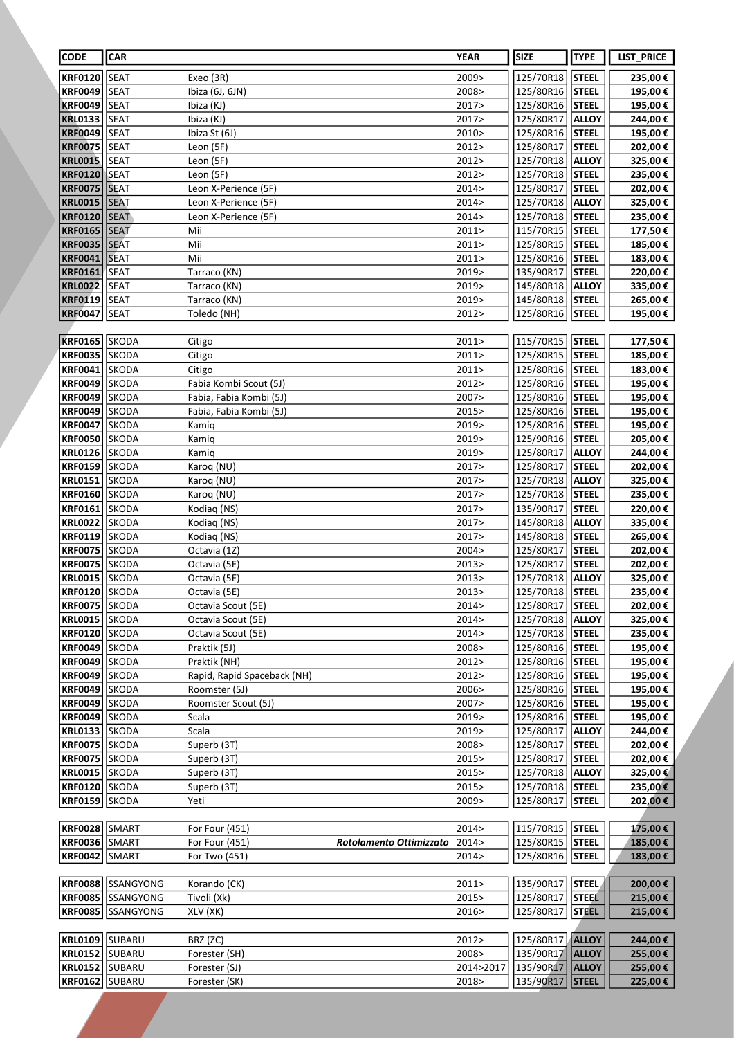| CODE | CAR | | YEAR | SIZE | TYPE | LIST_PRICE |
|---|---|---|---|---|---|---|
| **KRF0120** | SEAT | Exeo (3R) | 2009> | 125/70R18 | **STEEL** | **235,00 €** |
| **KRF0049** | SEAT | Ibiza (6J, 6JN) | 2008> | 125/80R16 | **STEEL** | **195,00 €** |
| **KRF0049** | SEAT | Ibiza (KJ) | 2017> | 125/80R16 | **STEEL** | **195,00 €** |
| **KRL0133** | SEAT | Ibiza (KJ) | 2017> | 125/80R17 | **ALLOY** | **244,00 €** |
| **KRF0049** | SEAT | Ibiza St (6J) | 2010> | 125/80R16 | **STEEL** | **195,00 €** |
| **KRF0075** | SEAT | Leon (5F) | 2012> | 125/80R17 | **STEEL** | **202,00 €** |
| **KRL0015** | SEAT | Leon (5F) | 2012> | 125/70R18 | **ALLOY** | **325,00 €** |
| **KRF0120** | SEAT | Leon (5F) | 2012> | 125/70R18 | **STEEL** | **235,00 €** |
| **KRF0075** | SEAT | Leon X-Perience (5F) | 2014> | 125/80R17 | **STEEL** | **202,00 €** |
| **KRL0015** | SEAT | Leon X-Perience (5F) | 2014> | 125/70R18 | **ALLOY** | **325,00 €** |
| **KRF0120** | SEAT | Leon X-Perience (5F) | 2014> | 125/70R18 | **STEEL** | **235,00 €** |
| **KRF0165** | SEAT | Mii | 2011> | 115/70R15 | **STEEL** | **177,50 €** |
| **KRF0035** | SEAT | Mii | 2011> | 125/80R15 | **STEEL** | **185,00 €** |
| **KRF0041** | SEAT | Mii | 2011> | 125/80R16 | **STEEL** | **183,00 €** |
| **KRF0161** | SEAT | Tarraco (KN) | 2019> | 135/90R17 | **STEEL** | **220,00 €** |
| **KRL0022** | SEAT | Tarraco (KN) | 2019> | 145/80R18 | **ALLOY** | **335,00 €** |
| **KRF0119** | SEAT | Tarraco (KN) | 2019> | 145/80R18 | **STEEL** | **265,00 €** |
| **KRF0047** | SEAT | Toledo (NH) | 2012> | 125/80R16 | **STEEL** | **195,00 €** |
| **KRF0165** | SKODA | Citigo | 2011> | 115/70R15 | **STEEL** | **177,50 €** |
| **KRF0035** | SKODA | Citigo | 2011> | 125/80R15 | **STEEL** | **185,00 €** |
| **KRF0041** | SKODA | Citigo | 2011> | 125/80R16 | **STEEL** | **183,00 €** |
| **KRF0049** | SKODA | Fabia Kombi Scout (5J) | 2012> | 125/80R16 | **STEEL** | **195,00 €** |
| **KRF0049** | SKODA | Fabia, Fabia Kombi (5J) | 2007> | 125/80R16 | **STEEL** | **195,00 €** |
| **KRF0049** | SKODA | Fabia, Fabia Kombi (5J) | 2015> | 125/80R16 | **STEEL** | **195,00 €** |
| **KRF0047** | SKODA | Kamiq | 2019> | 125/80R16 | **STEEL** | **195,00 €** |
| **KRF0050** | SKODA | Kamiq | 2019> | 125/90R16 | **STEEL** | **205,00 €** |
| **KRL0126** | SKODA | Kamiq | 2019> | 125/80R17 | **ALLOY** | **244,00 €** |
| **KRF0159** | SKODA | Karoq (NU) | 2017> | 125/80R17 | **STEEL** | **202,00 €** |
| **KRL0151** | SKODA | Karoq (NU) | 2017> | 125/70R18 | **ALLOY** | **325,00 €** |
| **KRF0160** | SKODA | Karoq (NU) | 2017> | 125/70R18 | **STEEL** | **235,00 €** |
| **KRF0161** | SKODA | Kodiaq (NS) | 2017> | 135/90R17 | **STEEL** | **220,00 €** |
| **KRL0022** | SKODA | Kodiaq (NS) | 2017> | 145/80R18 | **ALLOY** | **335,00 €** |
| **KRF0119** | SKODA | Kodiaq (NS) | 2017> | 145/80R18 | **STEEL** | **265,00 €** |
| **KRF0075** | SKODA | Octavia (1Z) | 2004> | 125/80R17 | **STEEL** | **202,00 €** |
| **KRF0075** | SKODA | Octavia (5E) | 2013> | 125/80R17 | **STEEL** | **202,00 €** |
| **KRL0015** | SKODA | Octavia (5E) | 2013> | 125/70R18 | **ALLOY** | **325,00 €** |
| **KRF0120** | SKODA | Octavia (5E) | 2013> | 125/70R18 | **STEEL** | **235,00 €** |
| **KRF0075** | SKODA | Octavia Scout (5E) | 2014> | 125/80R17 | **STEEL** | **202,00 €** |
| **KRL0015** | SKODA | Octavia Scout (5E) | 2014> | 125/70R18 | **ALLOY** | **325,00 €** |
| **KRF0120** | SKODA | Octavia Scout (5E) | 2014> | 125/70R18 | **STEEL** | **235,00 €** |
| **KRF0049** | SKODA | Praktik (5J) | 2008> | 125/80R16 | **STEEL** | **195,00 €** |
| **KRF0049** | SKODA | Praktik (NH) | 2012> | 125/80R16 | **STEEL** | **195,00 €** |
| **KRF0049** | SKODA | Rapid, Rapid Spaceback (NH) | 2012> | 125/80R16 | **STEEL** | **195,00 €** |
| **KRF0049** | SKODA | Roomster (5J) | 2006> | 125/80R16 | **STEEL** | **195,00 €** |
| **KRF0049** | SKODA | Roomster Scout (5J) | 2007> | 125/80R16 | **STEEL** | **195,00 €** |
| **KRF0049** | SKODA | Scala | 2019> | 125/80R16 | **STEEL** | **195,00 €** |
| **KRL0133** | SKODA | Scala | 2019> | 125/80R17 | **ALLOY** | **244,00 €** |
| **KRF0075** | SKODA | Superb (3T) | 2008> | 125/80R17 | **STEEL** | **202,00 €** |
| **KRF0075** | SKODA | Superb (3T) | 2015> | 125/80R17 | **STEEL** | **202,00 €** |
| **KRL0015** | SKODA | Superb (3T) | 2015> | 125/70R18 | **ALLOY** | **325,00 €** |
| **KRF0120** | SKODA | Superb (3T) | 2015> | 125/70R18 | **STEEL** | **235,00 €** |
| **KRF0159** | SKODA | Yeti | 2009> | 125/80R17 | **STEEL** | **202,00 €** |
| **KRF0028** | SMART | For Four (451) | 2014> | 115/70R15 | **STEEL** | **175,00 €** |
| **KRF0036** | SMART | For Four (451) ***Rotolamento Ottimizzato*** | 2014> | 125/80R15 | **STEEL** | **185,00 €** |
| **KRF0042** | SMART | For Two (451) | 2014> | 125/80R16 | **STEEL** | **183,00 €** |
| **KRF0088** | SSANGYONG | Korando (CK) | 2011> | 135/90R17 | **STEEL** | **200,00 €** |
| **KRF0085** | SSANGYONG | Tivoli (Xk) | 2015> | 125/80R17 | **STEEL** | **215,00 €** |
| **KRF0085** | SSANGYONG | XLV (XK) | 2016> | 125/80R17 | **STEEL** | **215,00 €** |
| **KRL0109** | SUBARU | BRZ (ZC) | 2012> | 125/80R17 | **ALLOY** | **244,00 €** |
| **KRL0152** | SUBARU | Forester (SH) | 2008> | 135/90R17 | **ALLOY** | **255,00 €** |
| **KRL0152** | SUBARU | Forester (SJ) | 2014>2017 | 135/90R17 | **ALLOY** | **255,00 €** |
| **KRF0162** | SUBARU | Forester (SK) | 2018> | 135/90R17 | **STEEL** | **225,00 €** |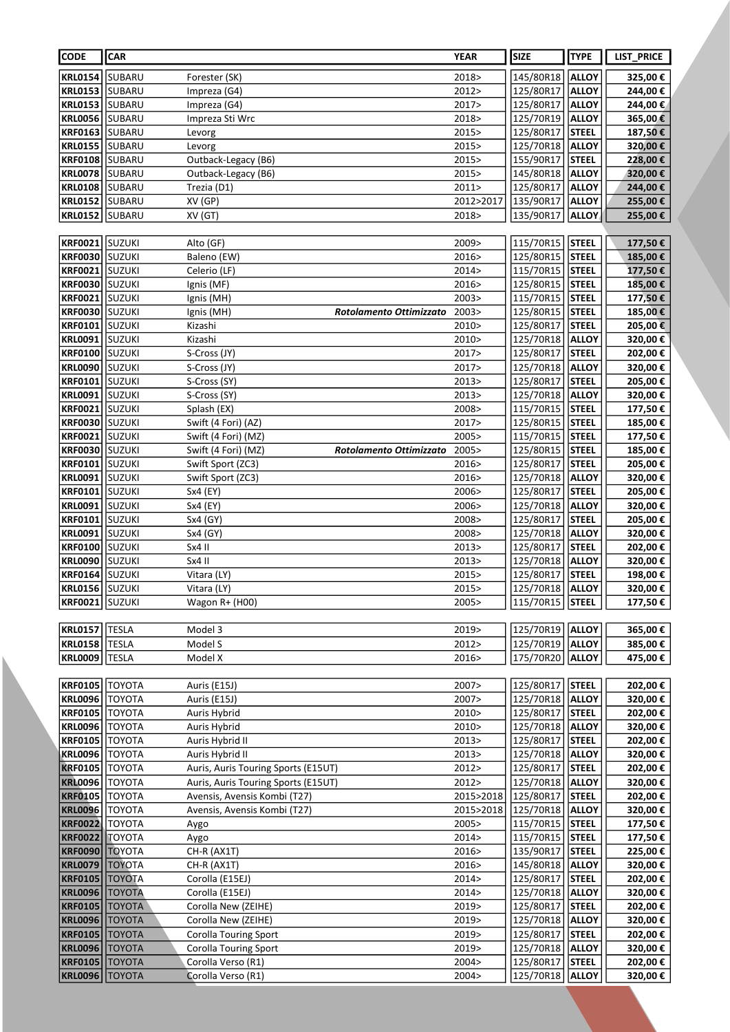| CODE | CAR | | | YEAR | SIZE | TYPE | LIST_PRICE |
|---|---|---|---|---|---|---|---|
| **KRL0154** | SUBARU | Forester (SK) | | 2018> | 145/80R18 | **ALLOY** | **325,00 €** |
| **KRL0153** | SUBARU | Impreza (G4) | | 2012> | 125/80R17 | **ALLOY** | **244,00 €** |
| **KRL0153** | SUBARU | Impreza (G4) | | 2017> | 125/80R17 | **ALLOY** | **244,00 €** |
| **KRL0056** | SUBARU | Impreza Sti Wrc | | 2018> | 125/70R19 | **ALLOY** | **365,00 €** |
| **KRF0163** | SUBARU | Levorg | | 2015> | 125/80R17 | **STEEL** | **187,50 €** |
| **KRL0155** | SUBARU | Levorg | | 2015> | 125/70R18 | **ALLOY** | **320,00 €** |
| **KRF0108** | SUBARU | Outback-Legacy (B6) | | 2015> | 155/90R17 | **STEEL** | **228,00 €** |
| **KRL0078** | SUBARU | Outback-Legacy (B6) | | 2015> | 145/80R18 | **ALLOY** | **320,00 €** |
| **KRL0108** | SUBARU | Trezia (D1) | | 2011> | 125/80R17 | **ALLOY** | **244,00 €** |
| **KRL0152** | SUBARU | XV (GP) | | 2012>2017 | 135/90R17 | **ALLOY** | **255,00 €** |
| **KRL0152** | SUBARU | XV (GT) | | 2018> | 135/90R17 | **ALLOY** | **255,00 €** |
| | | | | | | | |
| **KRF0021** | SUZUKI | Alto (GF) | | 2009> | 115/70R15 | **STEEL** | **177,50 €** |
| **KRF0030** | SUZUKI | Baleno (EW) | | 2016> | 125/80R15 | **STEEL** | **185,00 €** |
| **KRF0021** | SUZUKI | Celerio (LF) | | 2014> | 115/70R15 | **STEEL** | **177,50 €** |
| **KRF0030** | SUZUKI | Ignis (MF) | | 2016> | 125/80R15 | **STEEL** | **185,00 €** |
| **KRF0021** | SUZUKI | Ignis (MH) | | 2003> | 115/70R15 | **STEEL** | **177,50 €** |
| **KRF0030** | SUZUKI | Ignis (MH) | ***Rotolamento Ottimizzato*** | 2003> | 125/80R15 | **STEEL** | **185,00 €** |
| **KRF0101** | SUZUKI | Kizashi | | 2010> | 125/80R17 | **STEEL** | **205,00 €** |
| **KRL0091** | SUZUKI | Kizashi | | 2010> | 125/70R18 | **ALLOY** | **320,00 €** |
| **KRF0100** | SUZUKI | S-Cross (JY) | | 2017> | 125/80R17 | **STEEL** | **202,00 €** |
| **KRL0090** | SUZUKI | S-Cross (JY) | | 2017> | 125/70R18 | **ALLOY** | **320,00 €** |
| **KRF0101** | SUZUKI | S-Cross (SY) | | 2013> | 125/80R17 | **STEEL** | **205,00 €** |
| **KRL0091** | SUZUKI | S-Cross (SY) | | 2013> | 125/70R18 | **ALLOY** | **320,00 €** |
| **KRF0021** | SUZUKI | Splash (EX) | | 2008> | 115/70R15 | **STEEL** | **177,50 €** |
| **KRF0030** | SUZUKI | Swift (4 Fori) (AZ) | | 2017> | 125/80R15 | **STEEL** | **185,00 €** |
| **KRF0021** | SUZUKI | Swift (4 Fori) (MZ) | | 2005> | 115/70R15 | **STEEL** | **177,50 €** |
| **KRF0030** | SUZUKI | Swift (4 Fori) (MZ) | ***Rotolamento Ottimizzato*** | 2005> | 125/80R15 | **STEEL** | **185,00 €** |
| **KRF0101** | SUZUKI | Swift Sport (ZC3) | | 2016> | 125/80R17 | **STEEL** | **205,00 €** |
| **KRL0091** | SUZUKI | Swift Sport (ZC3) | | 2016> | 125/70R18 | **ALLOY** | **320,00 €** |
| **KRF0101** | SUZUKI | Sx4 (EY) | | 2006> | 125/80R17 | **STEEL** | **205,00 €** |
| **KRL0091** | SUZUKI | Sx4 (EY) | | 2006> | 125/70R18 | **ALLOY** | **320,00 €** |
| **KRF0101** | SUZUKI | Sx4 (GY) | | 2008> | 125/80R17 | **STEEL** | **205,00 €** |
| **KRL0091** | SUZUKI | Sx4 (GY) | | 2008> | 125/70R18 | **ALLOY** | **320,00 €** |
| **KRF0100** | SUZUKI | Sx4 II | | 2013> | 125/80R17 | **STEEL** | **202,00 €** |
| **KRL0090** | SUZUKI | Sx4 II | | 2013> | 125/70R18 | **ALLOY** | **320,00 €** |
| **KRF0164** | SUZUKI | Vitara (LY) | | 2015> | 125/80R17 | **STEEL** | **198,00 €** |
| **KRL0156** | SUZUKI | Vitara (LY) | | 2015> | 125/70R18 | **ALLOY** | **320,00 €** |
| **KRF0021** | SUZUKI | Wagon R+ (H00) | | 2005> | 115/70R15 | **STEEL** | **177,50 €** |
| | | | | | | | |
| **KRL0157** | TESLA | Model 3 | | 2019> | 125/70R19 | **ALLOY** | **365,00 €** |
| **KRL0158** | TESLA | Model S | | 2012> | 125/70R19 | **ALLOY** | **385,00 €** |
| **KRL0009** | TESLA | Model X | | 2016> | 175/70R20 | **ALLOY** | **475,00 €** |
| | | | | | | | |
| **KRF0105** | TOYOTA | Auris (E15J) | | 2007> | 125/80R17 | **STEEL** | **202,00 €** |
| **KRL0096** | TOYOTA | Auris (E15J) | | 2007> | 125/70R18 | **ALLOY** | **320,00 €** |
| **KRF0105** | TOYOTA | Auris Hybrid | | 2010> | 125/80R17 | **STEEL** | **202,00 €** |
| **KRL0096** | TOYOTA | Auris Hybrid | | 2010> | 125/70R18 | **ALLOY** | **320,00 €** |
| **KRF0105** | TOYOTA | Auris Hybrid II | | 2013> | 125/80R17 | **STEEL** | **202,00 €** |
| **KRL0096** | TOYOTA | Auris Hybrid II | | 2013> | 125/70R18 | **ALLOY** | **320,00 €** |
| **KRF0105** | TOYOTA | Auris, Auris Touring Sports (E15UT) | | 2012> | 125/80R17 | **STEEL** | **202,00 €** |
| **KRL0096** | TOYOTA | Auris, Auris Touring Sports (E15UT) | | 2012> | 125/70R18 | **ALLOY** | **320,00 €** |
| **KRF0105** | TOYOTA | Avensis, Avensis Kombi (T27) | | 2015>2018 | 125/80R17 | **STEEL** | **202,00 €** |
| **KRL0096** | TOYOTA | Avensis, Avensis Kombi (T27) | | 2015>2018 | 125/70R18 | **ALLOY** | **320,00 €** |
| **KRF0022** | TOYOTA | Aygo | | 2005> | 115/70R15 | **STEEL** | **177,50 €** |
| **KRF0022** | TOYOTA | Aygo | | 2014> | 115/70R15 | **STEEL** | **177,50 €** |
| **KRF0090** | TOYOTA | CH-R (AX1T) | | 2016> | 135/90R17 | **STEEL** | **225,00 €** |
| **KRL0079** | TOYOTA | CH-R (AX1T) | | 2016> | 145/80R18 | **ALLOY** | **320,00 €** |
| **KRF0105** | TOYOTA | Corolla (E15EJ) | | 2014> | 125/80R17 | **STEEL** | **202,00 €** |
| **KRL0096** | TOYOTA | Corolla (E15EJ) | | 2014> | 125/70R18 | **ALLOY** | **320,00 €** |
| **KRF0105** | TOYOTA | Corolla New (ZEIHE) | | 2019> | 125/80R17 | **STEEL** | **202,00 €** |
| **KRL0096** | TOYOTA | Corolla New (ZEIHE) | | 2019> | 125/70R18 | **ALLOY** | **320,00 €** |
| **KRF0105** | TOYOTA | Corolla Touring Sport | | 2019> | 125/80R17 | **STEEL** | **202,00 €** |
| **KRL0096** | TOYOTA | Corolla Touring Sport | | 2019> | 125/70R18 | **ALLOY** | **320,00 €** |
| **KRF0105** | TOYOTA | Corolla Verso (R1) | | 2004> | 125/80R17 | **STEEL** | **202,00 €** |
| **KRL0096** | TOYOTA | Corolla Verso (R1) | | 2004> | 125/70R18 | **ALLOY** | **320,00 €** |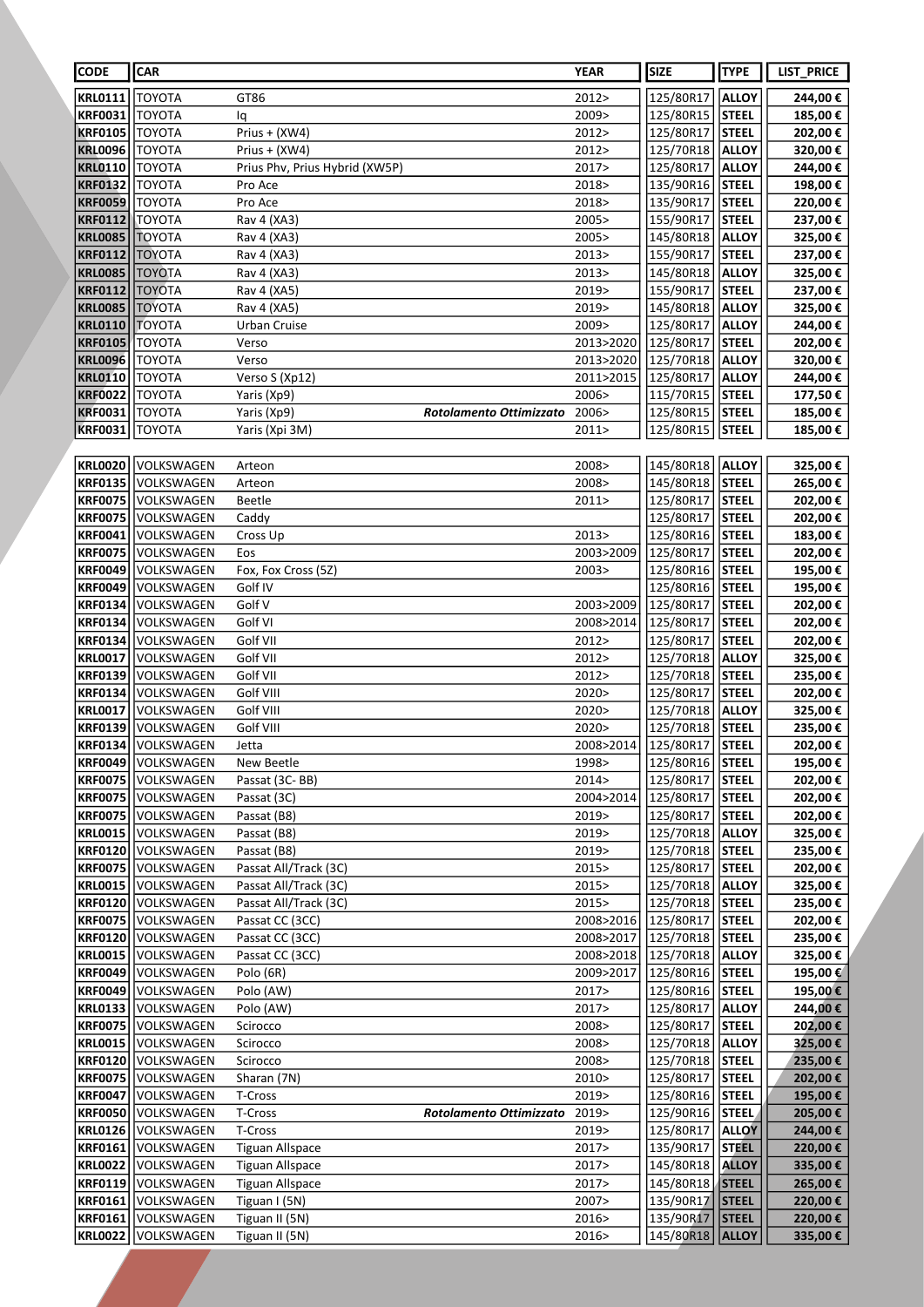| CODE | CAR | | | YEAR | SIZE | TYPE | LIST_PRICE |
|---|---|---|---|---|---|---|---|
| **KRL0111** | TOYOTA | GT86 | | 2012> | 125/80R17 | **ALLOY** | **244,00 €** |
| **KRF0031** | TOYOTA | Iq | | 2009> | 125/80R15 | **STEEL** | **185,00 €** |
| **KRF0105** | TOYOTA | Prius + (XW4) | | 2012> | 125/80R17 | **STEEL** | **202,00 €** |
| **KRL0096** | TOYOTA | Prius + (XW4) | | 2012> | 125/70R18 | **ALLOY** | **320,00 €** |
| **KRL0110** | TOYOTA | Prius Phv, Prius Hybrid (XW5P) | | 2017> | 125/80R17 | **ALLOY** | **244,00 €** |
| **KRF0132** | TOYOTA | Pro Ace | | 2018> | 135/90R16 | **STEEL** | **198,00 €** |
| **KRF0059** | TOYOTA | Pro Ace | | 2018> | 135/90R17 | **STEEL** | **220,00 €** |
| **KRF0112** | TOYOTA | Rav 4 (XA3) | | 2005> | 155/90R17 | **STEEL** | **237,00 €** |
| **KRL0085** | TOYOTA | Rav 4 (XA3) | | 2005> | 145/80R18 | **ALLOY** | **325,00 €** |
| **KRF0112** | TOYOTA | Rav 4 (XA3) | | 2013> | 155/90R17 | **STEEL** | **237,00 €** |
| **KRL0085** | TOYOTA | Rav 4 (XA3) | | 2013> | 145/80R18 | **ALLOY** | **325,00 €** |
| **KRF0112** | TOYOTA | Rav 4 (XA5) | | 2019> | 155/90R17 | **STEEL** | **237,00 €** |
| **KRL0085** | TOYOTA | Rav 4 (XA5) | | 2019> | 145/80R18 | **ALLOY** | **325,00 €** |
| **KRL0110** | TOYOTA | Urban Cruise | | 2009> | 125/80R17 | **ALLOY** | **244,00 €** |
| **KRF0105** | TOYOTA | Verso | | 2013>2020 | 125/80R17 | **STEEL** | **202,00 €** |
| **KRL0096** | TOYOTA | Verso | | 2013>2020 | 125/70R18 | **ALLOY** | **320,00 €** |
| **KRL0110** | TOYOTA | Verso S (Xp12) | | 2011>2015 | 125/80R17 | **ALLOY** | **244,00 €** |
| **KRF0022** | TOYOTA | Yaris (Xp9) | | 2006> | 115/70R15 | **STEEL** | **177,50 €** |
| **KRF0031** | TOYOTA | Yaris (Xp9) | ***Rotolamento Ottimizzato*** | 2006> | 125/80R15 | **STEEL** | **185,00 €** |
| **KRF0031** | TOYOTA | Yaris (Xpi 3M) | | 2011> | 125/80R15 | **STEEL** | **185,00 €** |
| **KRL0020** | VOLKSWAGEN | Arteon | | 2008> | 145/80R18 | **ALLOY** | **325,00 €** |
| **KRF0135** | VOLKSWAGEN | Arteon | | 2008> | 145/80R18 | **STEEL** | **265,00 €** |
| **KRF0075** | VOLKSWAGEN | Beetle | | 2011> | 125/80R17 | **STEEL** | **202,00 €** |
| **KRF0075** | VOLKSWAGEN | Caddy | | | 125/80R17 | **STEEL** | **202,00 €** |
| **KRF0041** | VOLKSWAGEN | Cross Up | | 2013> | 125/80R16 | **STEEL** | **183,00 €** |
| **KRF0075** | VOLKSWAGEN | Eos | | 2003>2009 | 125/80R17 | **STEEL** | **202,00 €** |
| **KRF0049** | VOLKSWAGEN | Fox, Fox Cross (5Z) | | 2003> | 125/80R16 | **STEEL** | **195,00 €** |
| **KRF0049** | VOLKSWAGEN | Golf IV | | | 125/80R16 | **STEEL** | **195,00 €** |
| **KRF0134** | VOLKSWAGEN | Golf V | | 2003>2009 | 125/80R17 | **STEEL** | **202,00 €** |
| **KRF0134** | VOLKSWAGEN | Golf VI | | 2008>2014 | 125/80R17 | **STEEL** | **202,00 €** |
| **KRF0134** | VOLKSWAGEN | Golf VII | | 2012> | 125/80R17 | **STEEL** | **202,00 €** |
| **KRL0017** | VOLKSWAGEN | Golf VII | | 2012> | 125/70R18 | **ALLOY** | **325,00 €** |
| **KRF0139** | VOLKSWAGEN | Golf VII | | 2012> | 125/70R18 | **STEEL** | **235,00 €** |
| **KRF0134** | VOLKSWAGEN | Golf VIII | | 2020> | 125/80R17 | **STEEL** | **202,00 €** |
| **KRL0017** | VOLKSWAGEN | Golf VIII | | 2020> | 125/70R18 | **ALLOY** | **325,00 €** |
| **KRF0139** | VOLKSWAGEN | Golf VIII | | 2020> | 125/70R18 | **STEEL** | **235,00 €** |
| **KRF0134** | VOLKSWAGEN | Jetta | | 2008>2014 | 125/80R17 | **STEEL** | **202,00 €** |
| **KRF0049** | VOLKSWAGEN | New Beetle | | 1998> | 125/80R16 | **STEEL** | **195,00 €** |
| **KRF0075** | VOLKSWAGEN | Passat (3C- BB) | | 2014> | 125/80R17 | **STEEL** | **202,00 €** |
| **KRF0075** | VOLKSWAGEN | Passat (3C) | | 2004>2014 | 125/80R17 | **STEEL** | **202,00 €** |
| **KRF0075** | VOLKSWAGEN | Passat (B8) | | 2019> | 125/80R17 | **STEEL** | **202,00 €** |
| **KRL0015** | VOLKSWAGEN | Passat (B8) | | 2019> | 125/70R18 | **ALLOY** | **325,00 €** |
| **KRF0120** | VOLKSWAGEN | Passat (B8) | | 2019> | 125/70R18 | **STEEL** | **235,00 €** |
| **KRF0075** | VOLKSWAGEN | Passat All/Track (3C) | | 2015> | 125/80R17 | **STEEL** | **202,00 €** |
| **KRL0015** | VOLKSWAGEN | Passat All/Track (3C) | | 2015> | 125/70R18 | **ALLOY** | **325,00 €** |
| **KRF0120** | VOLKSWAGEN | Passat All/Track (3C) | | 2015> | 125/70R18 | **STEEL** | **235,00 €** |
| **KRF0075** | VOLKSWAGEN | Passat CC (3CC) | | 2008>2016 | 125/80R17 | **STEEL** | **202,00 €** |
| **KRF0120** | VOLKSWAGEN | Passat CC (3CC) | | 2008>2017 | 125/70R18 | **STEEL** | **235,00 €** |
| **KRL0015** | VOLKSWAGEN | Passat CC (3CC) | | 2008>2018 | 125/70R18 | **ALLOY** | **325,00 €** |
| **KRF0049** | VOLKSWAGEN | Polo (6R) | | 2009>2017 | 125/80R16 | **STEEL** | **195,00 €** |
| **KRF0049** | VOLKSWAGEN | Polo (AW) | | 2017> | 125/80R16 | **STEEL** | **195,00 €** |
| **KRL0133** | VOLKSWAGEN | Polo (AW) | | 2017> | 125/80R17 | **ALLOY** | **244,00 €** |
| **KRF0075** | VOLKSWAGEN | Scirocco | | 2008> | 125/80R17 | **STEEL** | **202,00 €** |
| **KRL0015** | VOLKSWAGEN | Scirocco | | 2008> | 125/70R18 | **ALLOY** | **325,00 €** |
| **KRF0120** | VOLKSWAGEN | Scirocco | | 2008> | 125/70R18 | **STEEL** | **235,00 €** |
| **KRF0075** | VOLKSWAGEN | Sharan (7N) | | 2010> | 125/80R17 | **STEEL** | **202,00 €** |
| **KRF0047** | VOLKSWAGEN | T-Cross | | 2019> | 125/80R16 | **STEEL** | **195,00 €** |
| **KRF0050** | VOLKSWAGEN | T-Cross | ***Rotolamento Ottimizzato*** | 2019> | 125/90R16 | **STEEL** | **205,00 €** |
| **KRL0126** | VOLKSWAGEN | T-Cross | | 2019> | 125/80R17 | **ALLOY** | **244,00 €** |
| **KRF0161** | VOLKSWAGEN | Tiguan Allspace | | 2017> | 135/90R17 | **STEEL** | **220,00 €** |
| **KRL0022** | VOLKSWAGEN | Tiguan Allspace | | 2017> | 145/80R18 | **ALLOY** | **335,00 €** |
| **KRF0119** | VOLKSWAGEN | Tiguan Allspace | | 2017> | 145/80R18 | **STEEL** | **265,00 €** |
| **KRF0161** | VOLKSWAGEN | Tiguan I (5N) | | 2007> | 135/90R17 | **STEEL** | **220,00 €** |
| **KRF0161** | VOLKSWAGEN | Tiguan II (5N) | | 2016> | 135/90R17 | **STEEL** | **220,00 €** |
| **KRL0022** | VOLKSWAGEN | Tiguan II (5N) | | 2016> | 145/80R18 | **ALLOY** | **335,00 €** |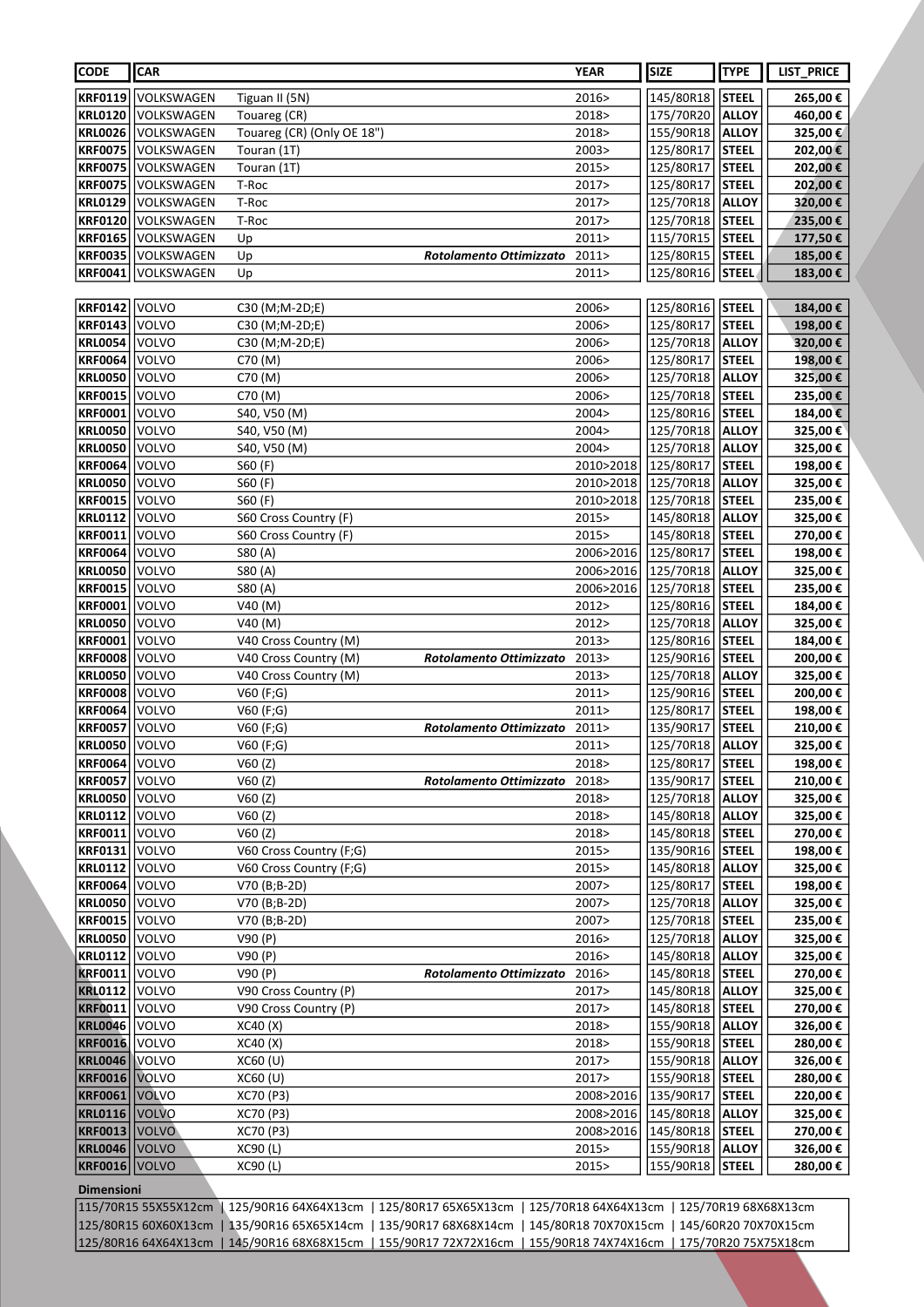| CODE | CAR | | | YEAR | SIZE | TYPE | LIST_PRICE |
|---|---|---|---|---|---|---|---|
| **KRF0119** | VOLKSWAGEN | Tiguan II (5N) | | 2016> | 145/80R18 | **STEEL** | **265,00 €** |
| **KRL0120** | VOLKSWAGEN | Touareg (CR) | | 2018> | 175/70R20 | **ALLOY** | **460,00 €** |
| **KRL0026** | VOLKSWAGEN | Touareg (CR) (Only OE 18") | | 2018> | 155/90R18 | **ALLOY** | **325,00 €** |
| **KRF0075** | VOLKSWAGEN | Touran (1T) | | 2003> | 125/80R17 | **STEEL** | **202,00 €** |
| **KRF0075** | VOLKSWAGEN | Touran (1T) | | 2015> | 125/80R17 | **STEEL** | **202,00 €** |
| **KRF0075** | VOLKSWAGEN | T-Roc | | 2017> | 125/80R17 | **STEEL** | **202,00 €** |
| **KRL0129** | VOLKSWAGEN | T-Roc | | 2017> | 125/70R18 | **ALLOY** | **320,00 €** |
| **KRF0120** | VOLKSWAGEN | T-Roc | | 2017> | 125/70R18 | **STEEL** | **235,00 €** |
| **KRF0165** | VOLKSWAGEN | Up | | 2011> | 115/70R15 | **STEEL** | **177,50 €** |
| **KRF0035** | VOLKSWAGEN | Up | ***Rotolamento Ottimizzato*** | 2011> | 125/80R15 | **STEEL** | **185,00 €** |
| **KRF0041** | VOLKSWAGEN | Up | | 2011> | 125/80R16 | **STEEL** | **183,00 €** |
| **KRF0142** | VOLVO | C30 (M;M-2D;E) | | 2006> | 125/80R16 | **STEEL** | **184,00 €** |
| **KRF0143** | VOLVO | C30 (M;M-2D;E) | | 2006> | 125/80R17 | **STEEL** | **198,00 €** |
| **KRL0054** | VOLVO | C30 (M;M-2D;E) | | 2006> | 125/70R18 | **ALLOY** | **320,00 €** |
| **KRF0064** | VOLVO | C70 (M) | | 2006> | 125/80R17 | **STEEL** | **198,00 €** |
| **KRL0050** | VOLVO | C70 (M) | | 2006> | 125/70R18 | **ALLOY** | **325,00 €** |
| **KRF0015** | VOLVO | C70 (M) | | 2006> | 125/70R18 | **STEEL** | **235,00 €** |
| **KRF0001** | VOLVO | S40, V50 (M) | | 2004> | 125/80R16 | **STEEL** | **184,00 €** |
| **KRL0050** | VOLVO | S40, V50 (M) | | 2004> | 125/70R18 | **ALLOY** | **325,00 €** |
| **KRL0050** | VOLVO | S40, V50 (M) | | 2004> | 125/70R18 | **ALLOY** | **325,00 €** |
| **KRF0064** | VOLVO | S60 (F) | | 2010>2018 | 125/80R17 | **STEEL** | **198,00 €** |
| **KRL0050** | VOLVO | S60 (F) | | 2010>2018 | 125/70R18 | **ALLOY** | **325,00 €** |
| **KRF0015** | VOLVO | S60 (F) | | 2010>2018 | 125/70R18 | **STEEL** | **235,00 €** |
| **KRL0112** | VOLVO | S60 Cross Country (F) | | 2015> | 145/80R18 | **ALLOY** | **325,00 €** |
| **KRF0011** | VOLVO | S60 Cross Country (F) | | 2015> | 145/80R18 | **STEEL** | **270,00 €** |
| **KRF0064** | VOLVO | S80 (A) | | 2006>2016 | 125/80R17 | **STEEL** | **198,00 €** |
| **KRL0050** | VOLVO | S80 (A) | | 2006>2016 | 125/70R18 | **ALLOY** | **325,00 €** |
| **KRF0015** | VOLVO | S80 (A) | | 2006>2016 | 125/70R18 | **STEEL** | **235,00 €** |
| **KRF0001** | VOLVO | V40 (M) | | 2012> | 125/80R16 | **STEEL** | **184,00 €** |
| **KRL0050** | VOLVO | V40 (M) | | 2012> | 125/70R18 | **ALLOY** | **325,00 €** |
| **KRF0001** | VOLVO | V40 Cross Country (M) | | 2013> | 125/80R16 | **STEEL** | **184,00 €** |
| **KRF0008** | VOLVO | V40 Cross Country (M) | ***Rotolamento Ottimizzato*** | 2013> | 125/90R16 | **STEEL** | **200,00 €** |
| **KRL0050** | VOLVO | V40 Cross Country (M) | | 2013> | 125/70R18 | **ALLOY** | **325,00 €** |
| **KRF0008** | VOLVO | V60 (F;G) | | 2011> | 125/90R16 | **STEEL** | **200,00 €** |
| **KRF0064** | VOLVO | V60 (F;G) | | 2011> | 125/80R17 | **STEEL** | **198,00 €** |
| **KRF0057** | VOLVO | V60 (F;G) | ***Rotolamento Ottimizzato*** | 2011> | 135/90R17 | **STEEL** | **210,00 €** |
| **KRL0050** | VOLVO | V60 (F;G) | | 2011> | 125/70R18 | **ALLOY** | **325,00 €** |
| **KRF0064** | VOLVO | V60 (Z) | | 2018> | 125/80R17 | **STEEL** | **198,00 €** |
| **KRF0057** | VOLVO | V60 (Z) | ***Rotolamento Ottimizzato*** | 2018> | 135/90R17 | **STEEL** | **210,00 €** |
| **KRL0050** | VOLVO | V60 (Z) | | 2018> | 125/70R18 | **ALLOY** | **325,00 €** |
| **KRL0112** | VOLVO | V60 (Z) | | 2018> | 145/80R18 | **ALLOY** | **325,00 €** |
| **KRF0011** | VOLVO | V60 (Z) | | 2018> | 145/80R18 | **STEEL** | **270,00 €** |
| **KRF0131** | VOLVO | V60 Cross Country (F;G) | | 2015> | 135/90R16 | **STEEL** | **198,00 €** |
| **KRL0112** | VOLVO | V60 Cross Country (F;G) | | 2015> | 145/80R18 | **ALLOY** | **325,00 €** |
| **KRF0064** | VOLVO | V70 (B;B-2D) | | 2007> | 125/80R17 | **STEEL** | **198,00 €** |
| **KRL0050** | VOLVO | V70 (B;B-2D) | | 2007> | 125/70R18 | **ALLOY** | **325,00 €** |
| **KRF0015** | VOLVO | V70 (B;B-2D) | | 2007> | 125/70R18 | **STEEL** | **235,00 €** |
| **KRL0050** | VOLVO | V90 (P) | | 2016> | 125/70R18 | **ALLOY** | **325,00 €** |
| **KRL0112** | VOLVO | V90 (P) | | 2016> | 145/80R18 | **ALLOY** | **325,00 €** |
| **KRF0011** | VOLVO | V90 (P) | ***Rotolamento Ottimizzato*** | 2016> | 145/80R18 | **STEEL** | **270,00 €** |
| **KRL0112** | VOLVO | V90 Cross Country (P) | | 2017> | 145/80R18 | **ALLOY** | **325,00 €** |
| **KRF0011** | VOLVO | V90 Cross Country (P) | | 2017> | 145/80R18 | **STEEL** | **270,00 €** |
| **KRL0046** | VOLVO | XC40 (X) | | 2018> | 155/90R18 | **ALLOY** | **326,00 €** |
| **KRF0016** | VOLVO | XC40 (X) | | 2018> | 155/90R18 | **STEEL** | **280,00 €** |
| **KRL0046** | VOLVO | XC60 (U) | | 2017> | 155/90R18 | **ALLOY** | **326,00 €** |
| **KRF0016** | VOLVO | XC60 (U) | | 2017> | 155/90R18 | **STEEL** | **280,00 €** |
| **KRF0061** | VOLVO | XC70 (P3) | | 2008>2016 | 135/90R17 | **STEEL** | **220,00 €** |
| **KRL0116** | VOLVO | XC70 (P3) | | 2008>2016 | 145/80R18 | **ALLOY** | **325,00 €** |
| **KRF0013** | VOLVO | XC70 (P3) | | 2008>2016 | 145/80R18 | **STEEL** | **270,00 €** |
| **KRL0046** | VOLVO | XC90 (L) | | 2015> | 155/90R18 | **ALLOY** | **326,00 €** |
| **KRF0016** | VOLVO | XC90 (L) | | 2015> | 155/90R18 | **STEEL** | **280,00 €** |

**Dimensioni**

| | | | | |
|---|---|---|---|---|
| 115/70R15 55X55X12cm | 125/90R16 64X64X13cm | 125/80R17 65X65X13cm | 125/70R18 64X64X13cm | 125/70R19 68X68X13cm |
| 125/80R15 60X60X13cm | 135/90R16 65X65X14cm | 135/90R17 68X68X14cm | 145/80R18 70X70X15cm | 145/60R20 70X70X15cm |
| 125/80R16 64X64X13cm | 145/90R16 68X68X15cm | 155/90R17 72X72X16cm | 155/90R18 74X74X16cm | 175/70R20 75X75X18cm |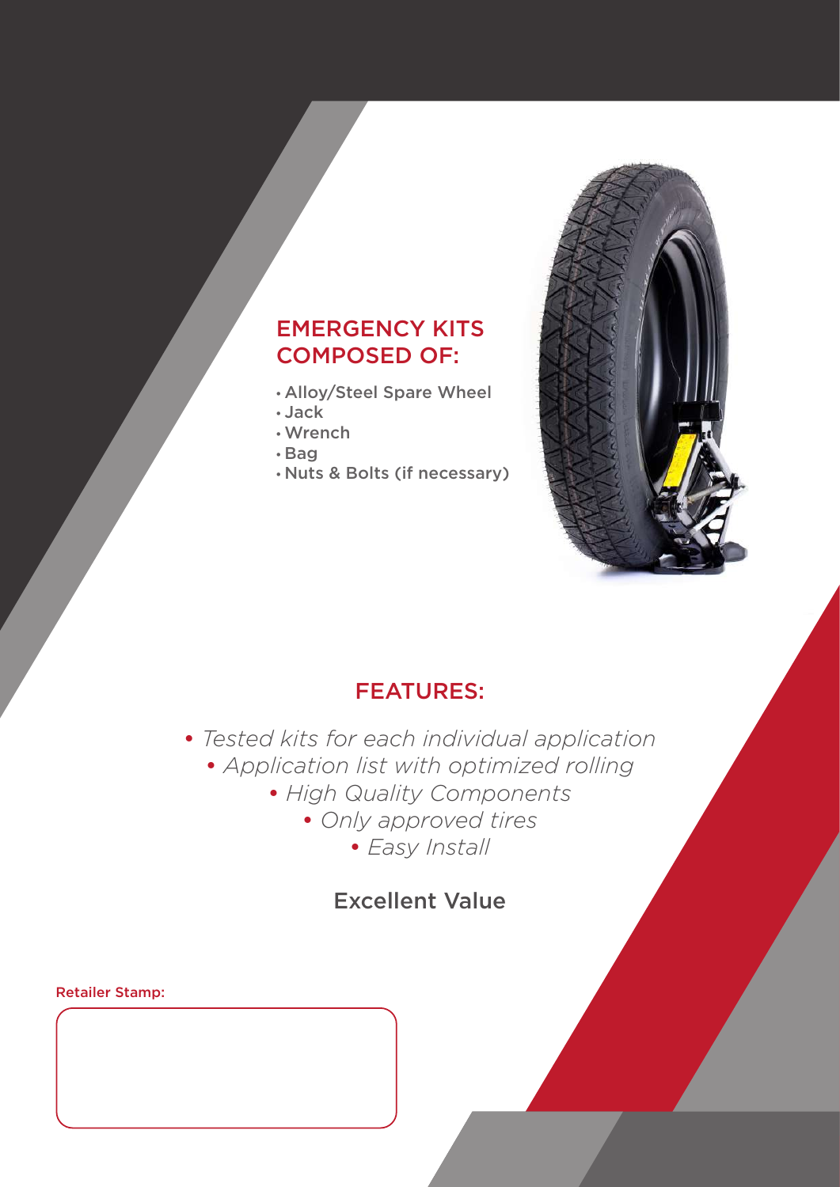## EMERGENCY KITS COMPOSED OF:

- Alloy/Steel Spare Wheel
- Jack
- Wrench
- Bag
- Nuts & Bolts (if necessary)

## FEATURES:

- *Tested kits for each individual application*
- *Application list with optimized rolling*
- *High Quality Components*
- *Only approved tires*
- *Easy Install*

Excellent Value

Retailer Stamp: